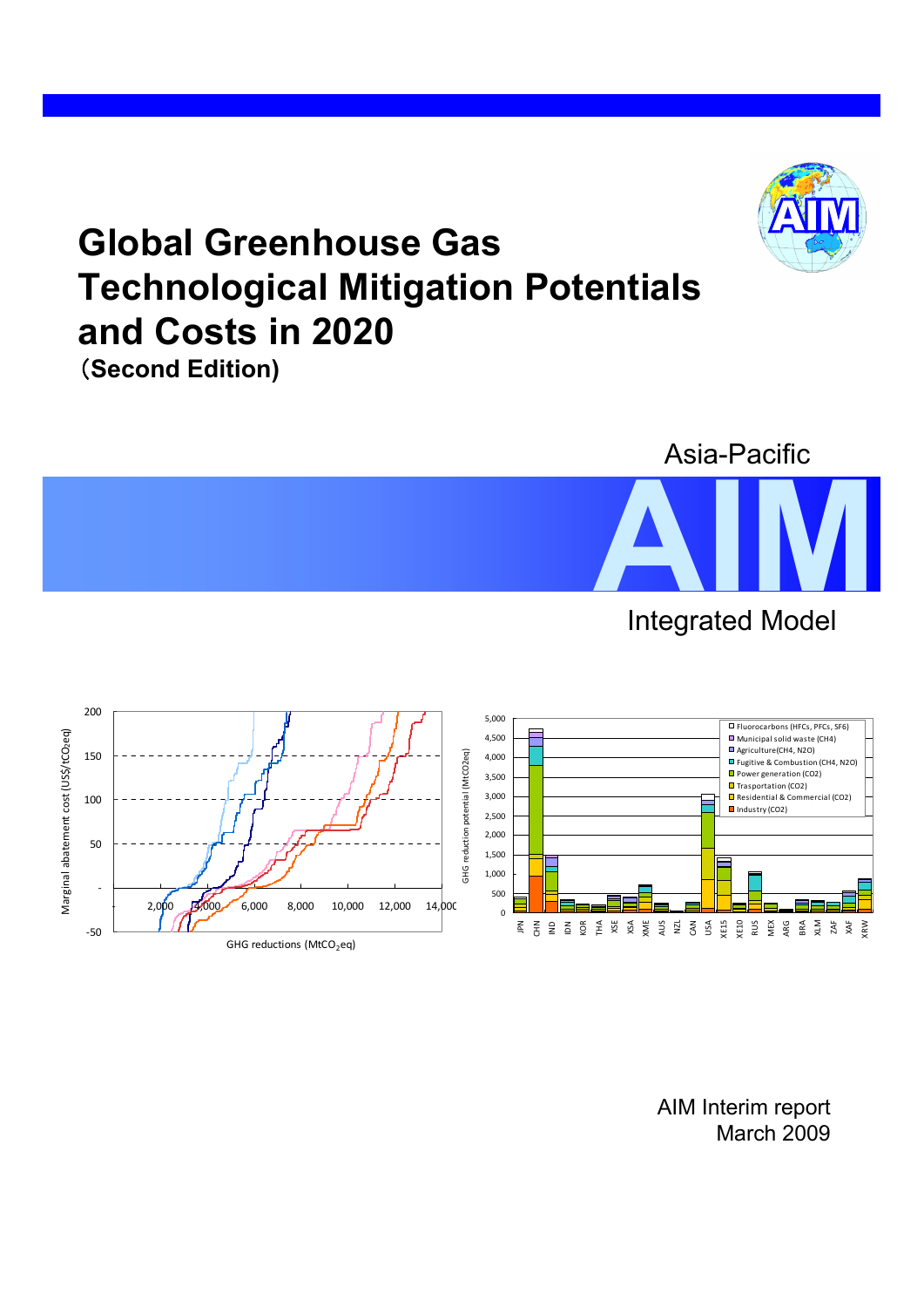# Global Greenhouse Gas Technological Mitigation Potentials and Costs in 2020

(Second Edition)

Asia-Pacific

AIM

Integrated Model

AIM Interim report
March 2009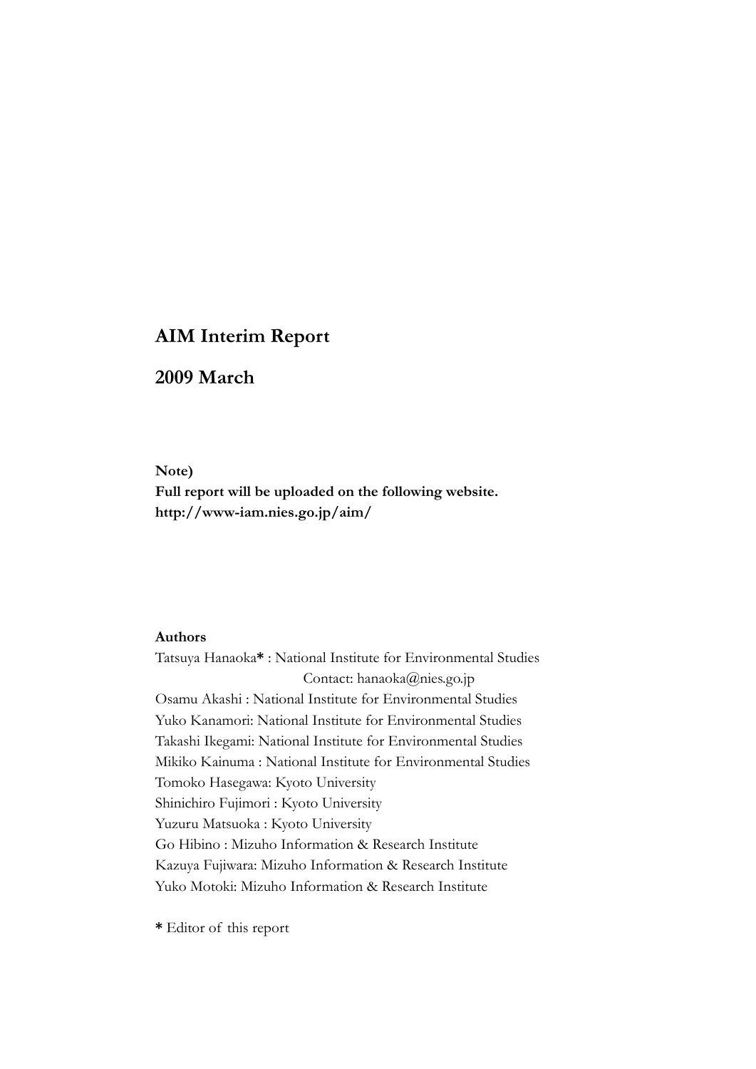# AIM Interim Report

## 2009 March

**Note)**
**Full report will be uploaded on the following website.**
**http://www-iam.nies.go.jp/aim/**

**Authors**

Tatsuya Hanaoka**\*** : National Institute for Environmental Studies
Contact: hanaoka@nies.go.jp
Osamu Akashi : National Institute for Environmental Studies
Yuko Kanamori: National Institute for Environmental Studies
Takashi Ikegami: National Institute for Environmental Studies
Mikiko Kainuma : National Institute for Environmental Studies
Tomoko Hasegawa: Kyoto University
Shinichiro Fujimori : Kyoto University
Yuzuru Matsuoka : Kyoto University
Go Hibino : Mizuho Information & Research Institute
Kazuya Fujiwara: Mizuho Information & Research Institute
Yuko Motoki: Mizuho Information & Research Institute

**\*** Editor of this report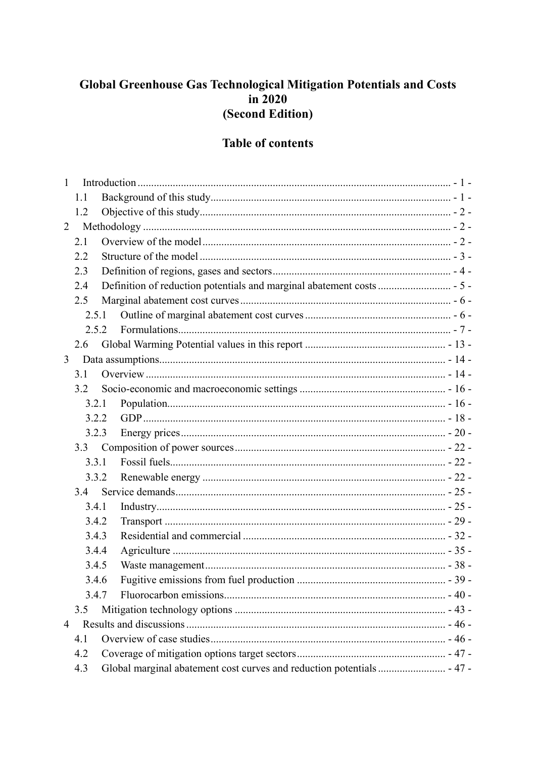# Global Greenhouse Gas Technological Mitigation Potentials and Costs in 2020 (Second Edition)

## Table of contents

1 Introduction ... - 1 -
  1.1 Background of this study ... - 1 -
  1.2 Objective of this study ... - 2 -
2 Methodology ... - 2 -
  2.1 Overview of the model ... - 2 -
  2.2 Structure of the model ... - 3 -
  2.3 Definition of regions, gases and sectors ... - 4 -
  2.4 Definition of reduction potentials and marginal abatement costs ... - 5 -
  2.5 Marginal abatement cost curves ... - 6 -
    2.5.1 Outline of marginal abatement cost curves ... - 6 -
    2.5.2 Formulations ... - 7 -
  2.6 Global Warming Potential values in this report ... - 13 -
3 Data assumptions ... - 14 -
  3.1 Overview ... - 14 -
  3.2 Socio-economic and macroeconomic settings ... - 16 -
    3.2.1 Population ... - 16 -
    3.2.2 GDP ... - 18 -
    3.2.3 Energy prices ... - 20 -
  3.3 Composition of power sources ... - 22 -
    3.3.1 Fossil fuels ... - 22 -
    3.3.2 Renewable energy ... - 22 -
  3.4 Service demands ... - 25 -
    3.4.1 Industry ... - 25 -
    3.4.2 Transport ... - 29 -
    3.4.3 Residential and commercial ... - 32 -
    3.4.4 Agriculture ... - 35 -
    3.4.5 Waste management ... - 38 -
    3.4.6 Fugitive emissions from fuel production ... - 39 -
    3.4.7 Fluorocarbon emissions ... - 40 -
  3.5 Mitigation technology options ... - 43 -
4 Results and discussions ... - 46 -
  4.1 Overview of case studies ... - 46 -
  4.2 Coverage of mitigation options target sectors ... - 47 -
  4.3 Global marginal abatement cost curves and reduction potentials ... - 47 -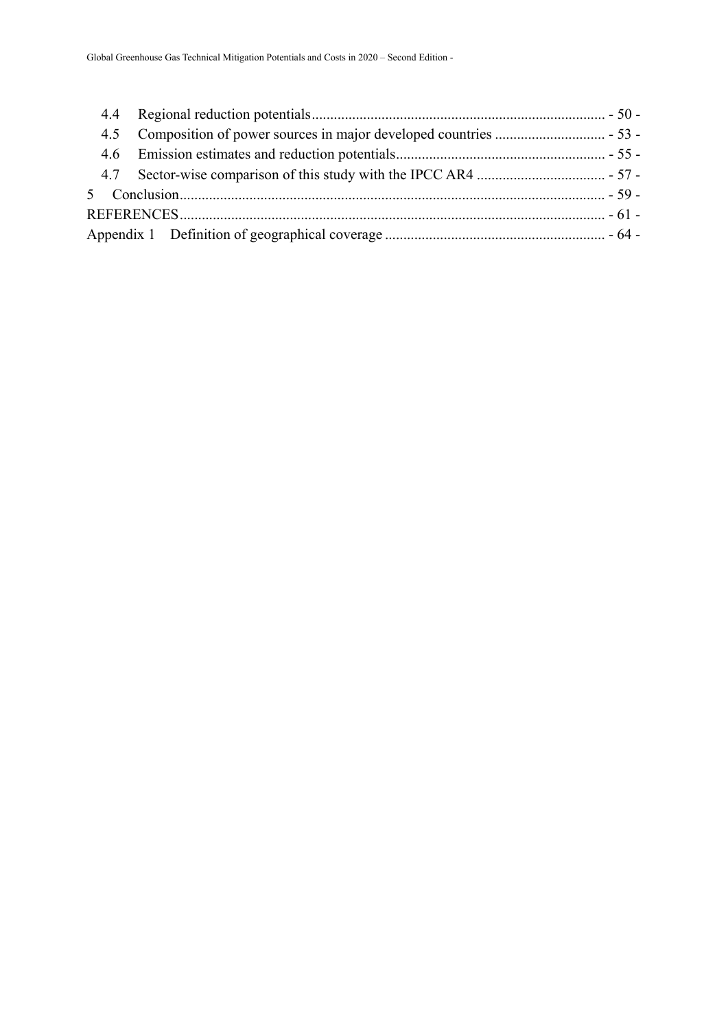4.4 Regional reduction potentials ................................................................................ - 50 -

4.5 Composition of power sources in major developed countries .............................. - 53 -

4.6 Emission estimates and reduction potentials.......................................................... - 55 -

4.7 Sector-wise comparison of this study with the IPCC AR4 .................................. - 57 -

5 Conclusion.................................................................................................................... - 59 -

REFERENCES.................................................................................................................... - 61 -

Appendix 1 Definition of geographical coverage ............................................................ - 64 -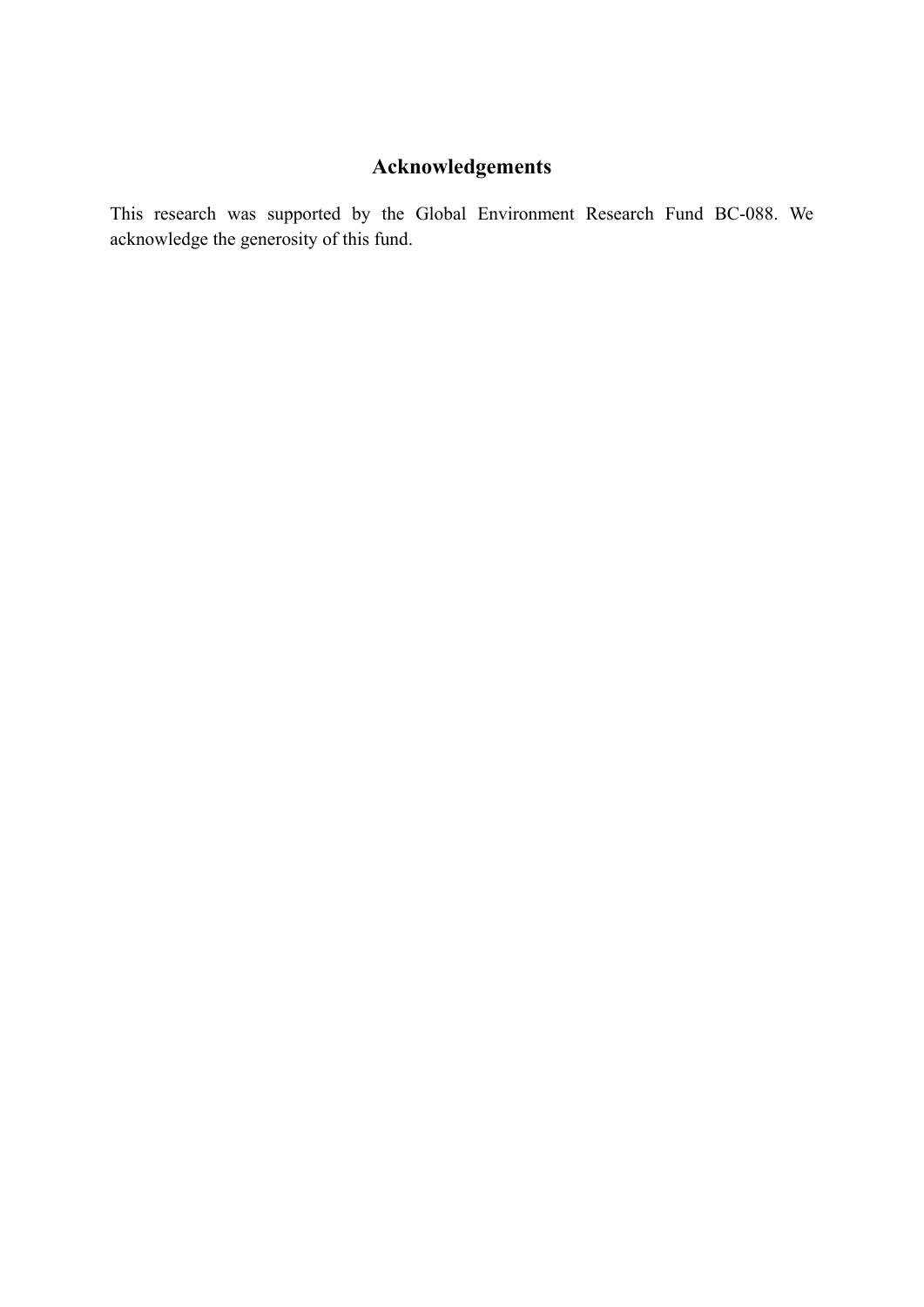# Acknowledgements

This research was supported by the Global Environment Research Fund BC-088. We acknowledge the generosity of this fund.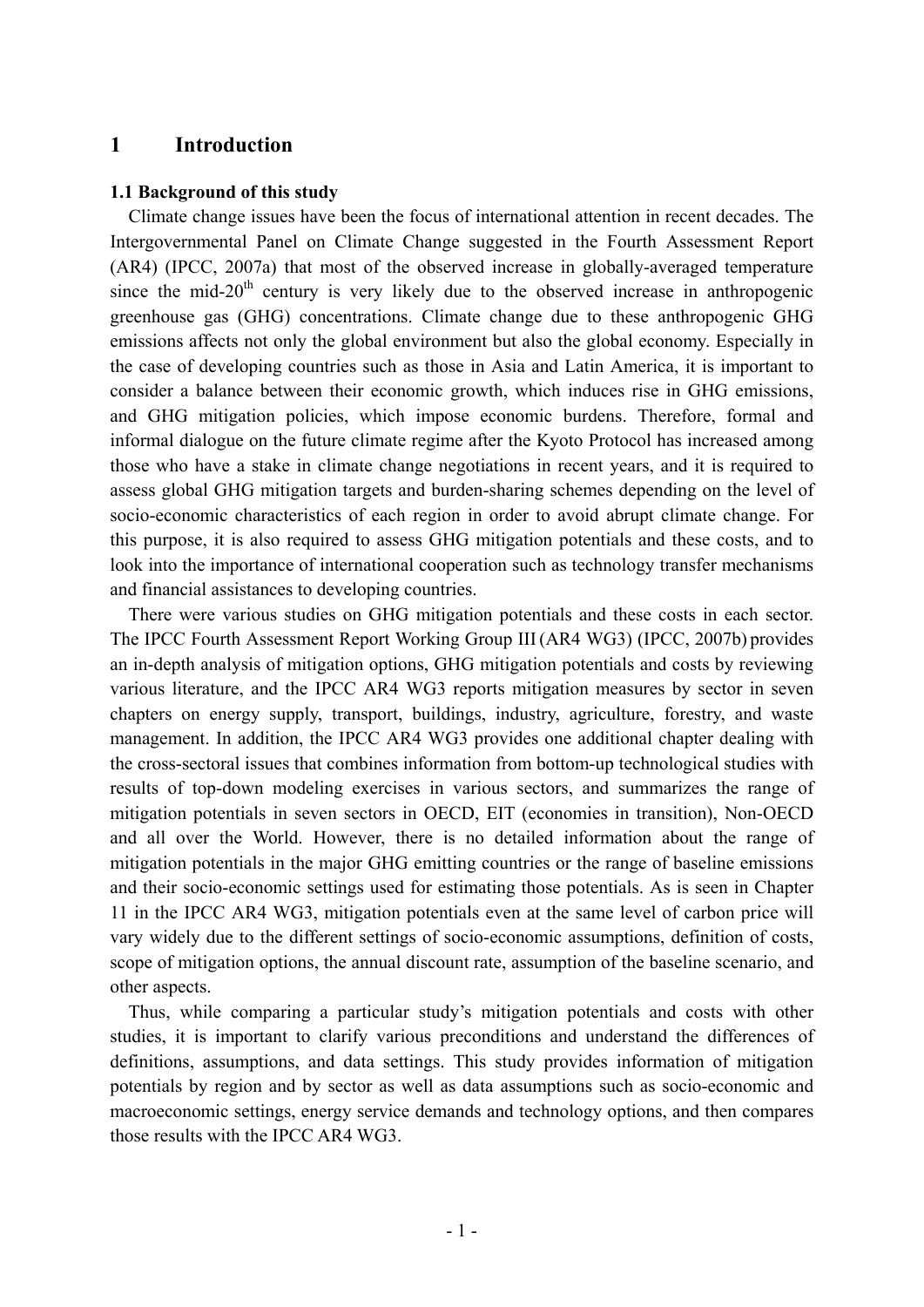# 1 Introduction

### 1.1 Background of this study

Climate change issues have been the focus of international attention in recent decades. The Intergovernmental Panel on Climate Change suggested in the Fourth Assessment Report (AR4) (IPCC, 2007a) that most of the observed increase in globally-averaged temperature since the mid-20$^{th}$ century is very likely due to the observed increase in anthropogenic greenhouse gas (GHG) concentrations. Climate change due to these anthropogenic GHG emissions affects not only the global environment but also the global economy. Especially in the case of developing countries such as those in Asia and Latin America, it is important to consider a balance between their economic growth, which induces rise in GHG emissions, and GHG mitigation policies, which impose economic burdens. Therefore, formal and informal dialogue on the future climate regime after the Kyoto Protocol has increased among those who have a stake in climate change negotiations in recent years, and it is required to assess global GHG mitigation targets and burden-sharing schemes depending on the level of socio-economic characteristics of each region in order to avoid abrupt climate change. For this purpose, it is also required to assess GHG mitigation potentials and these costs, and to look into the importance of international cooperation such as technology transfer mechanisms and financial assistances to developing countries.

There were various studies on GHG mitigation potentials and these costs in each sector. The IPCC Fourth Assessment Report Working Group III (AR4 WG3) (IPCC, 2007b) provides an in-depth analysis of mitigation options, GHG mitigation potentials and costs by reviewing various literature, and the IPCC AR4 WG3 reports mitigation measures by sector in seven chapters on energy supply, transport, buildings, industry, agriculture, forestry, and waste management. In addition, the IPCC AR4 WG3 provides one additional chapter dealing with the cross-sectoral issues that combines information from bottom-up technological studies with results of top-down modeling exercises in various sectors, and summarizes the range of mitigation potentials in seven sectors in OECD, EIT (economies in transition), Non-OECD and all over the World. However, there is no detailed information about the range of mitigation potentials in the major GHG emitting countries or the range of baseline emissions and their socio-economic settings used for estimating those potentials. As is seen in Chapter 11 in the IPCC AR4 WG3, mitigation potentials even at the same level of carbon price will vary widely due to the different settings of socio-economic assumptions, definition of costs, scope of mitigation options, the annual discount rate, assumption of the baseline scenario, and other aspects.

Thus, while comparing a particular study's mitigation potentials and costs with other studies, it is important to clarify various preconditions and understand the differences of definitions, assumptions, and data settings. This study provides information of mitigation potentials by region and by sector as well as data assumptions such as socio-economic and macroeconomic settings, energy service demands and technology options, and then compares those results with the IPCC AR4 WG3.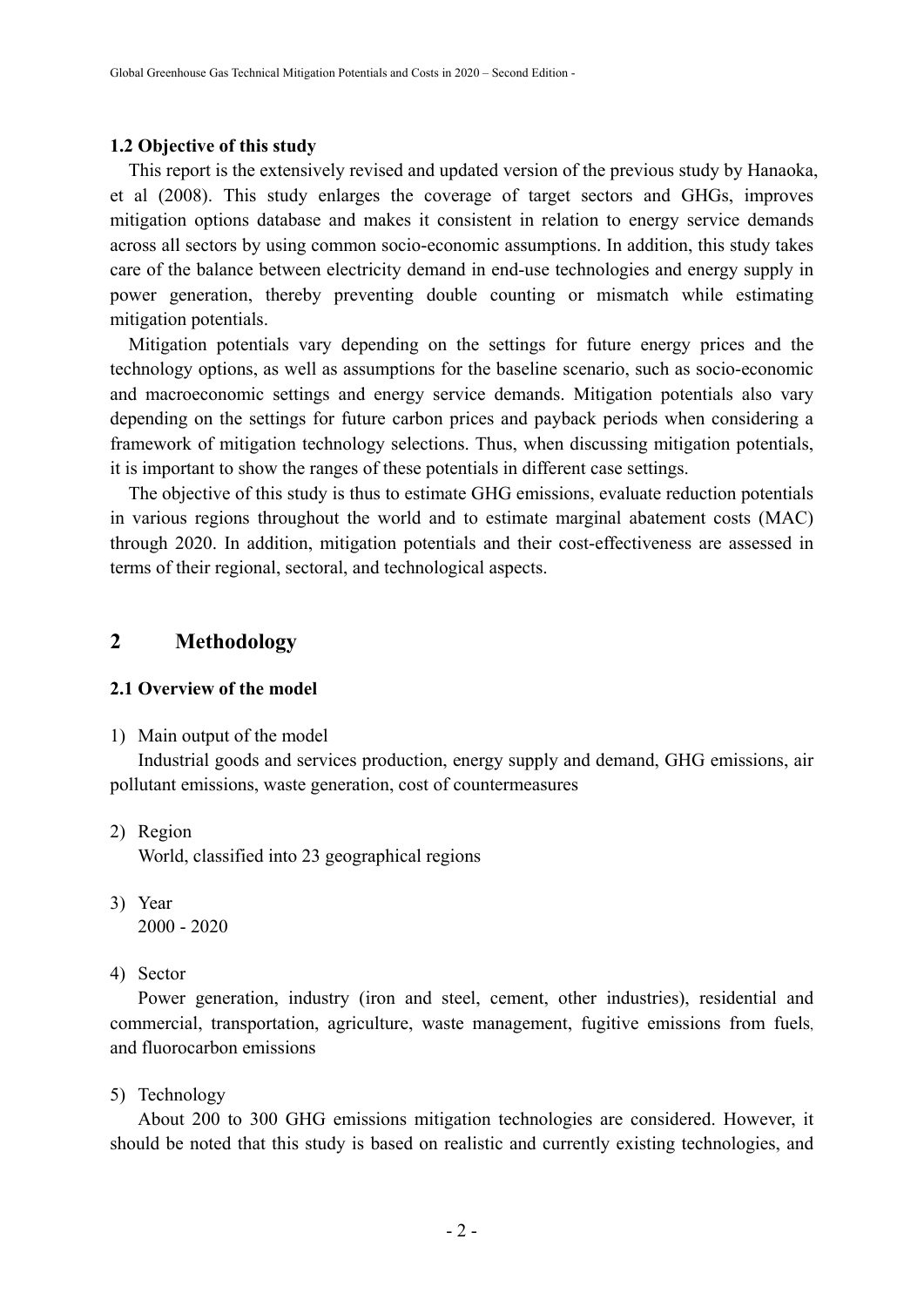### 1.2 Objective of this study

This report is the extensively revised and updated version of the previous study by Hanaoka, et al (2008). This study enlarges the coverage of target sectors and GHGs, improves mitigation options database and makes it consistent in relation to energy service demands across all sectors by using common socio-economic assumptions. In addition, this study takes care of the balance between electricity demand in end-use technologies and energy supply in power generation, thereby preventing double counting or mismatch while estimating mitigation potentials.

Mitigation potentials vary depending on the settings for future energy prices and the technology options, as well as assumptions for the baseline scenario, such as socio-economic and macroeconomic settings and energy service demands. Mitigation potentials also vary depending on the settings for future carbon prices and payback periods when considering a framework of mitigation technology selections. Thus, when discussing mitigation potentials, it is important to show the ranges of these potentials in different case settings.

The objective of this study is thus to estimate GHG emissions, evaluate reduction potentials in various regions throughout the world and to estimate marginal abatement costs (MAC) through 2020. In addition, mitigation potentials and their cost-effectiveness are assessed in terms of their regional, sectoral, and technological aspects.

## 2 Methodology

### 2.1 Overview of the model

1) Main output of the model

   Industrial goods and services production, energy supply and demand, GHG emissions, air pollutant emissions, waste generation, cost of countermeasures

2) Region

   World, classified into 23 geographical regions

3) Year

   2000 - 2020

4) Sector

   Power generation, industry (iron and steel, cement, other industries), residential and commercial, transportation, agriculture, waste management, fugitive emissions from fuels, and fluorocarbon emissions

5) Technology

   About 200 to 300 GHG emissions mitigation technologies are considered. However, it should be noted that this study is based on realistic and currently existing technologies, and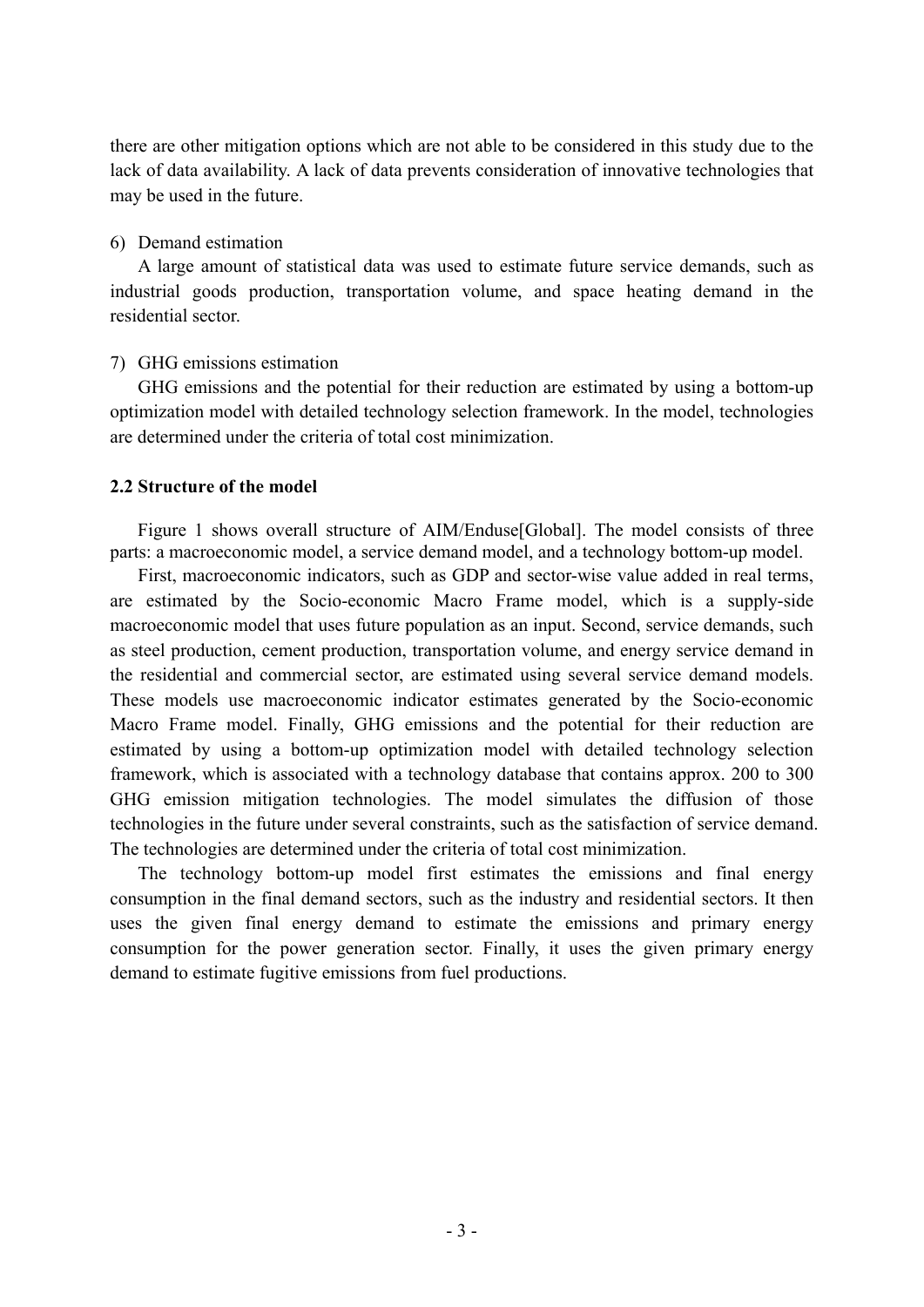there are other mitigation options which are not able to be considered in this study due to the lack of data availability. A lack of data prevents consideration of innovative technologies that may be used in the future.

6) Demand estimation

A large amount of statistical data was used to estimate future service demands, such as industrial goods production, transportation volume, and space heating demand in the residential sector.

7) GHG emissions estimation

GHG emissions and the potential for their reduction are estimated by using a bottom-up optimization model with detailed technology selection framework. In the model, technologies are determined under the criteria of total cost minimization.

### 2.2 Structure of the model

Figure 1 shows overall structure of AIM/Enduse[Global]. The model consists of three parts: a macroeconomic model, a service demand model, and a technology bottom-up model.

First, macroeconomic indicators, such as GDP and sector-wise value added in real terms, are estimated by the Socio-economic Macro Frame model, which is a supply-side macroeconomic model that uses future population as an input. Second, service demands, such as steel production, cement production, transportation volume, and energy service demand in the residential and commercial sector, are estimated using several service demand models. These models use macroeconomic indicator estimates generated by the Socio-economic Macro Frame model. Finally, GHG emissions and the potential for their reduction are estimated by using a bottom-up optimization model with detailed technology selection framework, which is associated with a technology database that contains approx. 200 to 300 GHG emission mitigation technologies. The model simulates the diffusion of those technologies in the future under several constraints, such as the satisfaction of service demand. The technologies are determined under the criteria of total cost minimization.

The technology bottom-up model first estimates the emissions and final energy consumption in the final demand sectors, such as the industry and residential sectors. It then uses the given final energy demand to estimate the emissions and primary energy consumption for the power generation sector. Finally, it uses the given primary energy demand to estimate fugitive emissions from fuel productions.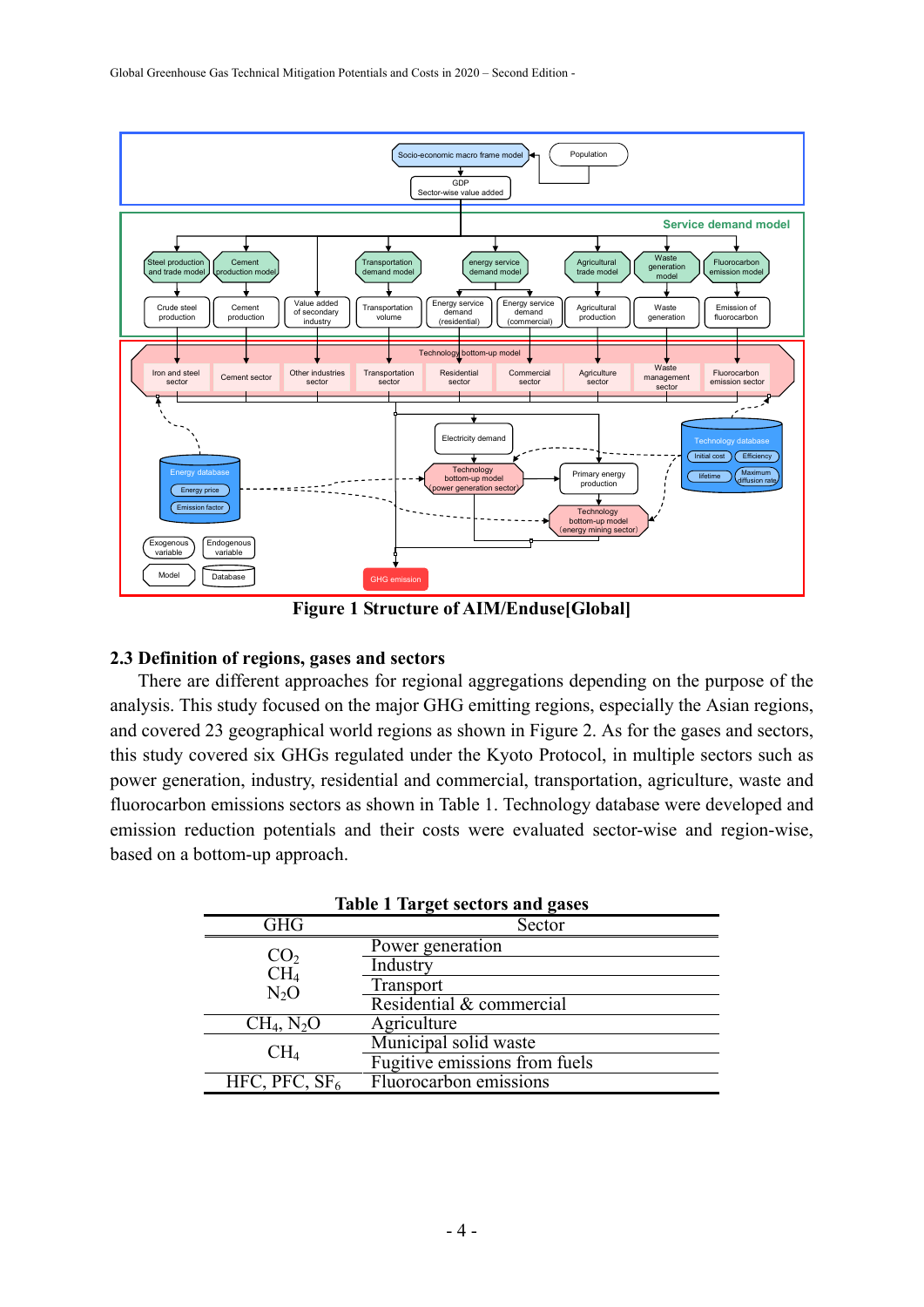Figure 1 Structure of AIM/Enduse[Global]

### 2.3 Definition of regions, gases and sectors

There are different approaches for regional aggregations depending on the purpose of the analysis. This study focused on the major GHG emitting regions, especially the Asian regions, and covered 23 geographical world regions as shown in Figure 2. As for the gases and sectors, this study covered six GHGs regulated under the Kyoto Protocol, in multiple sectors such as power generation, industry, residential and commercial, transportation, agriculture, waste and fluorocarbon emissions sectors as shown in Table 1. Technology database were developed and emission reduction potentials and their costs were evaluated sector-wise and region-wise, based on a bottom-up approach.

**Table 1 Target sectors and gases**

| GHG | Sector |
|---|---|
| $CO_2$, $CH_4$, $N_2O$ | Power generation |
| | Industry |
| | Transport |
| | Residential & commercial |
| $CH_4$, $N_2O$ | Agriculture |
| $CH_4$ | Municipal solid waste |
| | Fugitive emissions from fuels |
| HFC, PFC, $SF_6$ | Fluorocarbon emissions |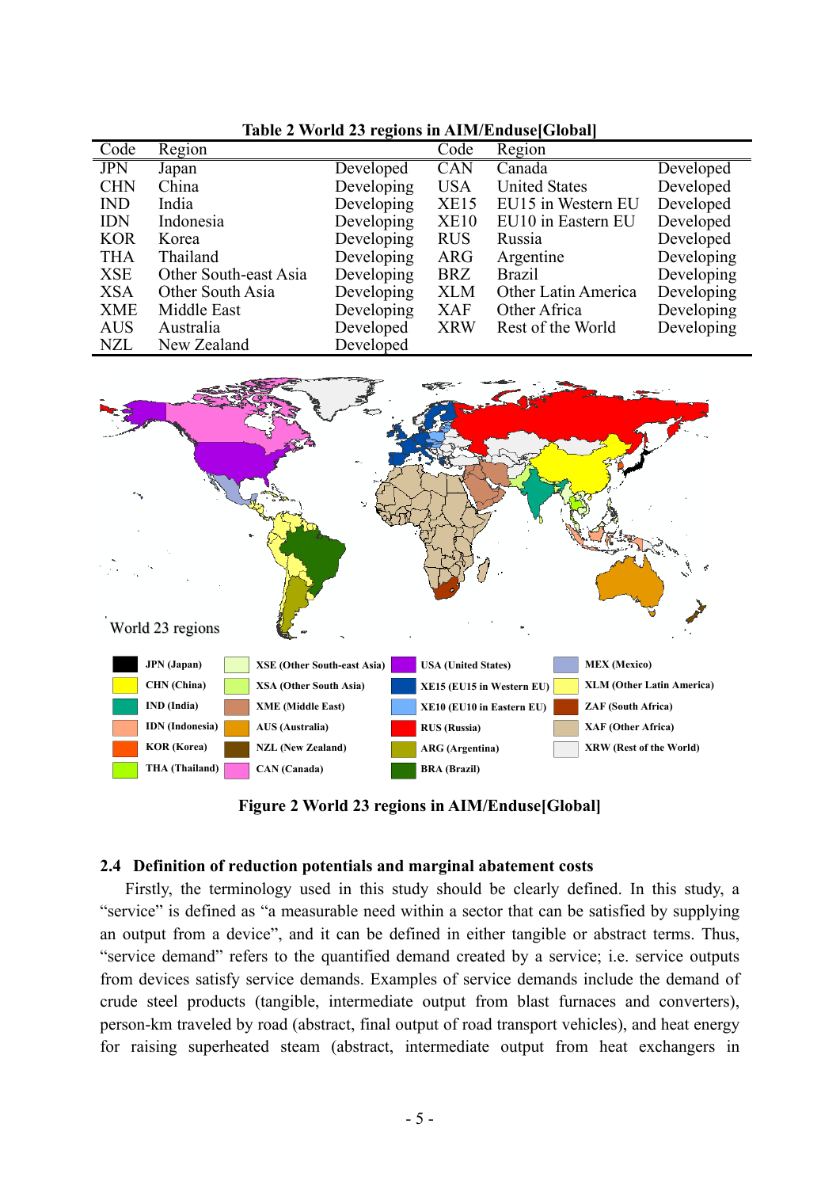**Table 2 World 23 regions in AIM/Enduse[Global]**

| Code | Region | | Code | Region | |
|---|---|---|---|---|---|
| JPN | Japan | Developed | CAN | Canada | Developed |
| CHN | China | Developing | USA | United States | Developed |
| IND | India | Developing | XE15 | EU15 in Western EU | Developed |
| IDN | Indonesia | Developing | XE10 | EU10 in Eastern EU | Developed |
| KOR | Korea | Developing | RUS | Russia | Developed |
| THA | Thailand | Developing | ARG | Argentine | Developing |
| XSE | Other South-east Asia | Developing | BRZ | Brazil | Developing |
| XSA | Other South Asia | Developing | XLM | Other Latin America | Developing |
| XME | Middle East | Developing | XAF | Other Africa | Developing |
| AUS | Australia | Developed | XRW | Rest of the World | Developing |
| NZL | New Zealand | Developed | | | |

**Figure 2 World 23 regions in AIM/Enduse[Global]**

### 2.4 Definition of reduction potentials and marginal abatement costs

Firstly, the terminology used in this study should be clearly defined. In this study, a "service" is defined as "a measurable need within a sector that can be satisfied by supplying an output from a device", and it can be defined in either tangible or abstract terms. Thus, "service demand" refers to the quantified demand created by a service; i.e. service outputs from devices satisfy service demands. Examples of service demands include the demand of crude steel products (tangible, intermediate output from blast furnaces and converters), person-km traveled by road (abstract, final output of road transport vehicles), and heat energy for raising superheated steam (abstract, intermediate output from heat exchangers in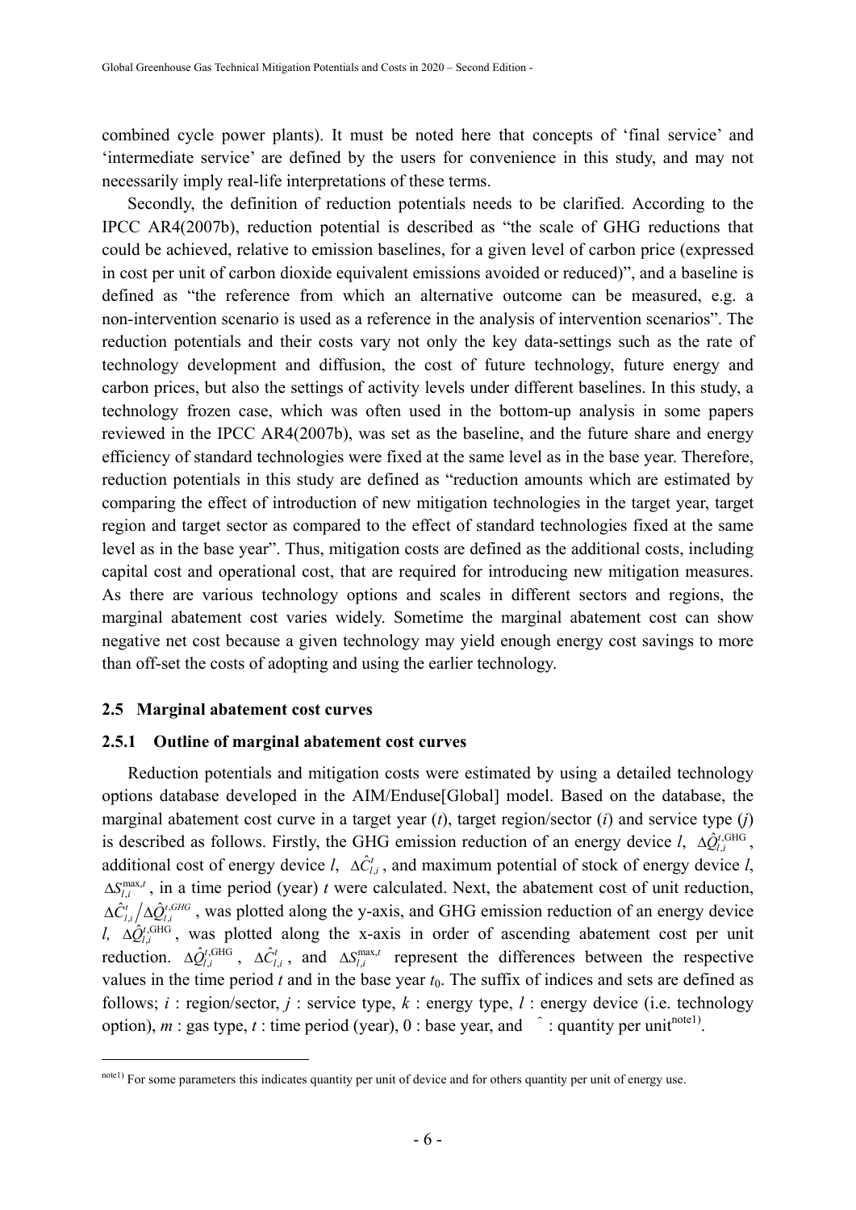combined cycle power plants). It must be noted here that concepts of 'final service' and 'intermediate service' are defined by the users for convenience in this study, and may not necessarily imply real-life interpretations of these terms.

Secondly, the definition of reduction potentials needs to be clarified. According to the IPCC AR4(2007b), reduction potential is described as "the scale of GHG reductions that could be achieved, relative to emission baselines, for a given level of carbon price (expressed in cost per unit of carbon dioxide equivalent emissions avoided or reduced)", and a baseline is defined as "the reference from which an alternative outcome can be measured, e.g. a non-intervention scenario is used as a reference in the analysis of intervention scenarios". The reduction potentials and their costs vary not only the key data-settings such as the rate of technology development and diffusion, the cost of future technology, future energy and carbon prices, but also the settings of activity levels under different baselines. In this study, a technology frozen case, which was often used in the bottom-up analysis in some papers reviewed in the IPCC AR4(2007b), was set as the baseline, and the future share and energy efficiency of standard technologies were fixed at the same level as in the base year. Therefore, reduction potentials in this study are defined as "reduction amounts which are estimated by comparing the effect of introduction of new mitigation technologies in the target year, target region and target sector as compared to the effect of standard technologies fixed at the same level as in the base year". Thus, mitigation costs are defined as the additional costs, including capital cost and operational cost, that are required for introducing new mitigation measures. As there are various technology options and scales in different sectors and regions, the marginal abatement cost varies widely. Sometime the marginal abatement cost can show negative net cost because a given technology may yield enough energy cost savings to more than off-set the costs of adopting and using the earlier technology.

### 2.5 Marginal abatement cost curves

#### 2.5.1 Outline of marginal abatement cost curves

Reduction potentials and mitigation costs were estimated by using a detailed technology options database developed in the AIM/Enduse[Global] model. Based on the database, the marginal abatement cost curve in a target year ($t$), target region/sector ($i$) and service type ($j$) is described as follows. Firstly, the GHG emission reduction of an energy device $l$, $\Delta\hat{Q}_{l,i}^{t,\mathrm{GHG}}$, additional cost of energy device $l$, $\Delta\hat{C}_{l,i}^{t}$, and maximum potential of stock of energy device $l$, $\Delta S_{l,i}^{\max,t}$, in a time period (year) $t$ were calculated. Next, the abatement cost of unit reduction, $\Delta\hat{C}_{l,i}^{t} \big/ \Delta\hat{Q}_{l,i}^{t,GHG}$, was plotted along the y-axis, and GHG emission reduction of an energy device $l$, $\Delta\hat{Q}_{l,i}^{t,\mathrm{GHG}}$, was plotted along the x-axis in order of ascending abatement cost per unit reduction. $\Delta\hat{Q}_{l,i}^{t,\mathrm{GHG}}$, $\Delta\hat{C}_{l,i}^{t}$, and $\Delta S_{l,i}^{\max,t}$ represent the differences between the respective values in the time period $t$ and in the base year $t_0$. The suffix of indices and sets are defined as follows; $i$ : region/sector, $j$ : service type, $k$ : energy type, $l$ : energy device (i.e. technology option), $m$ : gas type, $t$ : time period (year), 0 : base year, and $\hat{\ }$ : quantity per unit[note1].

---

[note1] For some parameters this indicates quantity per unit of device and for others quantity per unit of energy use.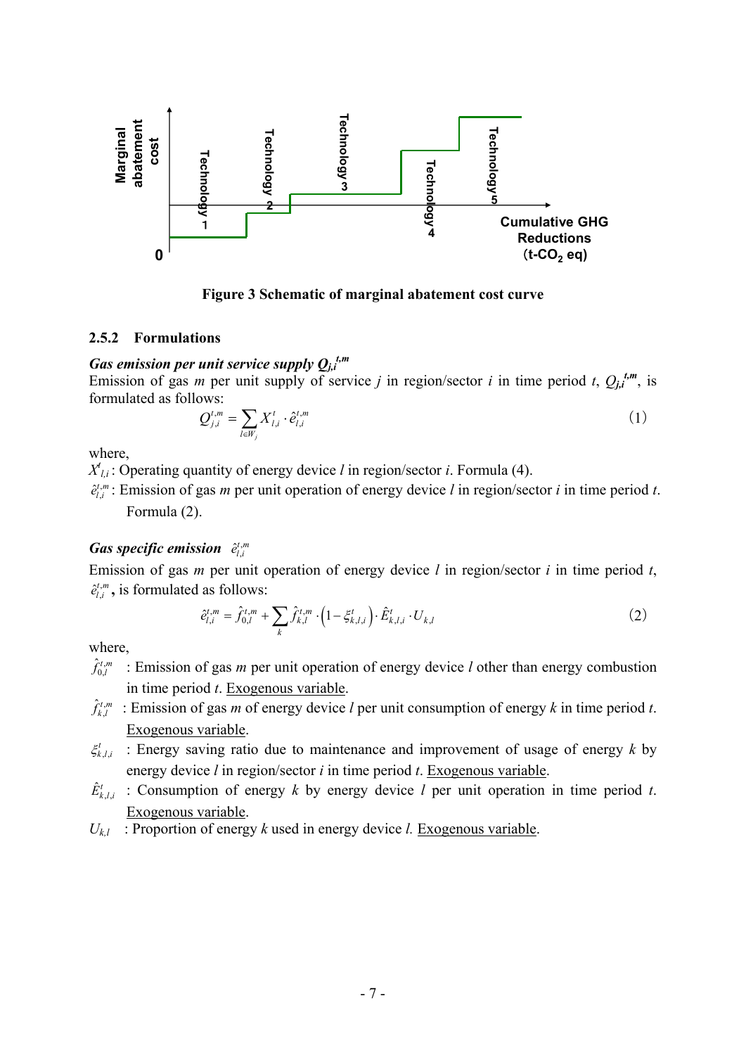Figure 3 Schematic of marginal abatement cost curve

### 2.5.2 Formulations

***Gas emission per unit service supply $Q_{j,i}^{t,m}$***

Emission of gas *m* per unit supply of service *j* in region/sector *i* in time period *t*, $Q_{j,i}^{t,m}$, is formulated as follows:

$$Q_{j,i}^{t,m} = \sum_{l \in W_j} X_{l,i}^{t} \cdot \hat{e}_{l,i}^{t,m} \tag{1}$$

where,

$X_{l,i}^{t}$: Operating quantity of energy device *l* in region/sector *i*. Formula (4).

$\hat{e}_{l,i}^{t,m}$: Emission of gas *m* per unit operation of energy device *l* in region/sector *i* in time period *t*. Formula (2).

***Gas specific emission*** $\hat{e}_{l,i}^{t,m}$

Emission of gas *m* per unit operation of energy device *l* in region/sector *i* in time period *t*, $\hat{e}_{l,i}^{t,m}$, is formulated as follows:

$$\hat{e}_{l,i}^{t,m} = \hat{f}_{0,l}^{t,m} + \sum_{k} \hat{f}_{k,l}^{t,m} \cdot \left(1 - \xi_{k,l,i}^{t}\right) \cdot \hat{E}_{k,l,i}^{t} \cdot U_{k,l} \tag{2}$$

where,

$\hat{f}_{0,l}^{t,m}$ : Emission of gas *m* per unit operation of energy device *l* other than energy combustion in time period *t*. Exogenous variable.

$\hat{f}_{k,l}^{t,m}$ : Emission of gas *m* of energy device *l* per unit consumption of energy *k* in time period *t*. Exogenous variable.

$\xi_{k,l,i}^{t}$ : Energy saving ratio due to maintenance and improvement of usage of energy *k* by energy device *l* in region/sector *i* in time period *t*. Exogenous variable.

$\hat{E}_{k,l,i}^{t}$ : Consumption of energy *k* by energy device *l* per unit operation in time period *t*. Exogenous variable.

$U_{k,l}$ : Proportion of energy *k* used in energy device *l*. Exogenous variable.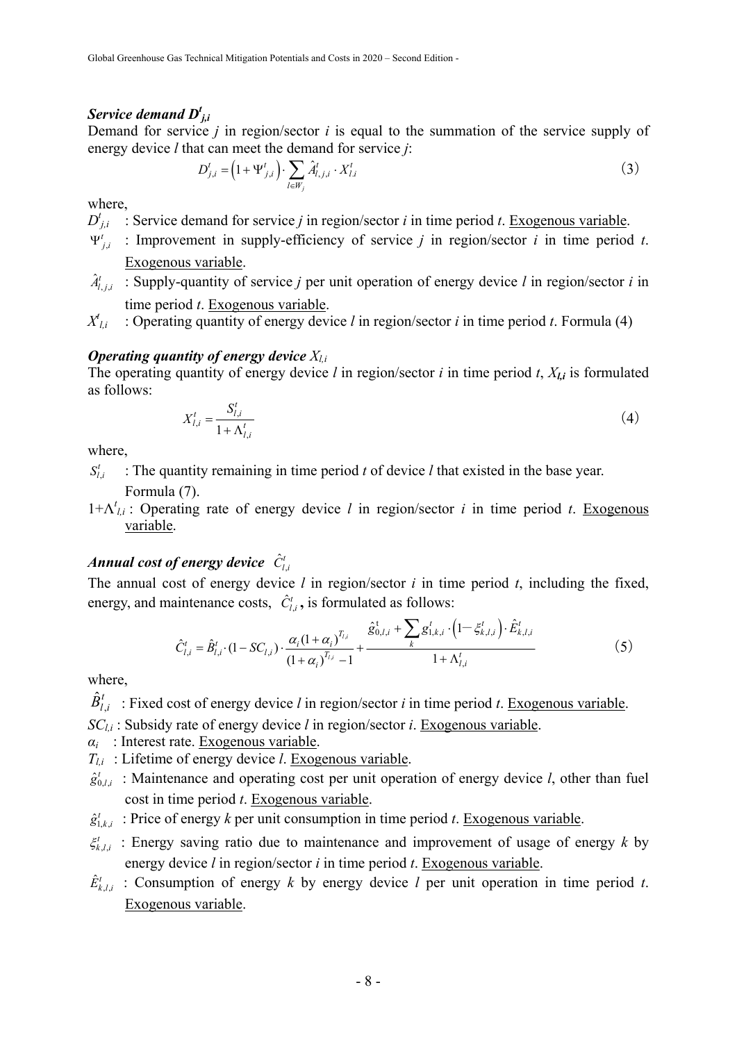### *Service demand $D^t_{j,i}$*

Demand for service *j* in region/sector *i* is equal to the summation of the service supply of energy device *l* that can meet the demand for service *j*:

$$D^t_{j,i} = \left(1 + \Psi^t_{j,i}\right) \cdot \sum_{l \in W_j} \hat{A}^t_{l,j,i} \cdot X^t_{l,i} \tag{3}$$

where,

$D^t_{j,i}$ : Service demand for service *j* in region/sector *i* in time period *t*. Exogenous variable.

$\Psi^t_{j,i}$ : Improvement in supply-efficiency of service *j* in region/sector *i* in time period *t*. Exogenous variable.

$\hat{A}^t_{l,j,i}$ : Supply-quantity of service *j* per unit operation of energy device *l* in region/sector *i* in time period *t*. Exogenous variable.

$X^t_{l,i}$ : Operating quantity of energy device *l* in region/sector *i* in time period *t*. Formula (4)

### *Operating quantity of energy device $X_{l,i}$*

The operating quantity of energy device *l* in region/sector *i* in time period *t*, $X_{l,i}$ is formulated as follows:

$$X^t_{l,i} = \frac{S^t_{l,i}}{1 + \Lambda^t_{l,i}} \tag{4}$$

where,

$S^t_{l,i}$ : The quantity remaining in time period *t* of device *l* that existed in the base year. Formula (7).

$1+\Lambda^t_{l,i}$ : Operating rate of energy device *l* in region/sector *i* in time period *t*. Exogenous variable.

### *Annual cost of energy device $\hat{C}^t_{l,i}$*

The annual cost of energy device *l* in region/sector *i* in time period *t*, including the fixed, energy, and maintenance costs, $\hat{C}^t_{l,i}$, is formulated as follows:

$$\hat{C}^t_{l,i} = \hat{B}^t_{l,i} \cdot (1 - SC_{l,i}) \cdot \frac{\alpha_i (1+\alpha_i)^{T_{l,i}}}{(1+\alpha_i)^{T_{l,i}} - 1} + \frac{\hat{g}^t_{0,l,i} + \sum_k g^t_{1,k,i} \cdot \left(1 - \xi^t_{k,l,i}\right) \cdot \hat{E}^t_{k,l,i}}{1 + \Lambda^t_{l,i}} \tag{5}$$

where,

$\hat{B}^t_{l,i}$ : Fixed cost of energy device *l* in region/sector *i* in time period *t*. Exogenous variable.

$SC_{l,i}$ : Subsidy rate of energy device *l* in region/sector *i*. Exogenous variable.

$\alpha_i$ : Interest rate. Exogenous variable.

$T_{l,i}$ : Lifetime of energy device *l*. Exogenous variable.

$\hat{g}^t_{0,l,i}$ : Maintenance and operating cost per unit operation of energy device *l*, other than fuel cost in time period *t*. Exogenous variable.

$\hat{g}^t_{1,k,i}$ : Price of energy *k* per unit consumption in time period *t*. Exogenous variable.

$\xi^t_{k,l,i}$ : Energy saving ratio due to maintenance and improvement of usage of energy *k* by energy device *l* in region/sector *i* in time period *t*. Exogenous variable.

$\hat{E}^t_{k,l,i}$ : Consumption of energy *k* by energy device *l* per unit operation in time period *t*. Exogenous variable.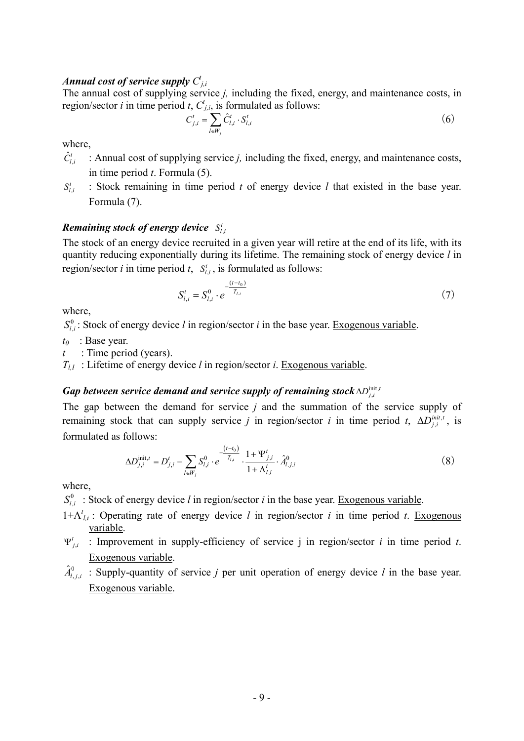***Annual cost of service supply $C^t_{j,i}$***

The annual cost of supplying service *j,* including the fixed, energy, and maintenance costs, in region/sector *i* in time period *t*, $C^t_{j,i}$, is formulated as follows:

$$C^t_{j,i} = \sum_{l \in W_j} \hat{C}^t_{l,i} \cdot S^t_{l,i} \tag{6}$$

where,

- $\hat{C}^t_{l,i}$ : Annual cost of supplying service *j,* including the fixed, energy, and maintenance costs, in time period *t*. Formula (5).
- $S^t_{l,i}$ : Stock remaining in time period *t* of energy device *l* that existed in the base year. Formula (7).

***Remaining stock of energy device $S^t_{l,i}$***

The stock of an energy device recruited in a given year will retire at the end of its life, with its quantity reducing exponentially during its lifetime. The remaining stock of energy device *l* in region/sector *i* in time period *t*, $S^t_{l,i}$, is formulated as follows:

$$S^t_{l,i} = S^0_{l,i} \cdot e^{-\frac{(t-t_0)}{T_{l,i}}} \tag{7}$$

where,

$S^0_{l,i}$: Stock of energy device *l* in region/sector *i* in the base year. Exogenous variable.

$t_0$ : Base year.

$t$ : Time period (years).

$T_{l,I}$ : Lifetime of energy device *l* in region/sector *i*. Exogenous variable.

***Gap between service demand and service supply of remaining stock $\Delta D^{\mathrm{init},t}_{j,i}$***

The gap between the demand for service *j* and the summation of the service supply of remaining stock that can supply service *j* in region/sector *i* in time period *t*, $\Delta D^{init,t}_{j,i}$, is formulated as follows:

$$\Delta D^{\mathrm{init},t}_{j,i} = D^t_{j,i} - \sum_{l \in W_j} S^0_{l,i} \cdot e^{-\frac{(t-t_0)}{T_{l,i}}} \cdot \frac{1+\Psi^t_{j,i}}{1+\Lambda^t_{l,i}} \cdot \hat{A}^0_{l,j,i} \tag{8}$$

where,

$S^0_{l,i}$ : Stock of energy device *l* in region/sector *i* in the base year. Exogenous variable.

$1+\Lambda^t_{l,i}$ : Operating rate of energy device *l* in region/sector *i* in time period *t*. Exogenous variable.

$\Psi^t_{j,i}$ : Improvement in supply-efficiency of service j in region/sector *i* in time period *t*. Exogenous variable.

$\hat{A}^0_{l,j,i}$ : Supply-quantity of service *j* per unit operation of energy device *l* in the base year. Exogenous variable.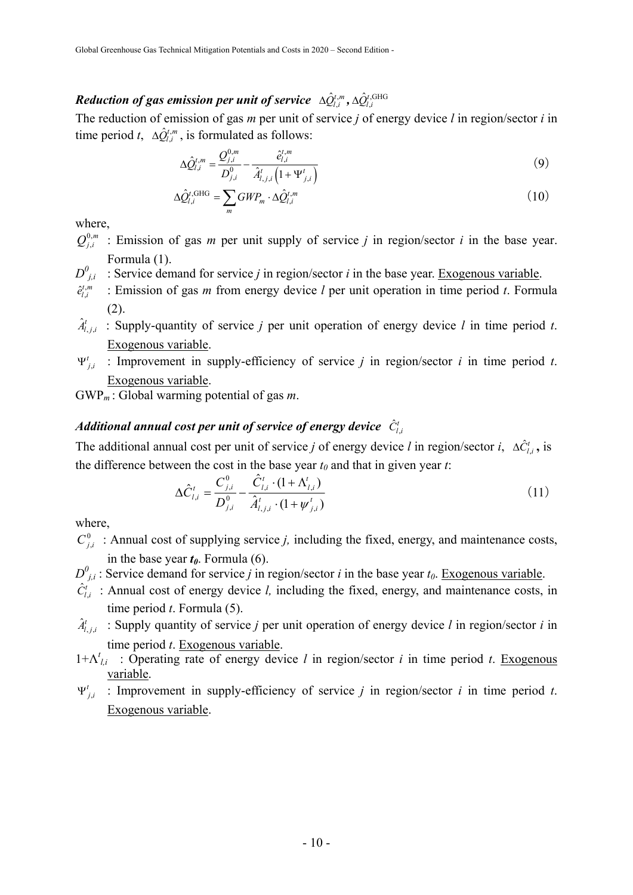### *Reduction of gas emission per unit of service* $\Delta\hat{Q}_{l,i}^{t,m}$, $\Delta\hat{Q}_{l,i}^{t,\mathrm{GHG}}$

The reduction of emission of gas *m* per unit of service *j* of energy device *l* in region/sector *i* in time period *t*, $\Delta\hat{Q}_{l,i}^{t,m}$, is formulated as follows:

$$\Delta\hat{Q}_{l,i}^{t,m} = \frac{Q_{j,i}^{0,m}}{D_{j,i}^{0}} - \frac{\hat{e}_{l,i}^{t,m}}{\hat{A}_{l,j,i}^{t}\left(1+\Psi_{j,i}^{t}\right)} \tag{9}$$

$$\Delta\hat{Q}_{l,i}^{t,\mathrm{GHG}} = \sum_{m} GWP_m \cdot \Delta\hat{Q}_{l,i}^{t,m} \tag{10}$$

where,

$Q_{j,i}^{0,m}$ : Emission of gas *m* per unit supply of service *j* in region/sector *i* in the base year. Formula (1).

$D_{j,i}^{0}$ : Service demand for service *j* in region/sector *i* in the base year. Exogenous variable.

$\hat{e}_{l,i}^{t,m}$ : Emission of gas *m* from energy device *l* per unit operation in time period *t*. Formula (2).

$\hat{A}_{l,j,i}^{t}$ : Supply-quantity of service *j* per unit operation of energy device *l* in time period *t*. Exogenous variable.

$\Psi_{j,i}^{t}$ : Improvement in supply-efficiency of service *j* in region/sector *i* in time period *t*. Exogenous variable.

$\mathrm{GWP}_m$ : Global warming potential of gas *m*.

### *Additional annual cost per unit of service of energy device* $\hat{C}_{l,i}^{t}$

The additional annual cost per unit of service *j* of energy device *l* in region/sector *i*, $\Delta\hat{C}_{l,i}^{t}$, is the difference between the cost in the base year $t_0$ and that in given year *t*:

$$\Delta\hat{C}_{l,i}^{t} = \frac{C_{j,i}^{0}}{D_{j,i}^{0}} - \frac{\hat{C}_{l,i}^{t}\cdot(1+\Lambda_{l,i}^{t})}{\hat{A}_{l,j,i}^{t}\cdot(1+\psi_{j,i}^{t})} \tag{11}$$

where,

$C_{j,i}^{0}$ : Annual cost of supplying service *j*, including the fixed, energy, and maintenance costs, in the base year $t_0$. Formula (6).

$D_{j,i}^{0}$ : Service demand for service *j* in region/sector *i* in the base year $t_0$. Exogenous variable.

$\hat{C}_{l,i}^{t}$ : Annual cost of energy device *l*, including the fixed, energy, and maintenance costs, in time period *t*. Formula (5).

$\hat{A}_{l,j,i}^{t}$ : Supply quantity of service *j* per unit operation of energy device *l* in region/sector *i* in time period *t*. Exogenous variable.

$1+\Lambda_{l,i}^{t}$ : Operating rate of energy device *l* in region/sector *i* in time period *t*. Exogenous variable.

$\Psi_{j,i}^{t}$ : Improvement in supply-efficiency of service *j* in region/sector *i* in time period *t*. Exogenous variable.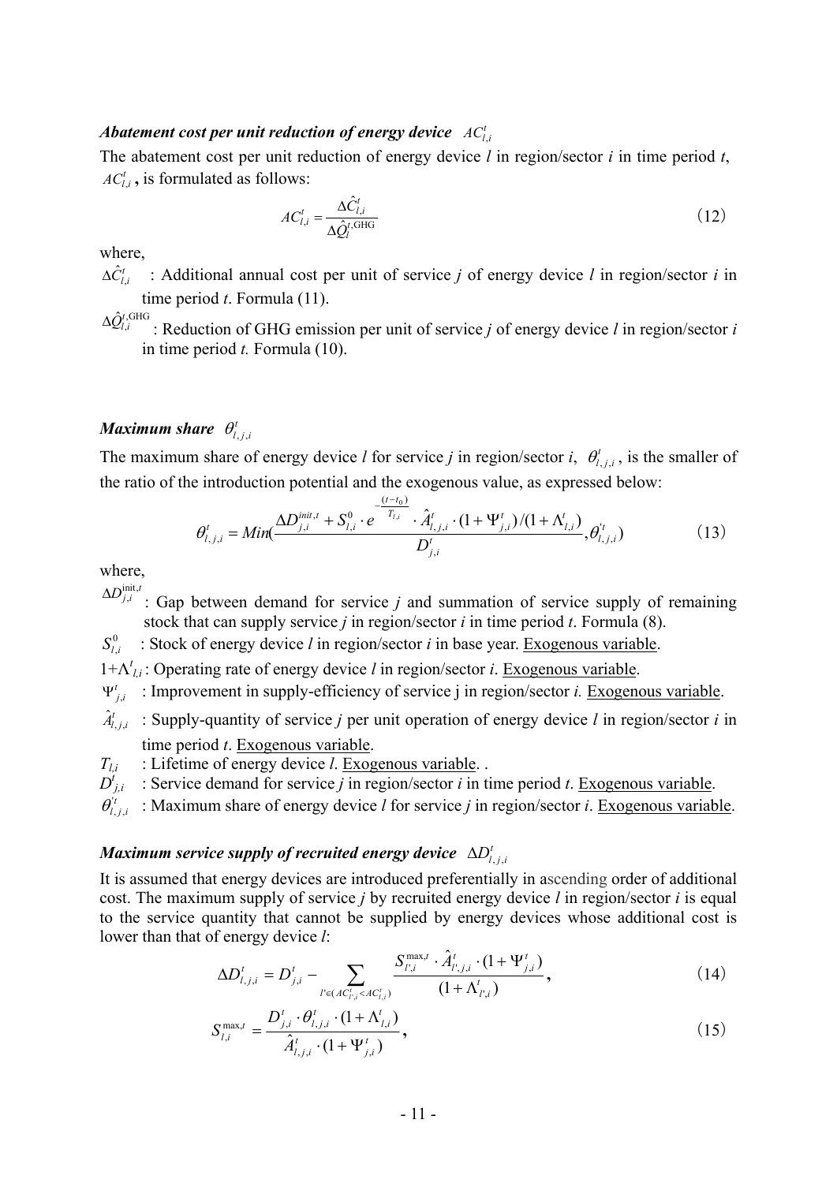### *Abatement cost per unit reduction of energy device* $AC_{l,i}^{t}$

The abatement cost per unit reduction of energy device *l* in region/sector *i* in time period *t*, $AC_{l,i}^{t}$**,** is formulated as follows:

$$AC_{l,i}^{t} = \frac{\Delta \hat{C}_{l,i}^{t}}{\Delta \hat{Q}_{l}^{t,\mathrm{GHG}}} \tag{12}$$

where,

$\Delta \hat{C}_{l,i}^{t}$ : Additional annual cost per unit of service *j* of energy device *l* in region/sector *i* in time period *t*. Formula (11).

$\Delta \hat{Q}_{l,i}^{t,\mathrm{GHG}}$ : Reduction of GHG emission per unit of service *j* of energy device *l* in region/sector *i* in time period *t.* Formula (10).

### *Maximum share* $\theta_{l,j,i}^{t}$

The maximum share of energy device *l* for service *j* in region/sector *i*, $\theta_{l,j,i}^{t}$, is the smaller of the ratio of the introduction potential and the exogenous value, as expressed below:

$$\theta_{l,j,i}^{t} = Min\left(\frac{\Delta D_{j,i}^{init,t} + S_{l,i}^{0} \cdot e^{-\frac{(t-t_0)}{T_{l,i}}} \cdot \hat{A}_{l,j,i}^{t} \cdot (1+\Psi_{j,i}^{t})/(1+\Lambda_{l,i}^{t})}{D_{j,i}^{t}}, \theta_{l,j,i}^{\prime t}\right) \tag{13}$$

where,

$\Delta D_{j,i}^{\mathrm{init},t}$ : Gap between demand for service *j* and summation of service supply of remaining stock that can supply service *j* in region/sector *i* in time period *t*. Formula (8).

$S_{l,i}^{0}$ : Stock of energy device *l* in region/sector *i* in base year. Exogenous variable.

$1+\Lambda_{l,i}^{t}$ : Operating rate of energy device *l* in region/sector *i*. Exogenous variable.

$\Psi_{j,i}^{t}$ : Improvement in supply-efficiency of service j in region/sector *i.* Exogenous variable.

$\hat{A}_{l,j,i}^{t}$ : Supply-quantity of service *j* per unit operation of energy device *l* in region/sector *i* in time period *t*. Exogenous variable.

$T_{l,i}$ : Lifetime of energy device *l*. Exogenous variable. .

$D_{j,i}^{t}$ : Service demand for service *j* in region/sector *i* in time period *t*. Exogenous variable.

$\theta_{l,j,i}^{\prime t}$ : Maximum share of energy device *l* for service *j* in region/sector *i*. Exogenous variable.

### *Maximum service supply of recruited energy device* $\Delta D_{l,j,i}^{t}$

It is assumed that energy devices are introduced preferentially in ascending order of additional cost. The maximum supply of service *j* by recruited energy device *l* in region/sector *i* is equal to the service quantity that cannot be supplied by energy devices whose additional cost is lower than that of energy device *l*:

$$\Delta D_{l,j,i}^{t} = D_{j,i}^{t} - \sum_{l' \in (AC_{l',i}^{t} < AC_{l,i}^{t})} \frac{S_{l',i}^{\max,t} \cdot \hat{A}_{l',j,i}^{t} \cdot (1+\Psi_{j,i}^{t})}{(1+\Lambda_{l',i}^{t})}, \tag{14}$$

$$S_{l,i}^{\max,t} = \frac{D_{j,i}^{t} \cdot \theta_{l,j,i}^{t} \cdot (1+\Lambda_{l,i}^{t})}{\hat{A}_{l,j,i}^{t} \cdot (1+\Psi_{j,i}^{t})}, \tag{15}$$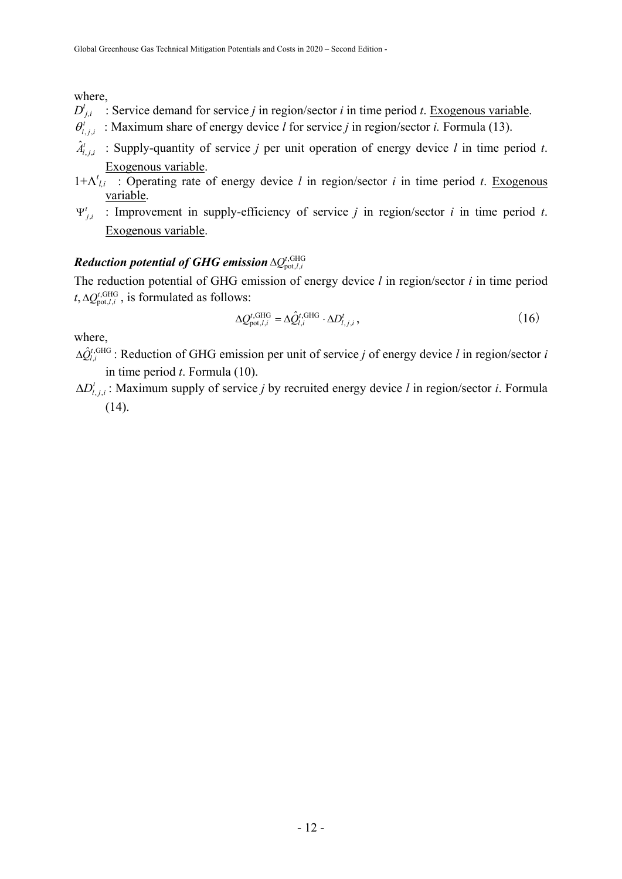where,

$D^t_{j,i}$ : Service demand for service *j* in region/sector *i* in time period *t*. Exogenous variable.

$\theta^t_{l,j,i}$ : Maximum share of energy device *l* for service *j* in region/sector *i.* Formula (13).

$\hat{A}^t_{l,j,i}$ : Supply-quantity of service *j* per unit operation of energy device *l* in time period *t*. Exogenous variable.

$1+\Lambda^t_{l,i}$ : Operating rate of energy device *l* in region/sector *i* in time period *t*. Exogenous variable.

$\Psi^t_{j,i}$ : Improvement in supply-efficiency of service *j* in region/sector *i* in time period *t*. Exogenous variable.

***Reduction potential of GHG emission*** $\Delta Q^{t,\mathrm{GHG}}_{\mathrm{pot},l,i}$

The reduction potential of GHG emission of energy device *l* in region/sector *i* in time period *t*, $\Delta Q^{t,\mathrm{GHG}}_{\mathrm{pot},l,i}$, is formulated as follows:

$$\Delta Q^{t,\mathrm{GHG}}_{\mathrm{pot},l,i} = \Delta \hat{Q}^{t,\mathrm{GHG}}_{l,i} \cdot \Delta D^t_{l,j,i}\,, \qquad (16)$$

where,

$\Delta \hat{Q}^{t,\mathrm{GHG}}_{l,i}$ : Reduction of GHG emission per unit of service *j* of energy device *l* in region/sector *i* in time period *t*. Formula (10).

$\Delta D^t_{l,j,i}$ : Maximum supply of service *j* by recruited energy device *l* in region/sector *i*. Formula (14).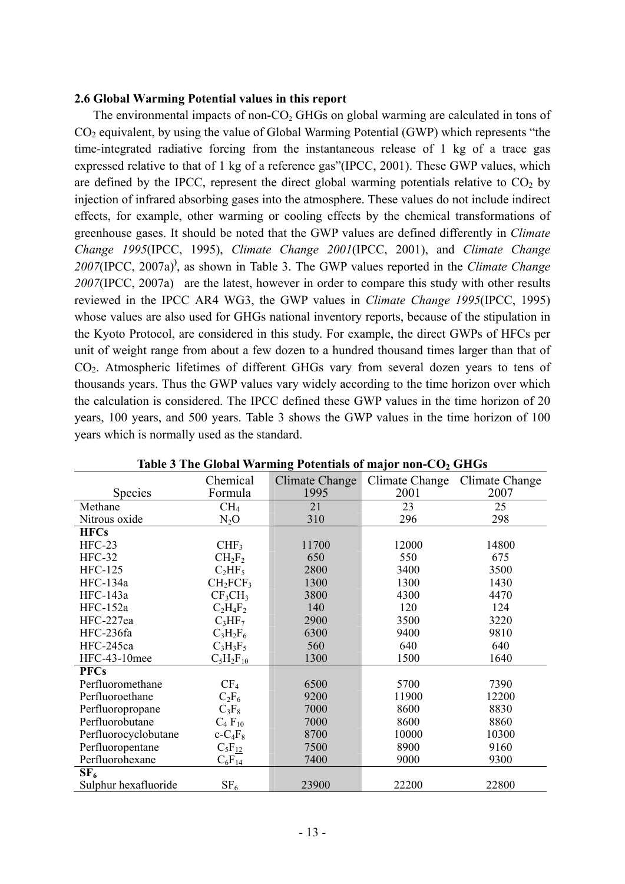### 2.6 Global Warming Potential values in this report

The environmental impacts of non-$CO_2$ GHGs on global warming are calculated in tons of $CO_2$ equivalent, by using the value of Global Warming Potential (GWP) which represents "the time-integrated radiative forcing from the instantaneous release of 1 kg of a trace gas expressed relative to that of 1 kg of a reference gas"(IPCC, 2001). These GWP values, which are defined by the IPCC, represent the direct global warming potentials relative to $CO_2$ by injection of infrared absorbing gases into the atmosphere. These values do not include indirect effects, for example, other warming or cooling effects by the chemical transformations of greenhouse gases. It should be noted that the GWP values are defined differently in *Climate Change 1995*(IPCC, 1995), *Climate Change 2001*(IPCC, 2001), and *Climate Change 2007*(IPCC, 2007a)), as shown in Table 3. The GWP values reported in the *Climate Change 2007*(IPCC, 2007a) are the latest, however in order to compare this study with other results reviewed in the IPCC AR4 WG3, the GWP values in *Climate Change 1995*(IPCC, 1995) whose values are also used for GHGs national inventory reports, because of the stipulation in the Kyoto Protocol, are considered in this study. For example, the direct GWPs of HFCs per unit of weight range from about a few dozen to a hundred thousand times larger than that of $CO_2$. Atmospheric lifetimes of different GHGs vary from several dozen years to tens of thousands years. Thus the GWP values vary widely according to the time horizon over which the calculation is considered. The IPCC defined these GWP values in the time horizon of 20 years, 100 years, and 500 years. Table 3 shows the GWP values in the time horizon of 100 years which is normally used as the standard.

**Table 3 The Global Warming Potentials of major non-$CO_2$ GHGs**

| Species | Chemical Formula | Climate Change 1995 | Climate Change 2001 | Climate Change 2007 |
|---|---|---|---|---|
| Methane | $CH_4$ | 21 | 23 | 25 |
| Nitrous oxide | $N_2O$ | 310 | 296 | 298 |
| **HFCs** | | | | |
| HFC-23 | $CHF_3$ | 11700 | 12000 | 14800 |
| HFC-32 | $CH_2F_2$ | 650 | 550 | 675 |
| HFC-125 | $C_2HF_5$ | 2800 | 3400 | 3500 |
| HFC-134a | $CH_2FCF_3$ | 1300 | 1300 | 1430 |
| HFC-143a | $CF_3CH_3$ | 3800 | 4300 | 4470 |
| HFC-152a | $C_2H_4F_2$ | 140 | 120 | 124 |
| HFC-227ea | $C_3HF_7$ | 2900 | 3500 | 3220 |
| HFC-236fa | $C_3H_2F_6$ | 6300 | 9400 | 9810 |
| HFC-245ca | $C_3H_3F_5$ | 560 | 640 | 640 |
| HFC-43-10mee | $C_5H_2F_{10}$ | 1300 | 1500 | 1640 |
| **PFCs** | | | | |
| Perfluoromethane | $CF_4$ | 6500 | 5700 | 7390 |
| Perfluoroethane | $C_2F_6$ | 9200 | 11900 | 12200 |
| Perfluoropropane | $C_3F_8$ | 7000 | 8600 | 8830 |
| Perfluorobutane | $C_4F_{10}$ | 7000 | 8600 | 8860 |
| Perfluorocyclobutane | c-$C_4F_8$ | 8700 | 10000 | 10300 |
| Perfluoropentane | $C_5F_{12}$ | 7500 | 8900 | 9160 |
| Perfluorohexane | $C_6F_{14}$ | 7400 | 9000 | 9300 |
| **$SF_6$** | | | | |
| Sulphur hexafluoride | $SF_6$ | 23900 | 22200 | 22800 |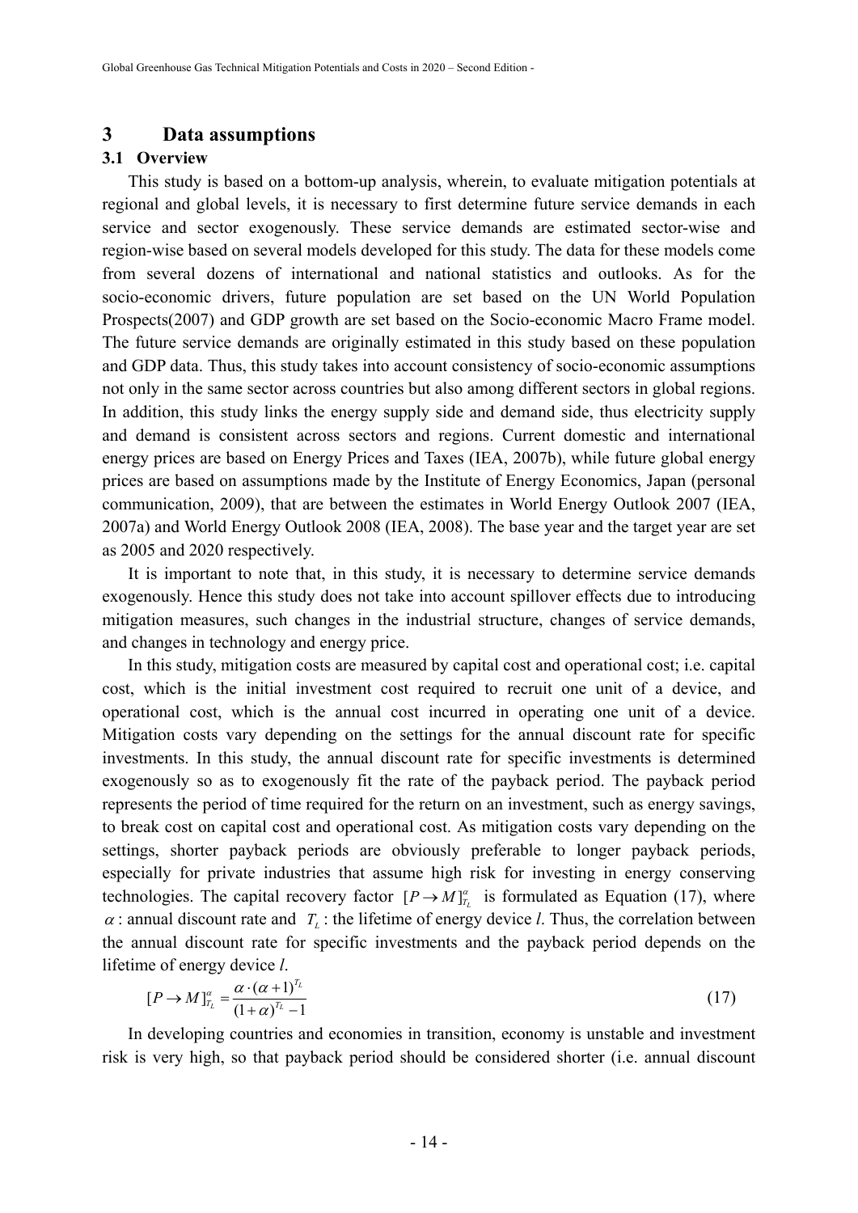## 3 Data assumptions

### 3.1 Overview

This study is based on a bottom-up analysis, wherein, to evaluate mitigation potentials at regional and global levels, it is necessary to first determine future service demands in each service and sector exogenously. These service demands are estimated sector-wise and region-wise based on several models developed for this study. The data for these models come from several dozens of international and national statistics and outlooks. As for the socio-economic drivers, future population are set based on the UN World Population Prospects(2007) and GDP growth are set based on the Socio-economic Macro Frame model. The future service demands are originally estimated in this study based on these population and GDP data. Thus, this study takes into account consistency of socio-economic assumptions not only in the same sector across countries but also among different sectors in global regions. In addition, this study links the energy supply side and demand side, thus electricity supply and demand is consistent across sectors and regions. Current domestic and international energy prices are based on Energy Prices and Taxes (IEA, 2007b), while future global energy prices are based on assumptions made by the Institute of Energy Economics, Japan (personal communication, 2009), that are between the estimates in World Energy Outlook 2007 (IEA, 2007a) and World Energy Outlook 2008 (IEA, 2008). The base year and the target year are set as 2005 and 2020 respectively.

It is important to note that, in this study, it is necessary to determine service demands exogenously. Hence this study does not take into account spillover effects due to introducing mitigation measures, such changes in the industrial structure, changes of service demands, and changes in technology and energy price.

In this study, mitigation costs are measured by capital cost and operational cost; i.e. capital cost, which is the initial investment cost required to recruit one unit of a device, and operational cost, which is the annual cost incurred in operating one unit of a device. Mitigation costs vary depending on the settings for the annual discount rate for specific investments. In this study, the annual discount rate for specific investments is determined exogenously so as to exogenously fit the rate of the payback period. The payback period represents the period of time required for the return on an investment, such as energy savings, to break cost on capital cost and operational cost. As mitigation costs vary depending on the settings, shorter payback periods are obviously preferable to longer payback periods, especially for private industries that assume high risk for investing in energy conserving technologies. The capital recovery factor $[P \rightarrow M]_{T_L}^{\alpha}$ is formulated as Equation (17), where $\alpha$ : annual discount rate and $T_L$ : the lifetime of energy device *l*. Thus, the correlation between the annual discount rate for specific investments and the payback period depends on the lifetime of energy device *l*.

$$[P \rightarrow M]_{T_L}^{\alpha} = \frac{\alpha \cdot (\alpha + 1)^{T_L}}{(1+\alpha)^{T_L} - 1} \tag{17}$$

In developing countries and economies in transition, economy is unstable and investment risk is very high, so that payback period should be considered shorter (i.e. annual discount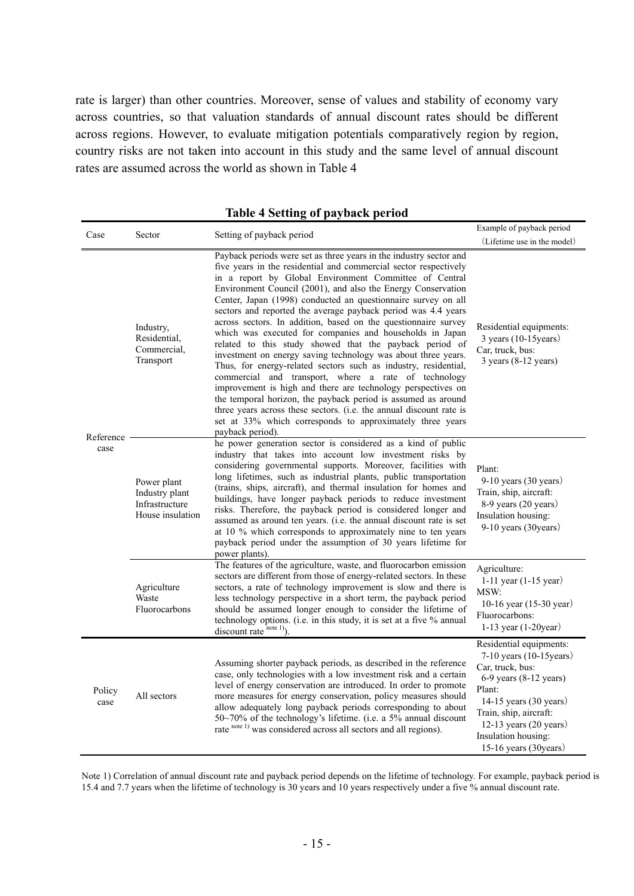rate is larger) than other countries. Moreover, sense of values and stability of economy vary across countries, so that valuation standards of annual discount rates should be different across regions. However, to evaluate mitigation potentials comparatively region by region, country risks are not taken into account in this study and the same level of annual discount rates are assumed across the world as shown in Table 4

**Table 4 Setting of payback period**

| Case | Sector | Setting of payback period | Example of payback period (Lifetime use in the model) |
|---|---|---|---|
| Reference case | Industry, Residential, Commercial, Transport | Payback periods were set as three years in the industry sector and five years in the residential and commercial sector respectively in a report by Global Environment Committee of Central Environment Council (2001), and also the Energy Conservation Center, Japan (1998) conducted an questionnaire survey on all sectors and reported the average payback period was 4.4 years across sectors. In addition, based on the questionnaire survey which was executed for companies and households in Japan related to this study showed that the payback period of investment on energy saving technology was about three years. Thus, for energy-related sectors such as industry, residential, commercial and transport, where a rate of technology improvement is high and there are technology perspectives on the temporal horizon, the payback period is assumed as around three years across these sectors. (i.e. the annual discount rate is set at 33% which corresponds to approximately three years payback period). | Residential equipments: 3 years (10-15years) Car, truck, bus: 3 years (8-12 years) |
| | Power plant Industry plant Infrastructure House insulation | he power generation sector is considered as a kind of public industry that takes into account low investment risks by considering governmental supports. Moreover, facilities with long lifetimes, such as industrial plants, public transportation (trains, ships, aircraft), and thermal insulation for homes and buildings, have longer payback periods to reduce investment risks. Therefore, the payback period is considered longer and assumed as around ten years. (i.e. the annual discount rate is set at 10 % which corresponds to approximately nine to ten years payback period under the assumption of 30 years lifetime for power plants). | Plant: 9-10 years (30 years) Train, ship, aircraft: 8-9 years (20 years) Insulation housing: 9-10 years (30years) |
| | Agriculture Waste Fluorocarbons | The features of the agriculture, waste, and fluorocarbon emission sectors are different from those of energy-related sectors. In these sectors, a rate of technology improvement is slow and there is less technology perspective in a short term, the payback period should be assumed longer enough to consider the lifetime of technology options. (i.e. in this study, it is set at a five % annual discount rate [note 1]). | Agriculture: 1-11 year (1-15 year) MSW: 10-16 year (15-30 year) Fluorocarbons: 1-13 year (1-20year) |
| Policy case | All sectors | Assuming shorter payback periods, as described in the reference case, only technologies with a low investment risk and a certain level of energy conservation are introduced. In order to promote more measures for energy conservation, policy measures should allow adequately long payback periods corresponding to about 50~70% of the technology's lifetime. (i.e. a 5% annual discount rate [note 1] was considered across all sectors and all regions). | Residential equipments: 7-10 years (10-15years) Car, truck, bus: 6-9 years (8-12 years) Plant: 14-15 years (30 years) Train, ship, aircraft: 12-13 years (20 years) Insulation housing: 15-16 years (30years) |

Note 1) Correlation of annual discount rate and payback period depends on the lifetime of technology. For example, payback period is 15.4 and 7.7 years when the lifetime of technology is 30 years and 10 years respectively under a five % annual discount rate.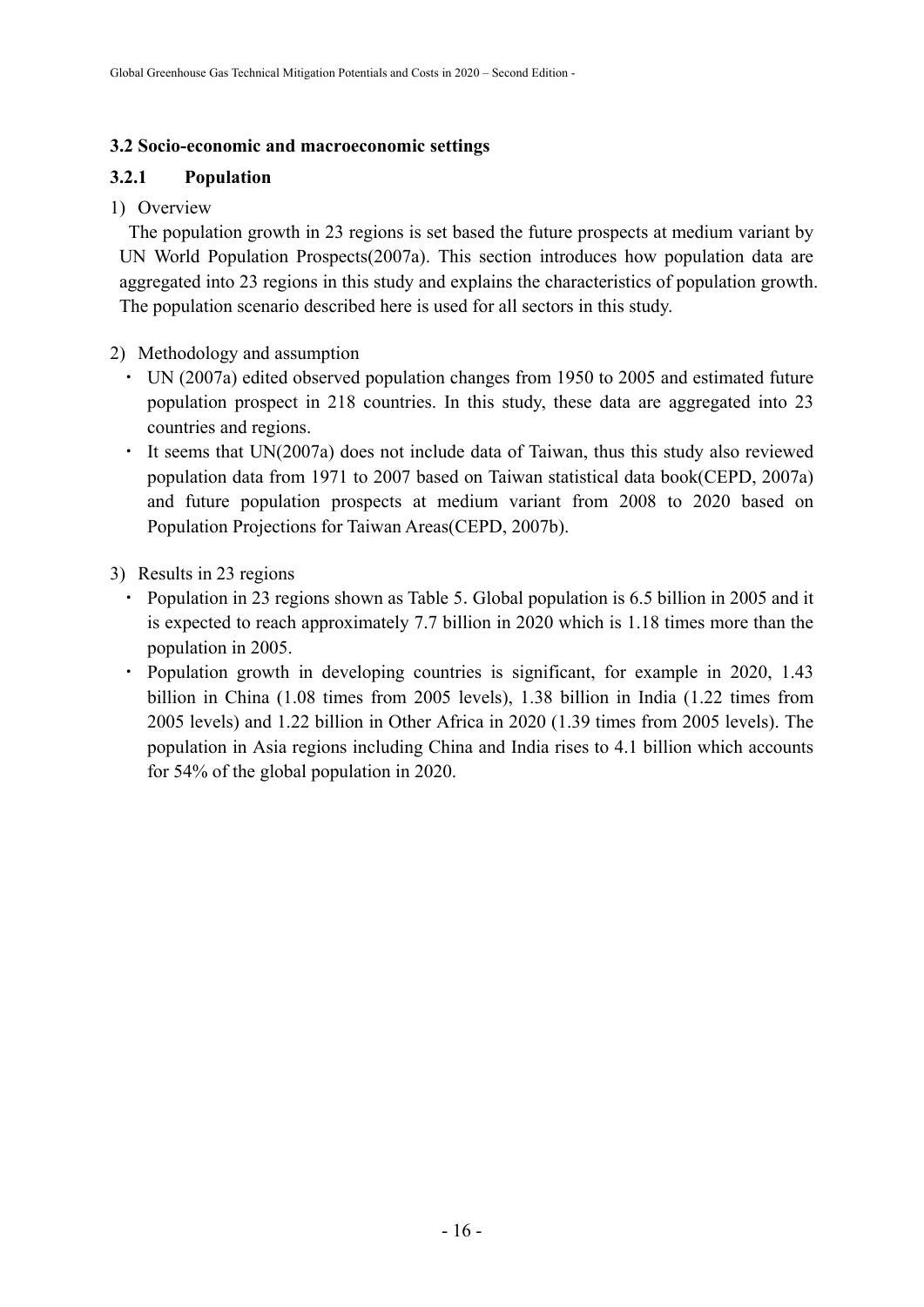### 3.2 Socio-economic and macroeconomic settings

### 3.2.1 Population

1) Overview

The population growth in 23 regions is set based the future prospects at medium variant by UN World Population Prospects(2007a). This section introduces how population data are aggregated into 23 regions in this study and explains the characteristics of population growth. The population scenario described here is used for all sectors in this study.

2) Methodology and assumption

- UN (2007a) edited observed population changes from 1950 to 2005 and estimated future population prospect in 218 countries. In this study, these data are aggregated into 23 countries and regions.
- It seems that UN(2007a) does not include data of Taiwan, thus this study also reviewed population data from 1971 to 2007 based on Taiwan statistical data book(CEPD, 2007a) and future population prospects at medium variant from 2008 to 2020 based on Population Projections for Taiwan Areas(CEPD, 2007b).

3) Results in 23 regions

- Population in 23 regions shown as Table 5. Global population is 6.5 billion in 2005 and it is expected to reach approximately 7.7 billion in 2020 which is 1.18 times more than the population in 2005.
- Population growth in developing countries is significant, for example in 2020, 1.43 billion in China (1.08 times from 2005 levels), 1.38 billion in India (1.22 times from 2005 levels) and 1.22 billion in Other Africa in 2020 (1.39 times from 2005 levels). The population in Asia regions including China and India rises to 4.1 billion which accounts for 54% of the global population in 2020.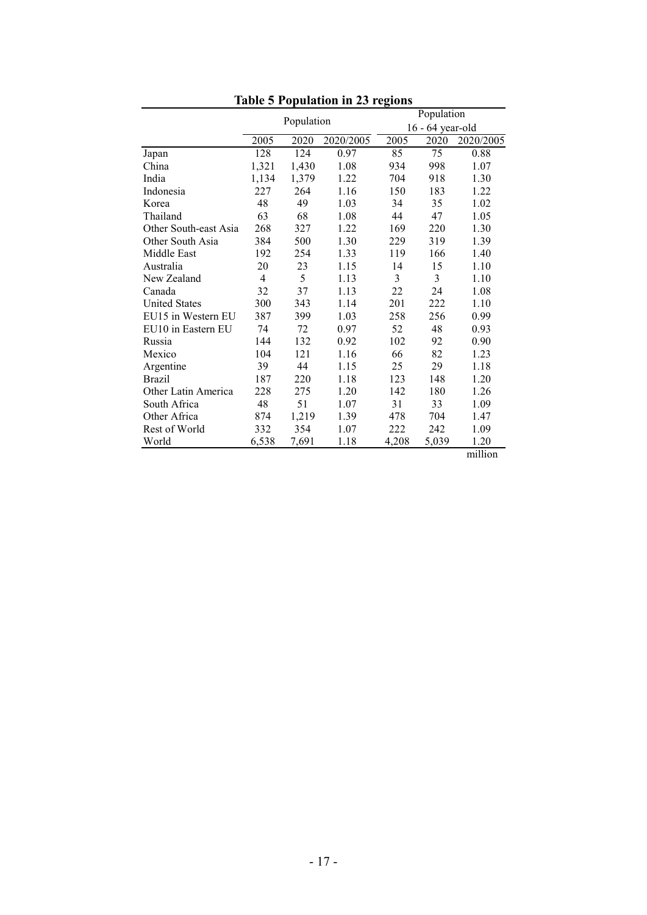**Table 5 Population in 23 regions**

| | Population | | | Population 16 - 64 year-old | | |
|---|---|---|---|---|---|---|
| | 2005 | 2020 | 2020/2005 | 2005 | 2020 | 2020/2005 |
| Japan | 128 | 124 | 0.97 | 85 | 75 | 0.88 |
| China | 1,321 | 1,430 | 1.08 | 934 | 998 | 1.07 |
| India | 1,134 | 1,379 | 1.22 | 704 | 918 | 1.30 |
| Indonesia | 227 | 264 | 1.16 | 150 | 183 | 1.22 |
| Korea | 48 | 49 | 1.03 | 34 | 35 | 1.02 |
| Thailand | 63 | 68 | 1.08 | 44 | 47 | 1.05 |
| Other South-east Asia | 268 | 327 | 1.22 | 169 | 220 | 1.30 |
| Other South Asia | 384 | 500 | 1.30 | 229 | 319 | 1.39 |
| Middle East | 192 | 254 | 1.33 | 119 | 166 | 1.40 |
| Australia | 20 | 23 | 1.15 | 14 | 15 | 1.10 |
| New Zealand | 4 | 5 | 1.13 | 3 | 3 | 1.10 |
| Canada | 32 | 37 | 1.13 | 22 | 24 | 1.08 |
| United States | 300 | 343 | 1.14 | 201 | 222 | 1.10 |
| EU15 in Western EU | 387 | 399 | 1.03 | 258 | 256 | 0.99 |
| EU10 in Eastern EU | 74 | 72 | 0.97 | 52 | 48 | 0.93 |
| Russia | 144 | 132 | 0.92 | 102 | 92 | 0.90 |
| Mexico | 104 | 121 | 1.16 | 66 | 82 | 1.23 |
| Argentine | 39 | 44 | 1.15 | 25 | 29 | 1.18 |
| Brazil | 187 | 220 | 1.18 | 123 | 148 | 1.20 |
| Other Latin America | 228 | 275 | 1.20 | 142 | 180 | 1.26 |
| South Africa | 48 | 51 | 1.07 | 31 | 33 | 1.09 |
| Other Africa | 874 | 1,219 | 1.39 | 478 | 704 | 1.47 |
| Rest of World | 332 | 354 | 1.07 | 222 | 242 | 1.09 |
| World | 6,538 | 7,691 | 1.18 | 4,208 | 5,039 | 1.20 |

million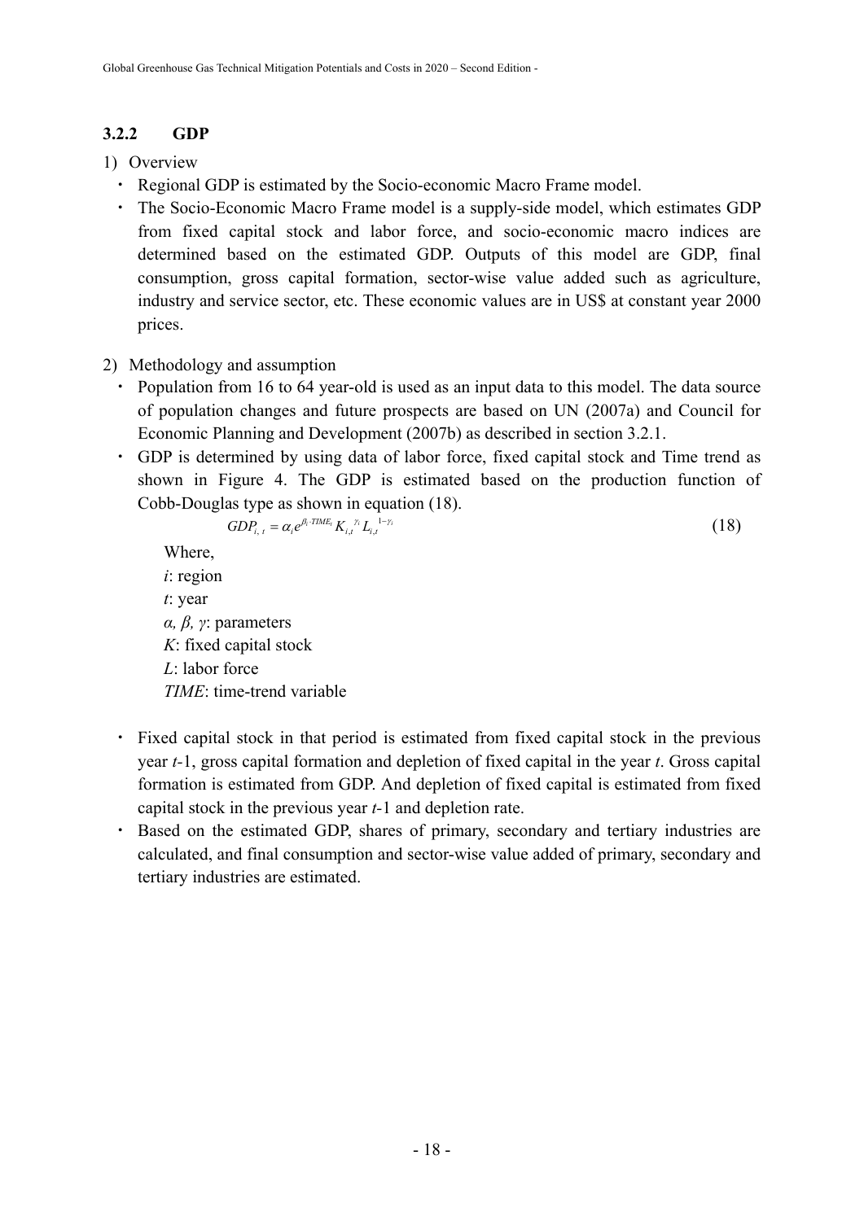### 3.2.2 GDP

1) Overview

- Regional GDP is estimated by the Socio-economic Macro Frame model.
- The Socio-Economic Macro Frame model is a supply-side model, which estimates GDP from fixed capital stock and labor force, and socio-economic macro indices are determined based on the estimated GDP. Outputs of this model are GDP, final consumption, gross capital formation, sector-wise value added such as agriculture, industry and service sector, etc. These economic values are in US$ at constant year 2000 prices.

2) Methodology and assumption

- Population from 16 to 64 year-old is used as an input data to this model. The data source of population changes and future prospects are based on UN (2007a) and Council for Economic Planning and Development (2007b) as described in section 3.2.1.
- GDP is determined by using data of labor force, fixed capital stock and Time trend as shown in Figure 4. The GDP is estimated based on the production function of Cobb-Douglas type as shown in equation (18).

$$GDP_{i,\,t} = \alpha_i e^{\beta_i \cdot TIME_t} K_{i,t}^{\ \gamma_i} L_{i,t}^{\ 1-\gamma_i} \tag{18}$$

Where,
*i*: region
*t*: year
*α, β, γ*: parameters
*K*: fixed capital stock
*L*: labor force
*TIME*: time-trend variable

- Fixed capital stock in that period is estimated from fixed capital stock in the previous year *t*-1, gross capital formation and depletion of fixed capital in the year *t*. Gross capital formation is estimated from GDP. And depletion of fixed capital is estimated from fixed capital stock in the previous year *t*-1 and depletion rate.
- Based on the estimated GDP, shares of primary, secondary and tertiary industries are calculated, and final consumption and sector-wise value added of primary, secondary and tertiary industries are estimated.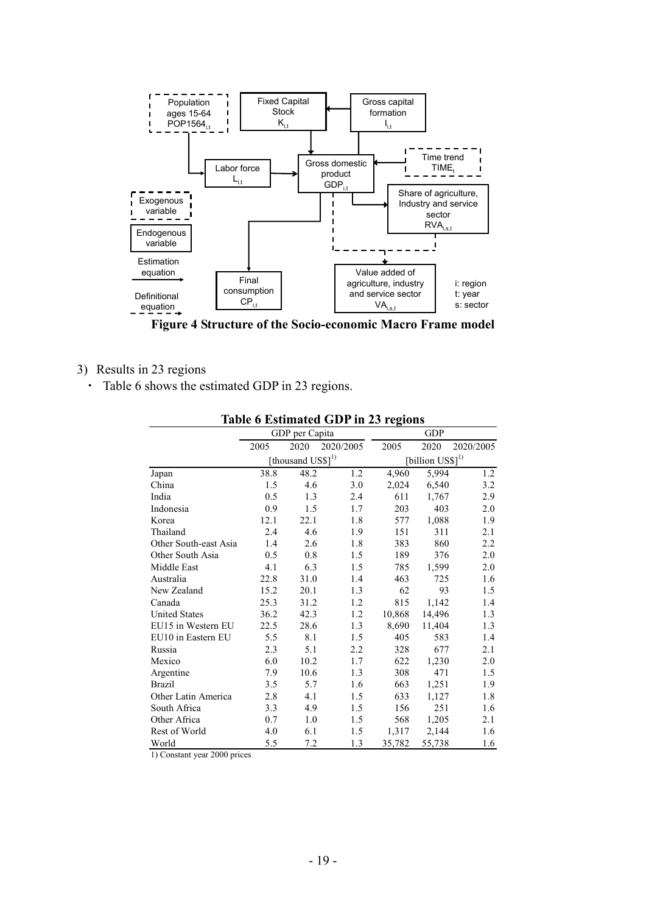**Figure 4 Structure of the Socio-economic Macro Frame model**

3) Results in 23 regions

- Table 6 shows the estimated GDP in 23 regions.

**Table 6 Estimated GDP in 23 regions**

| | GDP per Capita | | | GDP | | |
|---|---|---|---|---|---|---|
| | 2005 | 2020 | 2020/2005 | 2005 | 2020 | 2020/2005 |
| | [thousand US$][1)] | | | [billion US$][1)] | | |
| Japan | 38.8 | 48.2 | 1.2 | 4,960 | 5,994 | 1.2 |
| China | 1.5 | 4.6 | 3.0 | 2,024 | 6,540 | 3.2 |
| India | 0.5 | 1.3 | 2.4 | 611 | 1,767 | 2.9 |
| Indonesia | 0.9 | 1.5 | 1.7 | 203 | 403 | 2.0 |
| Korea | 12.1 | 22.1 | 1.8 | 577 | 1,088 | 1.9 |
| Thailand | 2.4 | 4.6 | 1.9 | 151 | 311 | 2.1 |
| Other South-east Asia | 1.4 | 2.6 | 1.8 | 383 | 860 | 2.2 |
| Other South Asia | 0.5 | 0.8 | 1.5 | 189 | 376 | 2.0 |
| Middle East | 4.1 | 6.3 | 1.5 | 785 | 1,599 | 2.0 |
| Australia | 22.8 | 31.0 | 1.4 | 463 | 725 | 1.6 |
| New Zealand | 15.2 | 20.1 | 1.3 | 62 | 93 | 1.5 |
| Canada | 25.3 | 31.2 | 1.2 | 815 | 1,142 | 1.4 |
| United States | 36.2 | 42.3 | 1.2 | 10,868 | 14,496 | 1.3 |
| EU15 in Western EU | 22.5 | 28.6 | 1.3 | 8,690 | 11,404 | 1.3 |
| EU10 in Eastern EU | 5.5 | 8.1 | 1.5 | 405 | 583 | 1.4 |
| Russia | 2.3 | 5.1 | 2.2 | 328 | 677 | 2.1 |
| Mexico | 6.0 | 10.2 | 1.7 | 622 | 1,230 | 2.0 |
| Argentine | 7.9 | 10.6 | 1.3 | 308 | 471 | 1.5 |
| Brazil | 3.5 | 5.7 | 1.6 | 663 | 1,251 | 1.9 |
| Other Latin America | 2.8 | 4.1 | 1.5 | 633 | 1,127 | 1.8 |
| South Africa | 3.3 | 4.9 | 1.5 | 156 | 251 | 1.6 |
| Other Africa | 0.7 | 1.0 | 1.5 | 568 | 1,205 | 2.1 |
| Rest of World | 4.0 | 6.1 | 1.5 | 1,317 | 2,144 | 1.6 |
| World | 5.5 | 7.2 | 1.3 | 35,782 | 55,738 | 1.6 |

1) Constant year 2000 prices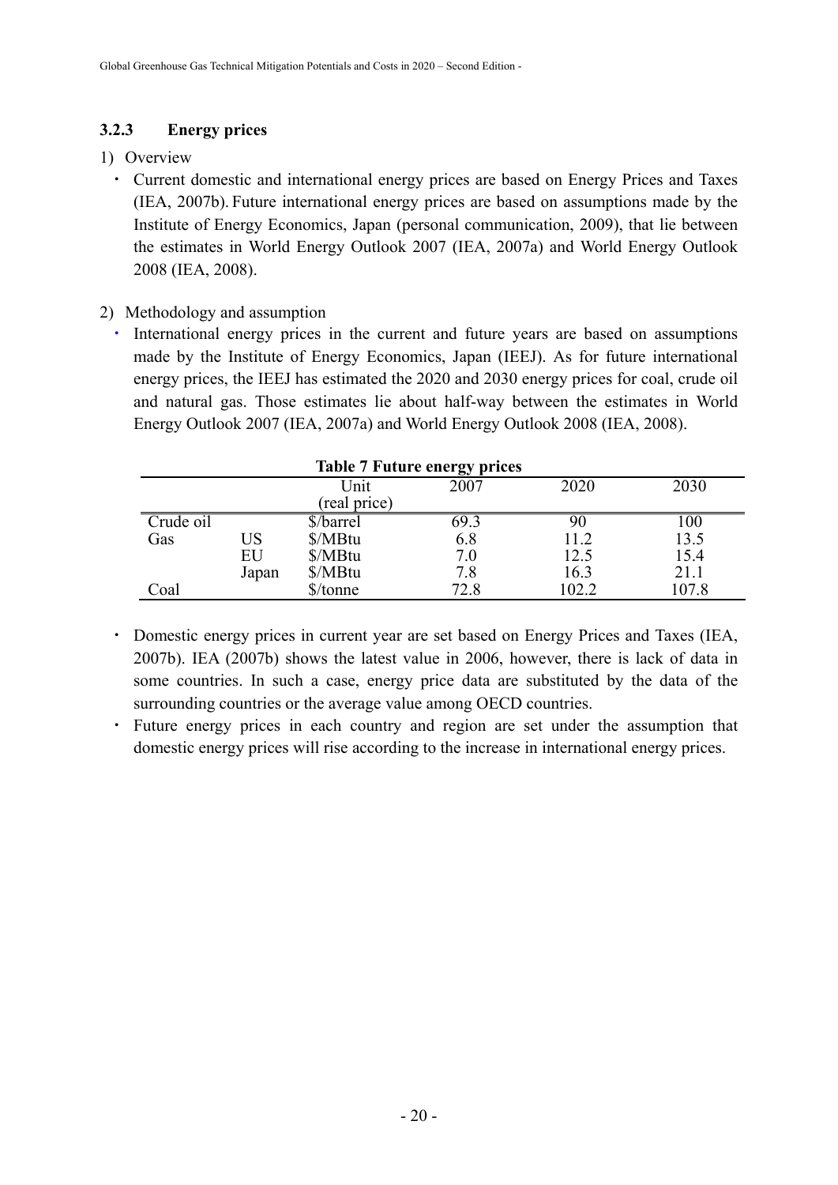### 3.2.3 Energy prices

1) Overview

- Current domestic and international energy prices are based on Energy Prices and Taxes (IEA, 2007b). Future international energy prices are based on assumptions made by the Institute of Energy Economics, Japan (personal communication, 2009), that lie between the estimates in World Energy Outlook 2007 (IEA, 2007a) and World Energy Outlook 2008 (IEA, 2008).

2) Methodology and assumption

- International energy prices in the current and future years are based on assumptions made by the Institute of Energy Economics, Japan (IEEJ). As for future international energy prices, the IEEJ has estimated the 2020 and 2030 energy prices for coal, crude oil and natural gas. Those estimates lie about half-way between the estimates in World Energy Outlook 2007 (IEA, 2007a) and World Energy Outlook 2008 (IEA, 2008).

**Table 7 Future energy prices**

| | | Unit (real price) | 2007 | 2020 | 2030 |
|---|---|---|---|---|---|
| Crude oil | | $/barrel | 69.3 | 90 | 100 |
| Gas | US | $/MBtu | 6.8 | 11.2 | 13.5 |
| | EU | $/MBtu | 7.0 | 12.5 | 15.4 |
| | Japan | $/MBtu | 7.8 | 16.3 | 21.1 |
| Coal | | $/tonne | 72.8 | 102.2 | 107.8 |

- Domestic energy prices in current year are set based on Energy Prices and Taxes (IEA, 2007b). IEA (2007b) shows the latest value in 2006, however, there is lack of data in some countries. In such a case, energy price data are substituted by the data of the surrounding countries or the average value among OECD countries.
- Future energy prices in each country and region are set under the assumption that domestic energy prices will rise according to the increase in international energy prices.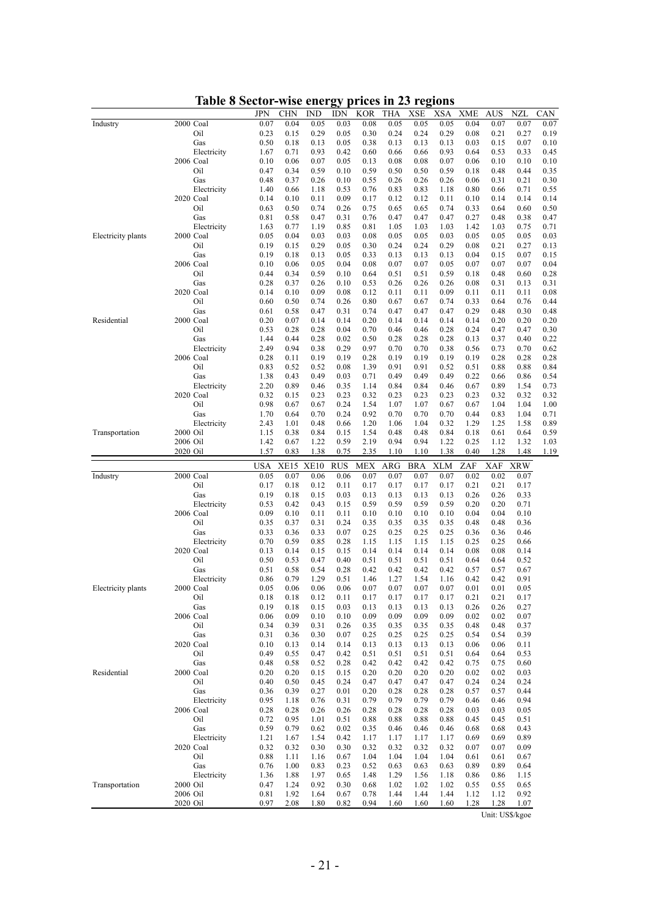# Table 8 Sector-wise energy prices in 23 regions

| | | | JPN | CHN | IND | IDN | KOR | THA | XSE | XSA | XME | AUS | NZL | CAN |
|---|---|---|---|---|---|---|---|---|---|---|---|---|---|---|
| Industry | 2000 | Coal | 0.07 | 0.04 | 0.05 | 0.03 | 0.08 | 0.05 | 0.05 | 0.05 | 0.04 | 0.07 | 0.07 | 0.07 |
| | | Oil | 0.23 | 0.15 | 0.29 | 0.05 | 0.30 | 0.24 | 0.24 | 0.29 | 0.08 | 0.21 | 0.27 | 0.19 |
| | | Gas | 0.50 | 0.18 | 0.13 | 0.05 | 0.38 | 0.13 | 0.13 | 0.13 | 0.03 | 0.15 | 0.07 | 0.10 |
| | | Electricity | 1.67 | 0.71 | 0.93 | 0.42 | 0.60 | 0.66 | 0.66 | 0.93 | 0.64 | 0.53 | 0.33 | 0.45 |
| | 2006 | Coal | 0.10 | 0.06 | 0.07 | 0.05 | 0.13 | 0.08 | 0.08 | 0.07 | 0.06 | 0.10 | 0.10 | 0.10 |
| | | Oil | 0.47 | 0.34 | 0.59 | 0.10 | 0.59 | 0.50 | 0.50 | 0.59 | 0.18 | 0.48 | 0.44 | 0.35 |
| | | Gas | 0.48 | 0.37 | 0.26 | 0.10 | 0.55 | 0.26 | 0.26 | 0.26 | 0.06 | 0.31 | 0.21 | 0.30 |
| | | Electricity | 1.40 | 0.66 | 1.18 | 0.53 | 0.76 | 0.83 | 0.83 | 1.18 | 0.80 | 0.66 | 0.71 | 0.55 |
| | 2020 | Coal | 0.14 | 0.10 | 0.11 | 0.09 | 0.17 | 0.12 | 0.12 | 0.11 | 0.10 | 0.14 | 0.14 | 0.14 |
| | | Oil | 0.63 | 0.50 | 0.74 | 0.26 | 0.75 | 0.65 | 0.65 | 0.74 | 0.33 | 0.64 | 0.60 | 0.50 |
| | | Gas | 0.81 | 0.58 | 0.47 | 0.31 | 0.76 | 0.47 | 0.47 | 0.47 | 0.27 | 0.48 | 0.38 | 0.47 |
| | | Electricity | 1.63 | 0.77 | 1.19 | 0.85 | 0.81 | 1.05 | 1.03 | 1.03 | 1.42 | 1.03 | 0.75 | 0.71 |
| Electricity plants | 2000 | Coal | 0.05 | 0.04 | 0.03 | 0.03 | 0.08 | 0.05 | 0.05 | 0.03 | 0.05 | 0.05 | 0.05 | 0.03 |
| | | Oil | 0.19 | 0.15 | 0.29 | 0.05 | 0.30 | 0.24 | 0.24 | 0.29 | 0.08 | 0.21 | 0.27 | 0.13 |
| | | Gas | 0.19 | 0.18 | 0.13 | 0.05 | 0.33 | 0.13 | 0.13 | 0.13 | 0.04 | 0.15 | 0.07 | 0.15 |
| | 2006 | Coal | 0.10 | 0.06 | 0.05 | 0.04 | 0.08 | 0.07 | 0.07 | 0.05 | 0.07 | 0.07 | 0.07 | 0.04 |
| | | Oil | 0.44 | 0.34 | 0.59 | 0.10 | 0.64 | 0.51 | 0.51 | 0.59 | 0.18 | 0.48 | 0.60 | 0.28 |
| | | Gas | 0.28 | 0.37 | 0.26 | 0.10 | 0.53 | 0.26 | 0.26 | 0.26 | 0.08 | 0.31 | 0.13 | 0.31 |
| | 2020 | Coal | 0.14 | 0.10 | 0.09 | 0.08 | 0.12 | 0.11 | 0.11 | 0.09 | 0.11 | 0.11 | 0.11 | 0.08 |
| | | Oil | 0.60 | 0.50 | 0.74 | 0.26 | 0.80 | 0.67 | 0.67 | 0.74 | 0.33 | 0.64 | 0.76 | 0.44 |
| | | Gas | 0.61 | 0.58 | 0.47 | 0.31 | 0.74 | 0.47 | 0.47 | 0.47 | 0.29 | 0.48 | 0.30 | 0.48 |
| Residential | 2000 | Coal | 0.20 | 0.07 | 0.14 | 0.14 | 0.20 | 0.14 | 0.14 | 0.14 | 0.14 | 0.20 | 0.20 | 0.20 |
| | | Oil | 0.53 | 0.28 | 0.28 | 0.04 | 0.70 | 0.46 | 0.46 | 0.28 | 0.24 | 0.47 | 0.47 | 0.30 |
| | | Gas | 1.44 | 0.44 | 0.28 | 0.02 | 0.50 | 0.28 | 0.28 | 0.28 | 0.13 | 0.37 | 0.40 | 0.22 |
| | | Electricity | 2.49 | 0.94 | 0.38 | 0.29 | 0.97 | 0.70 | 0.70 | 0.38 | 0.56 | 0.73 | 0.70 | 0.62 |
| | 2006 | Coal | 0.28 | 0.11 | 0.19 | 0.19 | 0.28 | 0.19 | 0.19 | 0.19 | 0.19 | 0.28 | 0.28 | 0.28 |
| | | Oil | 0.83 | 0.52 | 0.52 | 0.08 | 1.39 | 0.91 | 0.91 | 0.52 | 0.51 | 0.88 | 0.88 | 0.84 |
| | | Gas | 1.38 | 0.43 | 0.49 | 0.03 | 0.71 | 0.49 | 0.49 | 0.49 | 0.22 | 0.66 | 0.86 | 0.54 |
| | | Electricity | 2.20 | 0.89 | 0.46 | 0.35 | 1.14 | 0.84 | 0.84 | 0.46 | 0.67 | 0.89 | 1.54 | 0.73 |
| | 2020 | Coal | 0.32 | 0.15 | 0.23 | 0.23 | 0.32 | 0.23 | 0.23 | 0.23 | 0.23 | 0.32 | 0.32 | 0.32 |
| | | Oil | 0.98 | 0.67 | 0.67 | 0.24 | 1.54 | 1.07 | 1.07 | 0.67 | 0.67 | 1.04 | 1.04 | 1.00 |
| | | Gas | 1.70 | 0.64 | 0.70 | 0.24 | 0.92 | 0.70 | 0.70 | 0.70 | 0.44 | 0.83 | 1.04 | 0.71 |
| | | Electricity | 2.43 | 1.01 | 0.48 | 0.66 | 1.20 | 1.06 | 1.04 | 0.32 | 1.29 | 1.25 | 1.58 | 0.89 |
| Transportation | 2000 | Oil | 1.15 | 0.38 | 0.84 | 0.15 | 1.54 | 0.48 | 0.48 | 0.84 | 0.18 | 0.61 | 0.64 | 0.59 |
| | 2006 | Oil | 1.42 | 0.67 | 1.22 | 0.59 | 2.19 | 0.94 | 0.94 | 1.22 | 0.25 | 1.12 | 1.32 | 1.03 |
| | 2020 | Oil | 1.57 | 0.83 | 1.38 | 0.75 | 2.35 | 1.10 | 1.10 | 1.38 | 0.40 | 1.28 | 1.48 | 1.19 |

| | | | USA | XE15 | XE10 | RUS | MEX | ARG | BRA | XLM | ZAF | XAF | XRW |
|---|---|---|---|---|---|---|---|---|---|---|---|---|---|
| Industry | 2000 | Coal | 0.05 | 0.07 | 0.06 | 0.06 | 0.07 | 0.07 | 0.07 | 0.07 | 0.02 | 0.02 | 0.07 |
| | | Oil | 0.17 | 0.18 | 0.12 | 0.11 | 0.17 | 0.17 | 0.17 | 0.17 | 0.21 | 0.21 | 0.17 |
| | | Gas | 0.19 | 0.18 | 0.15 | 0.03 | 0.13 | 0.13 | 0.13 | 0.13 | 0.26 | 0.26 | 0.33 |
| | | Electricity | 0.53 | 0.42 | 0.43 | 0.15 | 0.59 | 0.59 | 0.59 | 0.59 | 0.20 | 0.20 | 0.71 |
| | 2006 | Coal | 0.09 | 0.10 | 0.11 | 0.11 | 0.10 | 0.10 | 0.10 | 0.10 | 0.04 | 0.04 | 0.10 |
| | | Oil | 0.35 | 0.37 | 0.31 | 0.24 | 0.35 | 0.35 | 0.35 | 0.35 | 0.48 | 0.48 | 0.36 |
| | | Gas | 0.33 | 0.36 | 0.33 | 0.07 | 0.25 | 0.25 | 0.25 | 0.25 | 0.36 | 0.36 | 0.46 |
| | | Electricity | 0.70 | 0.59 | 0.85 | 0.28 | 1.15 | 1.15 | 1.15 | 1.15 | 0.25 | 0.25 | 0.66 |
| | 2020 | Coal | 0.13 | 0.14 | 0.15 | 0.15 | 0.14 | 0.14 | 0.14 | 0.14 | 0.08 | 0.08 | 0.14 |
| | | Oil | 0.50 | 0.53 | 0.47 | 0.40 | 0.51 | 0.51 | 0.51 | 0.51 | 0.64 | 0.64 | 0.52 |
| | | Gas | 0.51 | 0.58 | 0.54 | 0.28 | 0.42 | 0.42 | 0.42 | 0.42 | 0.57 | 0.57 | 0.67 |
| | | Electricity | 0.86 | 0.79 | 1.29 | 0.51 | 1.46 | 1.27 | 1.54 | 1.16 | 0.42 | 0.42 | 0.91 |
| Electricity plants | 2000 | Coal | 0.05 | 0.06 | 0.06 | 0.06 | 0.07 | 0.07 | 0.07 | 0.07 | 0.01 | 0.01 | 0.05 |
| | | Oil | 0.18 | 0.18 | 0.12 | 0.11 | 0.17 | 0.17 | 0.17 | 0.17 | 0.21 | 0.21 | 0.17 |
| | | Gas | 0.19 | 0.18 | 0.15 | 0.03 | 0.13 | 0.13 | 0.13 | 0.13 | 0.26 | 0.26 | 0.27 |
| | 2006 | Coal | 0.06 | 0.09 | 0.10 | 0.10 | 0.09 | 0.09 | 0.09 | 0.09 | 0.02 | 0.02 | 0.07 |
| | | Oil | 0.34 | 0.39 | 0.31 | 0.26 | 0.35 | 0.35 | 0.35 | 0.35 | 0.48 | 0.48 | 0.37 |
| | | Gas | 0.31 | 0.36 | 0.30 | 0.07 | 0.25 | 0.25 | 0.25 | 0.25 | 0.54 | 0.54 | 0.39 |
| | 2020 | Coal | 0.10 | 0.13 | 0.14 | 0.14 | 0.13 | 0.13 | 0.13 | 0.13 | 0.06 | 0.06 | 0.11 |
| | | Oil | 0.49 | 0.55 | 0.47 | 0.42 | 0.51 | 0.51 | 0.51 | 0.51 | 0.64 | 0.64 | 0.53 |
| | | Gas | 0.48 | 0.58 | 0.52 | 0.28 | 0.42 | 0.42 | 0.42 | 0.42 | 0.75 | 0.75 | 0.60 |
| Residential | 2000 | Coal | 0.20 | 0.20 | 0.15 | 0.15 | 0.20 | 0.20 | 0.20 | 0.20 | 0.02 | 0.02 | 0.03 |
| | | Oil | 0.40 | 0.50 | 0.45 | 0.24 | 0.47 | 0.47 | 0.47 | 0.47 | 0.24 | 0.24 | 0.24 |
| | | Gas | 0.36 | 0.39 | 0.27 | 0.01 | 0.20 | 0.28 | 0.28 | 0.28 | 0.57 | 0.57 | 0.44 |
| | | Electricity | 0.95 | 1.18 | 0.76 | 0.31 | 0.79 | 0.79 | 0.79 | 0.79 | 0.46 | 0.46 | 0.94 |
| | 2006 | Coal | 0.28 | 0.28 | 0.26 | 0.26 | 0.28 | 0.28 | 0.28 | 0.28 | 0.03 | 0.03 | 0.05 |
| | | Oil | 0.72 | 0.95 | 1.01 | 0.51 | 0.88 | 0.88 | 0.88 | 0.88 | 0.45 | 0.45 | 0.51 |
| | | Gas | 0.59 | 0.79 | 0.62 | 0.02 | 0.35 | 0.46 | 0.46 | 0.46 | 0.68 | 0.68 | 0.43 |
| | | Electricity | 1.21 | 1.67 | 1.54 | 0.42 | 1.17 | 1.17 | 1.17 | 1.17 | 0.69 | 0.69 | 0.89 |
| | 2020 | Coal | 0.32 | 0.32 | 0.30 | 0.30 | 0.32 | 0.32 | 0.32 | 0.32 | 0.07 | 0.07 | 0.09 |
| | | Oil | 0.88 | 1.11 | 1.16 | 0.67 | 1.04 | 1.04 | 1.04 | 1.04 | 0.61 | 0.61 | 0.67 |
| | | Gas | 0.76 | 1.00 | 0.83 | 0.23 | 0.52 | 0.63 | 0.63 | 0.63 | 0.89 | 0.89 | 0.64 |
| | | Electricity | 1.36 | 1.88 | 1.97 | 0.65 | 1.48 | 1.29 | 1.56 | 1.18 | 0.86 | 0.86 | 1.15 |
| Transportation | 2000 | Oil | 0.47 | 1.24 | 0.92 | 0.30 | 0.68 | 1.02 | 1.02 | 1.02 | 0.55 | 0.55 | 0.65 |
| | 2006 | Oil | 0.81 | 1.92 | 1.64 | 0.67 | 0.78 | 1.44 | 1.44 | 1.44 | 1.12 | 1.12 | 0.92 |
| | 2020 | Oil | 0.97 | 2.08 | 1.80 | 0.82 | 0.94 | 1.60 | 1.60 | 1.60 | 1.28 | 1.28 | 1.07 |

Unit: US$/kgoe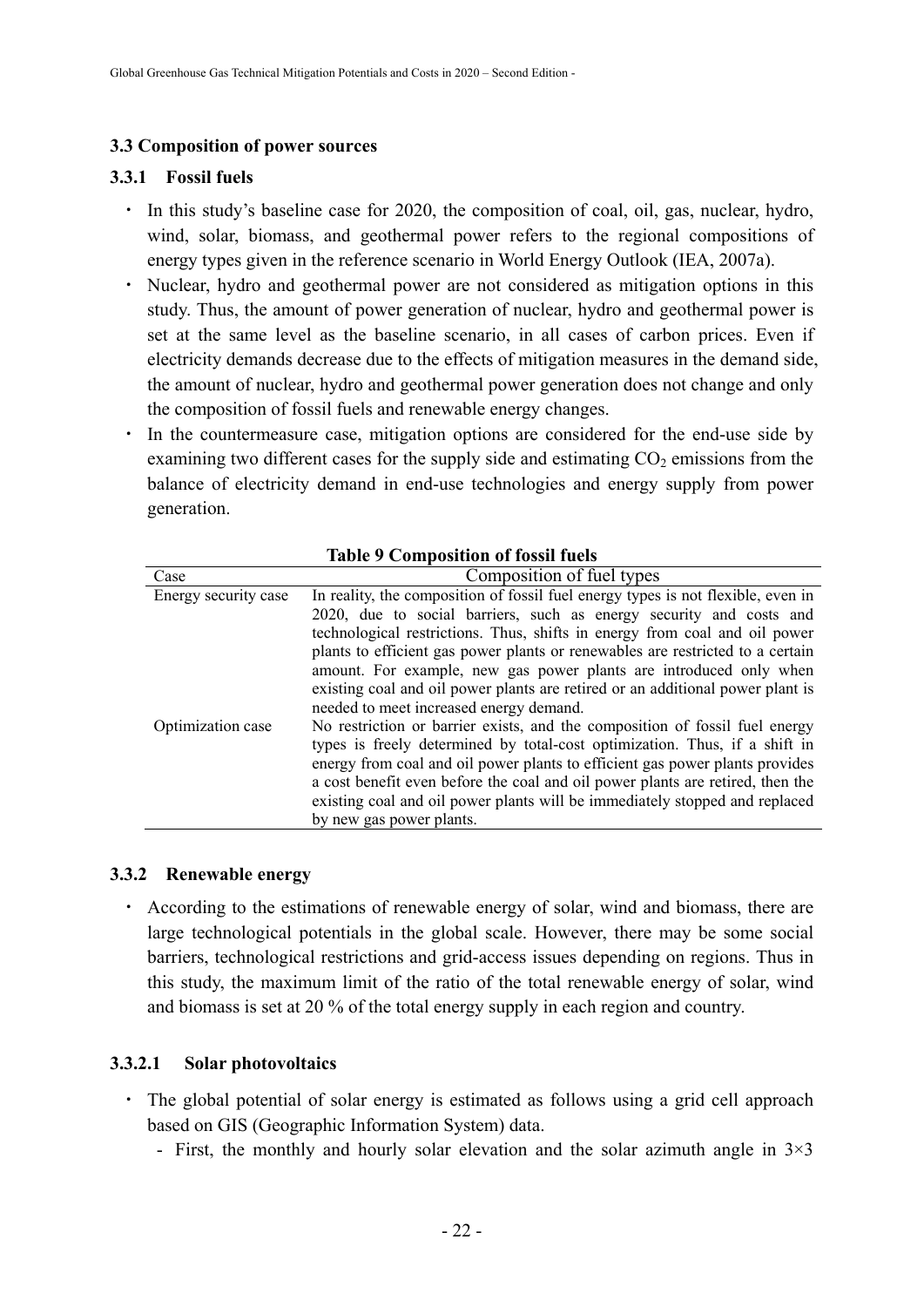### 3.3 Composition of power sources

#### 3.3.1 Fossil fuels

- In this study's baseline case for 2020, the composition of coal, oil, gas, nuclear, hydro, wind, solar, biomass, and geothermal power refers to the regional compositions of energy types given in the reference scenario in World Energy Outlook (IEA, 2007a).
- Nuclear, hydro and geothermal power are not considered as mitigation options in this study. Thus, the amount of power generation of nuclear, hydro and geothermal power is set at the same level as the baseline scenario, in all cases of carbon prices. Even if electricity demands decrease due to the effects of mitigation measures in the demand side, the amount of nuclear, hydro and geothermal power generation does not change and only the composition of fossil fuels and renewable energy changes.
- In the countermeasure case, mitigation options are considered for the end-use side by examining two different cases for the supply side and estimating $CO_2$ emissions from the balance of electricity demand in end-use technologies and energy supply from power generation.

**Table 9 Composition of fossil fuels**

| Case | Composition of fuel types |
|---|---|
| Energy security case | In reality, the composition of fossil fuel energy types is not flexible, even in 2020, due to social barriers, such as energy security and costs and technological restrictions. Thus, shifts in energy from coal and oil power plants to efficient gas power plants or renewables are restricted to a certain amount. For example, new gas power plants are introduced only when existing coal and oil power plants are retired or an additional power plant is needed to meet increased energy demand. |
| Optimization case | No restriction or barrier exists, and the composition of fossil fuel energy types is freely determined by total-cost optimization. Thus, if a shift in energy from coal and oil power plants to efficient gas power plants provides a cost benefit even before the coal and oil power plants are retired, then the existing coal and oil power plants will be immediately stopped and replaced by new gas power plants. |

#### 3.3.2 Renewable energy

- According to the estimations of renewable energy of solar, wind and biomass, there are large technological potentials in the global scale. However, there may be some social barriers, technological restrictions and grid-access issues depending on regions. Thus in this study, the maximum limit of the ratio of the total renewable energy of solar, wind and biomass is set at 20 % of the total energy supply in each region and country.

##### 3.3.2.1 Solar photovoltaics

- The global potential of solar energy is estimated as follows using a grid cell approach based on GIS (Geographic Information System) data.
  - First, the monthly and hourly solar elevation and the solar azimuth angle in 3×3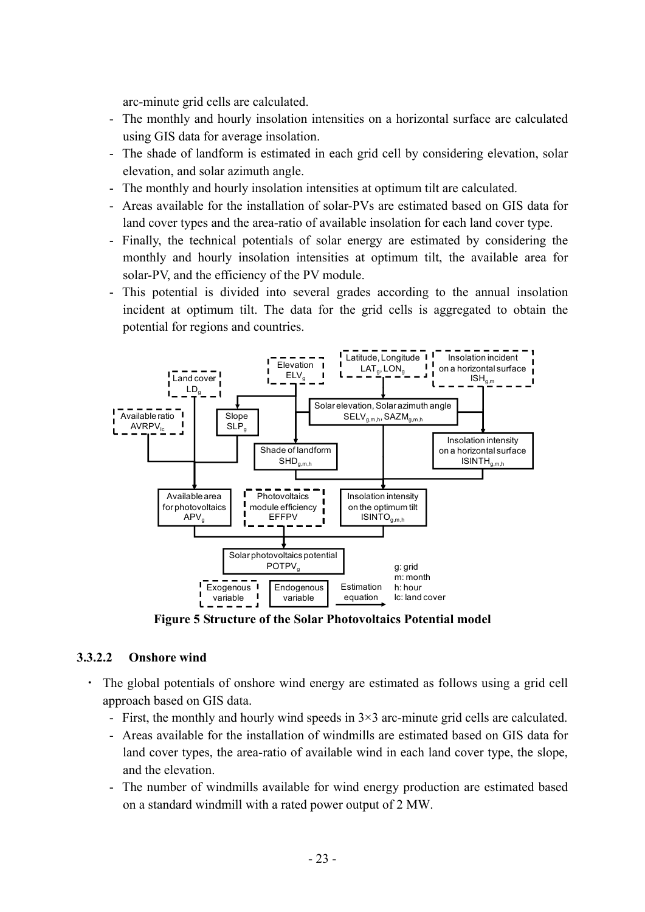arc-minute grid cells are calculated.

- The monthly and hourly insolation intensities on a horizontal surface are calculated using GIS data for average insolation.
- The shade of landform is estimated in each grid cell by considering elevation, solar elevation, and solar azimuth angle.
- The monthly and hourly insolation intensities at optimum tilt are calculated.
- Areas available for the installation of solar-PVs are estimated based on GIS data for land cover types and the area-ratio of available insolation for each land cover type.
- Finally, the technical potentials of solar energy are estimated by considering the monthly and hourly insolation intensities at optimum tilt, the available area for solar-PV, and the efficiency of the PV module.
- This potential is divided into several grades according to the annual insolation incident at optimum tilt. The data for the grid cells is aggregated to obtain the potential for regions and countries.

**Figure 5 Structure of the Solar Photovoltaics Potential model**

### 3.3.2.2 Onshore wind

- The global potentials of onshore wind energy are estimated as follows using a grid cell approach based on GIS data.
  - First, the monthly and hourly wind speeds in 3×3 arc-minute grid cells are calculated.
  - Areas available for the installation of windmills are estimated based on GIS data for land cover types, the area-ratio of available wind in each land cover type, the slope, and the elevation.
  - The number of windmills available for wind energy production are estimated based on a standard windmill with a rated power output of 2 MW.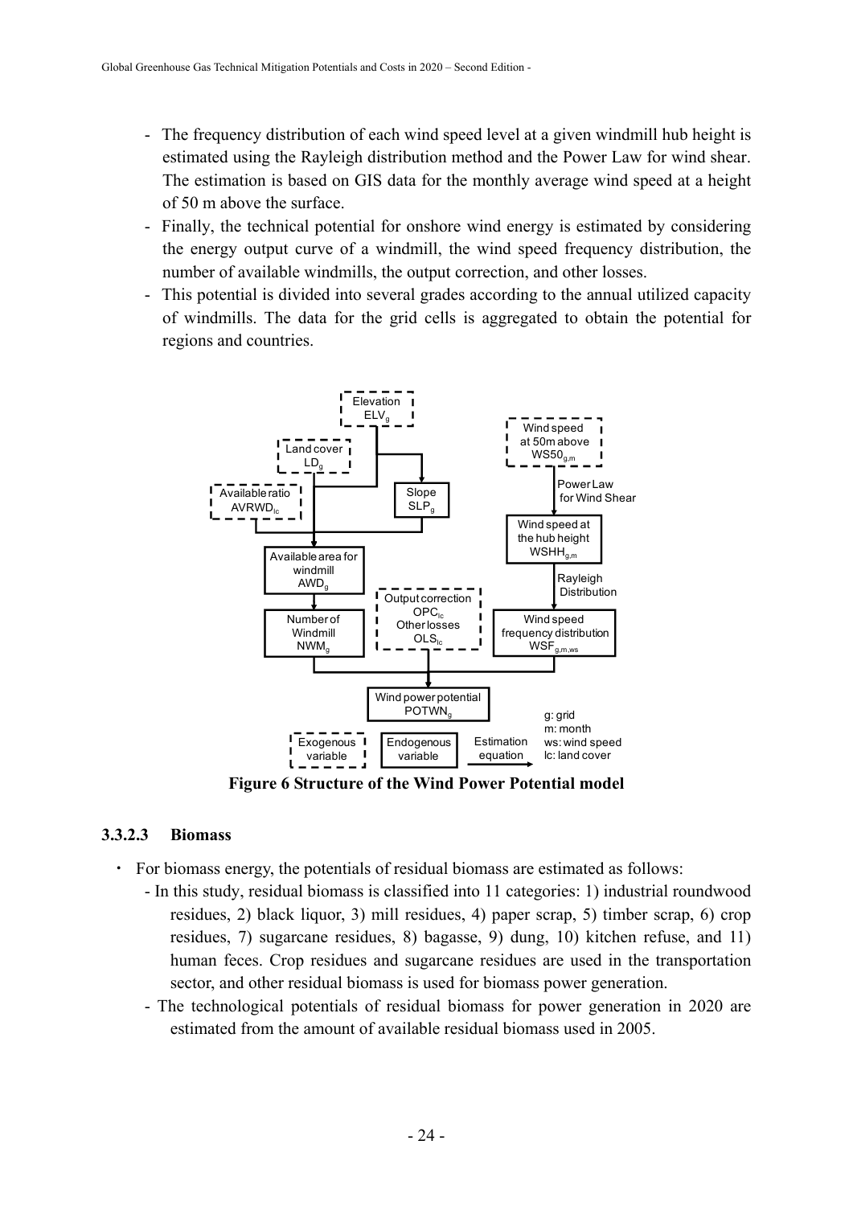- The frequency distribution of each wind speed level at a given windmill hub height is estimated using the Rayleigh distribution method and the Power Law for wind shear. The estimation is based on GIS data for the monthly average wind speed at a height of 50 m above the surface.
- Finally, the technical potential for onshore wind energy is estimated by considering the energy output curve of a windmill, the wind speed frequency distribution, the number of available windmills, the output correction, and other losses.
- This potential is divided into several grades according to the annual utilized capacity of windmills. The data for the grid cells is aggregated to obtain the potential for regions and countries.

**Figure 6 Structure of the Wind Power Potential model**

#### 3.3.2.3 Biomass

- For biomass energy, the potentials of residual biomass are estimated as follows:
  - In this study, residual biomass is classified into 11 categories: 1) industrial roundwood residues, 2) black liquor, 3) mill residues, 4) paper scrap, 5) timber scrap, 6) crop residues, 7) sugarcane residues, 8) bagasse, 9) dung, 10) kitchen refuse, and 11) human feces. Crop residues and sugarcane residues are used in the transportation sector, and other residual biomass is used for biomass power generation.
  - The technological potentials of residual biomass for power generation in 2020 are estimated from the amount of available residual biomass used in 2005.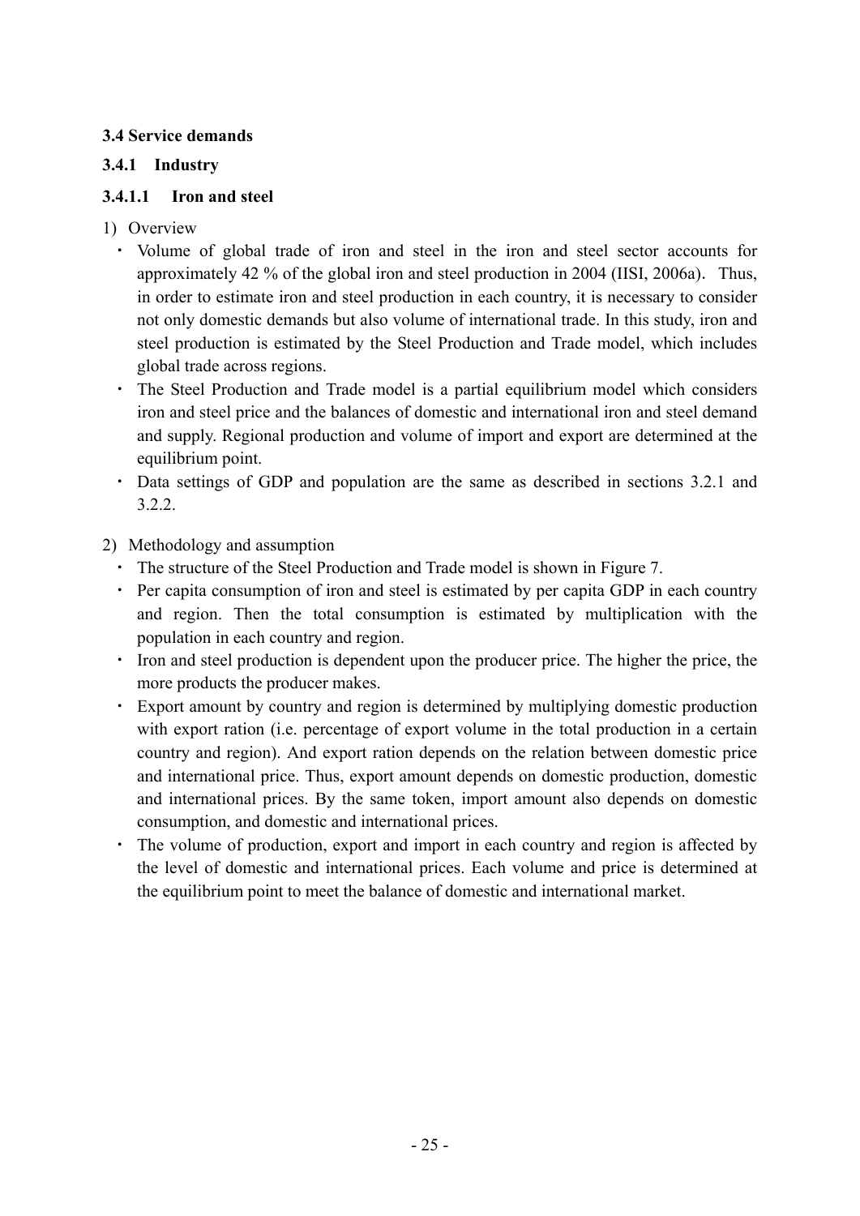### 3.4 Service demands

### 3.4.1 Industry

#### 3.4.1.1 Iron and steel

1) Overview

- Volume of global trade of iron and steel in the iron and steel sector accounts for approximately 42 % of the global iron and steel production in 2004 (IISI, 2006a). Thus, in order to estimate iron and steel production in each country, it is necessary to consider not only domestic demands but also volume of international trade. In this study, iron and steel production is estimated by the Steel Production and Trade model, which includes global trade across regions.
- The Steel Production and Trade model is a partial equilibrium model which considers iron and steel price and the balances of domestic and international iron and steel demand and supply. Regional production and volume of import and export are determined at the equilibrium point.
- Data settings of GDP and population are the same as described in sections 3.2.1 and 3.2.2.

2) Methodology and assumption

- The structure of the Steel Production and Trade model is shown in Figure 7.
- Per capita consumption of iron and steel is estimated by per capita GDP in each country and region. Then the total consumption is estimated by multiplication with the population in each country and region.
- Iron and steel production is dependent upon the producer price. The higher the price, the more products the producer makes.
- Export amount by country and region is determined by multiplying domestic production with export ration (i.e. percentage of export volume in the total production in a certain country and region). And export ration depends on the relation between domestic price and international price. Thus, export amount depends on domestic production, domestic and international prices. By the same token, import amount also depends on domestic consumption, and domestic and international prices.
- The volume of production, export and import in each country and region is affected by the level of domestic and international prices. Each volume and price is determined at the equilibrium point to meet the balance of domestic and international market.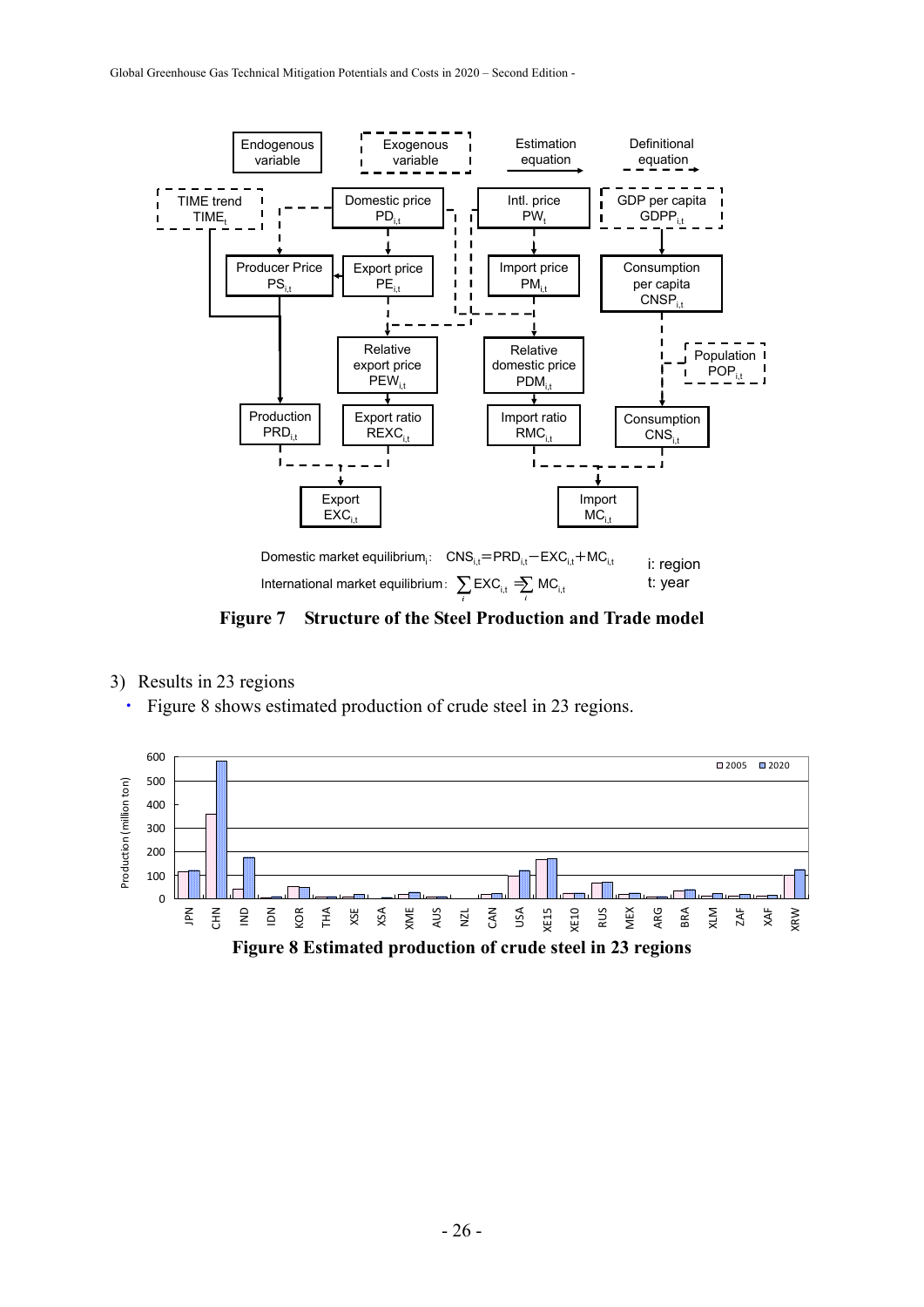Domestic market equilibrium$_i$: $CNS_{i,t} = PRD_{i,t} - EXC_{i,t} + MC_{i,t}$

International market equilibrium: $\sum_i EXC_{i,t} = \sum_i MC_{i,t}$

i: region

t: year

**Figure 7 Structure of the Steel Production and Trade model**

3) Results in 23 regions

- Figure 8 shows estimated production of crude steel in 23 regions.

**Figure 8 Estimated production of crude steel in 23 regions**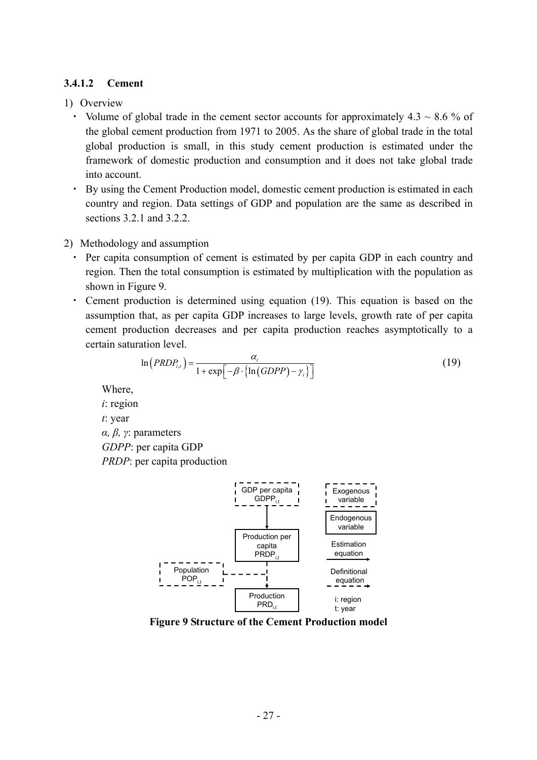### 3.4.1.2 Cement

1) Overview

- Volume of global trade in the cement sector accounts for approximately 4.3 ~ 8.6 % of the global cement production from 1971 to 2005. As the share of global trade in the total global production is small, in this study cement production is estimated under the framework of domestic production and consumption and it does not take global trade into account.
- By using the Cement Production model, domestic cement production is estimated in each country and region. Data settings of GDP and population are the same as described in sections 3.2.1 and 3.2.2.

2) Methodology and assumption

- Per capita consumption of cement is estimated by per capita GDP in each country and region. Then the total consumption is estimated by multiplication with the population as shown in Figure 9.
- Cement production is determined using equation (19). This equation is based on the assumption that, as per capita GDP increases to large levels, growth rate of per capita cement production decreases and per capita production reaches asymptotically to a certain saturation level.

$$\ln\left(PRDP_{i,t}\right) = \frac{\alpha_i}{1+\exp\left[-\beta\cdot\left\{\ln\left(GDPP\right)-\gamma_i\right\}\right]} \tag{19}$$

Where,
*i*: region
*t*: year
*α, β, γ*: parameters
*GDPP*: per capita GDP
*PRDP*: per capita production

GDP per capita $GDPP_{i,t}$ → Production per capita $PRDP_{i,t}$ → Production $PRD_{i,t}$ ← Population $POP_{i,t}$

Legend: Exogenous variable (dashed box); Endogenous variable (solid box); Estimation equation (solid arrow); Definitional equation (dashed arrow); i: region; t: year

**Figure 9 Structure of the Cement Production model**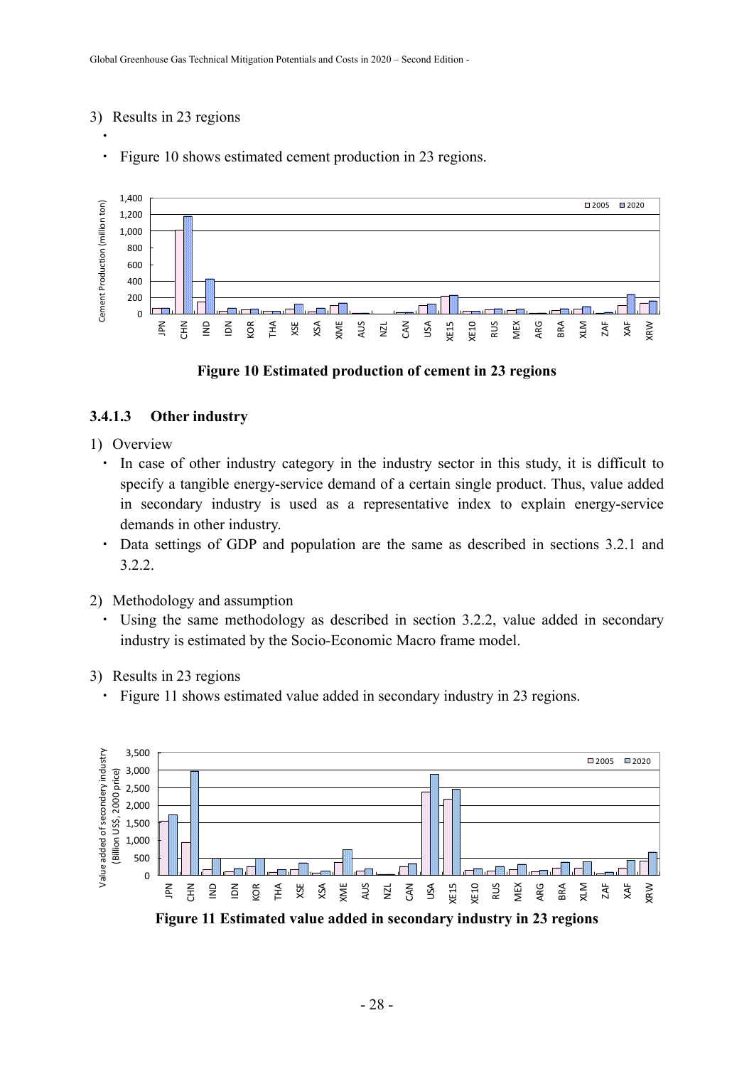3) Results in 23 regions

・ Figure 10 shows estimated cement production in 23 regions.

**Figure 10 Estimated production of cement in 23 regions**

### 3.4.1.3 Other industry

1) Overview

- ・ In case of other industry category in the industry sector in this study, it is difficult to specify a tangible energy-service demand of a certain single product. Thus, value added in secondary industry is used as a representative index to explain energy-service demands in other industry.
- ・ Data settings of GDP and population are the same as described in sections 3.2.1 and 3.2.2.

2) Methodology and assumption

- ・ Using the same methodology as described in section 3.2.2, value added in secondary industry is estimated by the Socio-Economic Macro frame model.

3) Results in 23 regions

- ・ Figure 11 shows estimated value added in secondary industry in 23 regions.

**Figure 11 Estimated value added in secondary industry in 23 regions**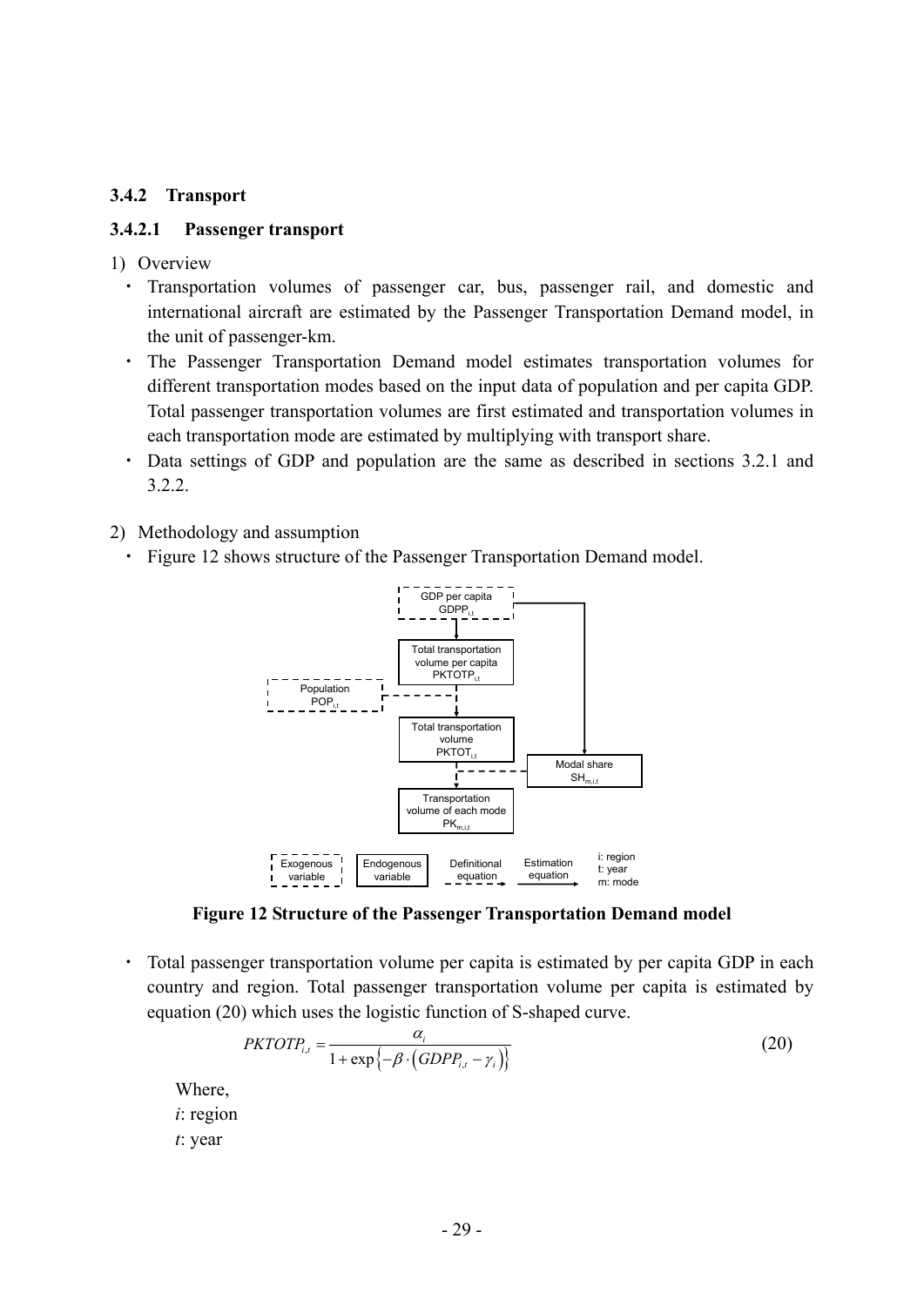### 3.4.2 Transport

#### 3.4.2.1 Passenger transport

1) Overview

- Transportation volumes of passenger car, bus, passenger rail, and domestic and international aircraft are estimated by the Passenger Transportation Demand model, in the unit of passenger-km.
- The Passenger Transportation Demand model estimates transportation volumes for different transportation modes based on the input data of population and per capita GDP. Total passenger transportation volumes are first estimated and transportation volumes in each transportation mode are estimated by multiplying with transport share.
- Data settings of GDP and population are the same as described in sections 3.2.1 and 3.2.2.

2) Methodology and assumption

- Figure 12 shows structure of the Passenger Transportation Demand model.

GDP per capita $GDPP_{i,t}$

Total transportation volume per capita $PKTOTP_{i,t}$

Population $POP_{i,t}$

Total transportation volume $PKTOT_{i,t}$

Modal share $SH_{m,i,t}$

Transportation volume of each mode $PK_{m,i,t}$

Exogenous variable | Endogenous variable | Definitional equation | Estimation equation | i: region, t: year, m: mode

**Figure 12 Structure of the Passenger Transportation Demand model**

- Total passenger transportation volume per capita is estimated by per capita GDP in each country and region. Total passenger transportation volume per capita is estimated by equation (20) which uses the logistic function of S-shaped curve.

$$PKTOTP_{i,t} = \frac{\alpha_i}{1 + \exp\left\{-\beta \cdot \left(GDPP_{i,t} - \gamma_i\right)\right\}} \tag{20}$$

Where,
*i*: region
*t*: year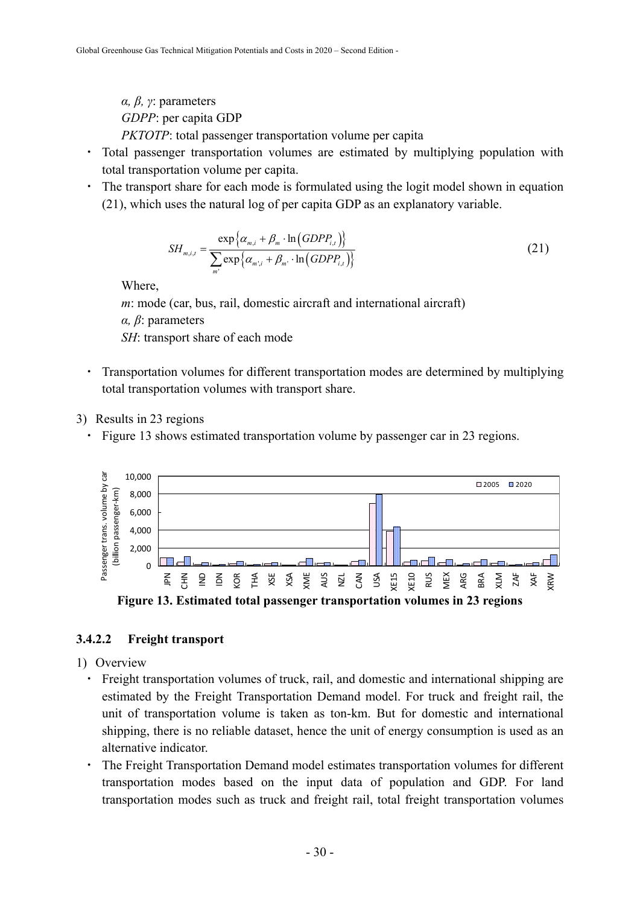*α, β, γ*: parameters

*GDPP*: per capita GDP

*PKTOTP*: total passenger transportation volume per capita

- Total passenger transportation volumes are estimated by multiplying population with total transportation volume per capita.
- The transport share for each mode is formulated using the logit model shown in equation (21), which uses the natural log of per capita GDP as an explanatory variable.

$$SH_{m,i,t} = \frac{\exp\left\{\alpha_{m,i} + \beta_m \cdot \ln\left(GDPP_{i,t}\right)\right\}}{\sum_{m'} \exp\left\{\alpha_{m',i} + \beta_{m'} \cdot \ln\left(GDPP_{i,t}\right)\right\}} \tag{21}$$

Where,

*m*: mode (car, bus, rail, domestic aircraft and international aircraft)

*α, β*: parameters

*SH*: transport share of each mode

- Transportation volumes for different transportation modes are determined by multiplying total transportation volumes with transport share.

3) Results in 23 regions

- Figure 13 shows estimated transportation volume by passenger car in 23 regions.

**Figure 13. Estimated total passenger transportation volumes in 23 regions**

### 3.4.2.2 Freight transport

1) Overview

- Freight transportation volumes of truck, rail, and domestic and international shipping are estimated by the Freight Transportation Demand model. For truck and freight rail, the unit of transportation volume is taken as ton-km. But for domestic and international shipping, there is no reliable dataset, hence the unit of energy consumption is used as an alternative indicator.
- The Freight Transportation Demand model estimates transportation volumes for different transportation modes based on the input data of population and GDP. For land transportation modes such as truck and freight rail, total freight transportation volumes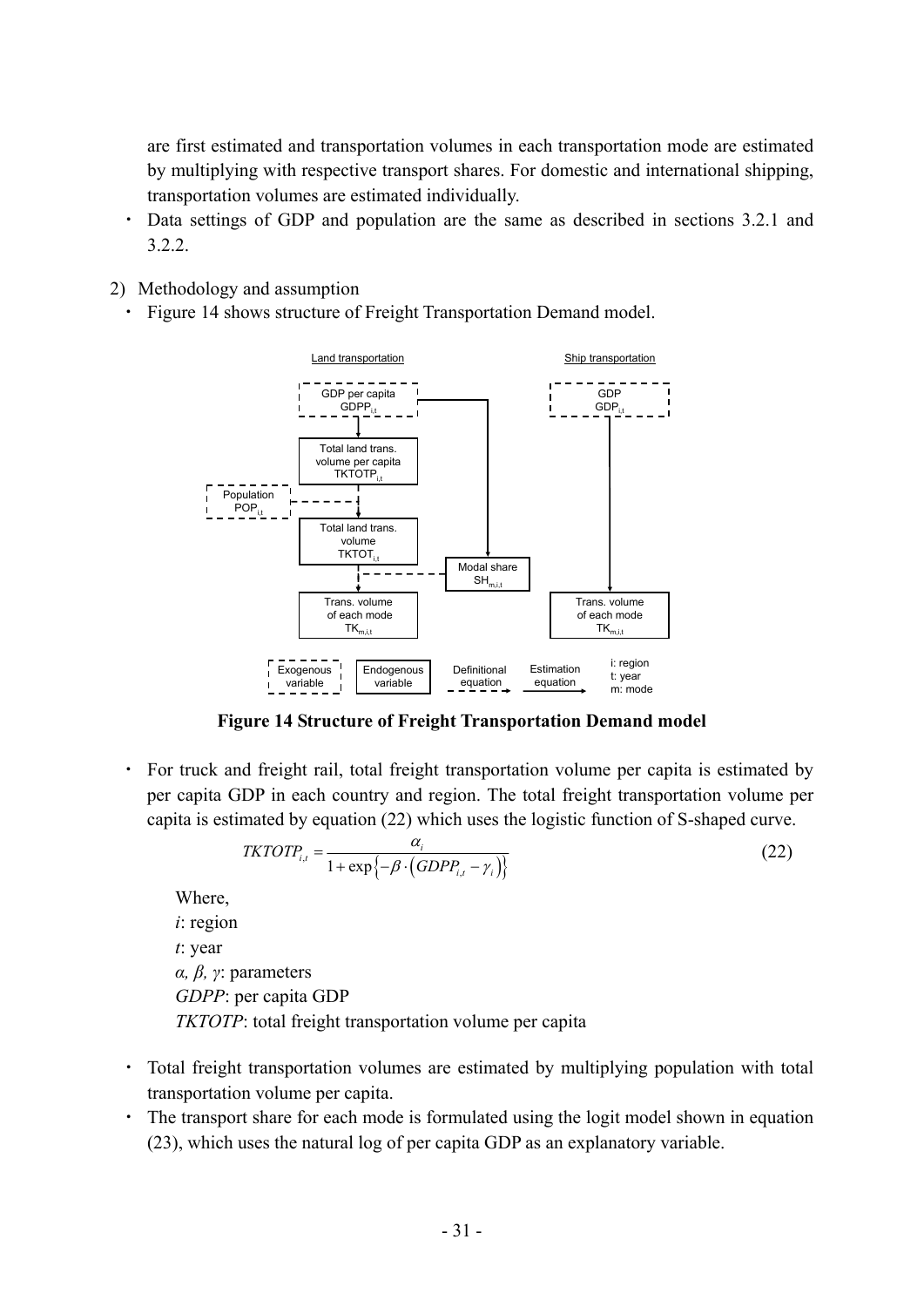are first estimated and transportation volumes in each transportation mode are estimated by multiplying with respective transport shares. For domestic and international shipping, transportation volumes are estimated individually.

- Data settings of GDP and population are the same as described in sections 3.2.1 and 3.2.2.

2) Methodology and assumption

- Figure 14 shows structure of Freight Transportation Demand model.

**Figure 14 Structure of Freight Transportation Demand model**

- For truck and freight rail, total freight transportation volume per capita is estimated by per capita GDP in each country and region. The total freight transportation volume per capita is estimated by equation (22) which uses the logistic function of S-shaped curve.

$$TKTOTP_{i,t} = \frac{\alpha_i}{1 + \exp\left\{-\beta \cdot \left(GDPP_{i,t} - \gamma_i\right)\right\}} \tag{22}$$

Where,
*i*: region
*t*: year
*α, β, γ*: parameters
*GDPP*: per capita GDP
*TKTOTP*: total freight transportation volume per capita

- Total freight transportation volumes are estimated by multiplying population with total transportation volume per capita.
- The transport share for each mode is formulated using the logit model shown in equation (23), which uses the natural log of per capita GDP as an explanatory variable.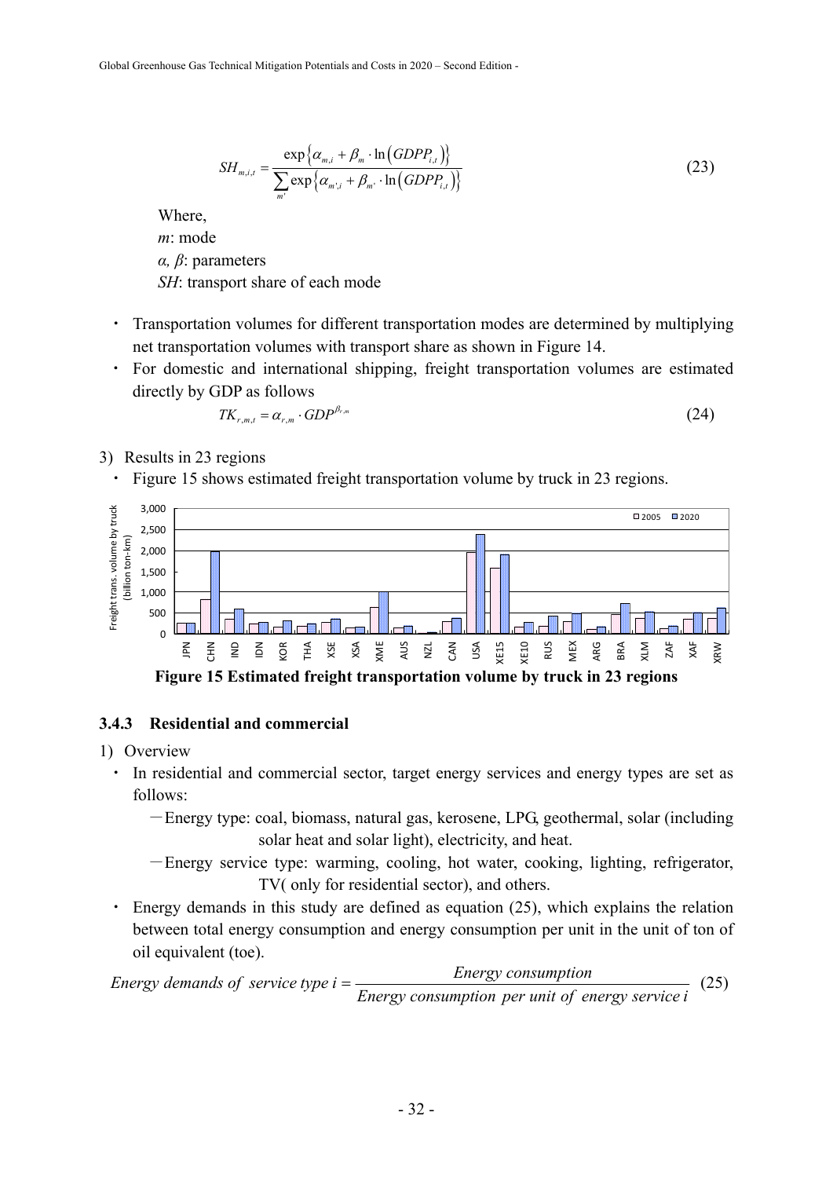$$SH_{m,i,t} = \frac{\exp\left\{\alpha_{m,i} + \beta_m \cdot \ln\left(GDPP_{i,t}\right)\right\}}{\sum_{m'} \exp\left\{\alpha_{m',i} + \beta_{m'} \cdot \ln\left(GDPP_{i,t}\right)\right\}} \tag{23}$$

Where,

$m$: mode

$\alpha$, $\beta$: parameters

$SH$: transport share of each mode

- Transportation volumes for different transportation modes are determined by multiplying net transportation volumes with transport share as shown in Figure 14.
- For domestic and international shipping, freight transportation volumes are estimated directly by GDP as follows

$$TK_{r,m,t} = \alpha_{r,m} \cdot GDP^{\beta_{r,m}} \tag{24}$$

3) Results in 23 regions

- Figure 15 shows estimated freight transportation volume by truck in 23 regions.

**Figure 15 Estimated freight transportation volume by truck in 23 regions**

### 3.4.3 Residential and commercial

1) Overview

- In residential and commercial sector, target energy services and energy types are set as follows:
  - －Energy type: coal, biomass, natural gas, kerosene, LPG, geothermal, solar (including solar heat and solar light), electricity, and heat.
  - －Energy service type: warming, cooling, hot water, cooking, lighting, refrigerator, TV( only for residential sector), and others.
- Energy demands in this study are defined as equation (25), which explains the relation between total energy consumption and energy consumption per unit in the unit of ton of oil equivalent (toe).

$$Energy\ demands\ of\ service\ type\ i = \frac{Energy\ consumption}{Energy\ consumption\ per\ unit\ of\ energy\ service\ i} \tag{25}$$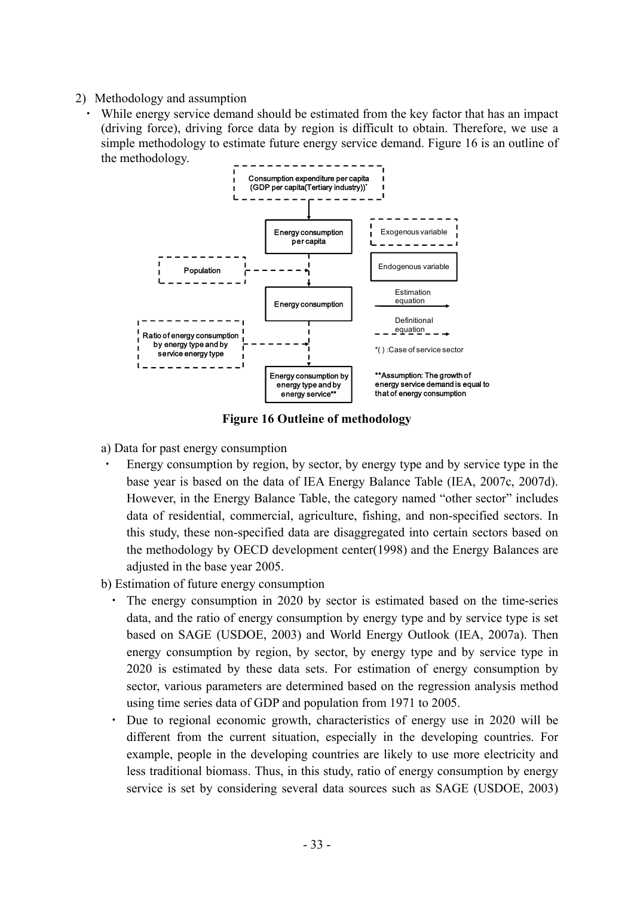2) Methodology and assumption

- While energy service demand should be estimated from the key factor that has an impact (driving force), driving force data by region is difficult to obtain. Therefore, we use a simple methodology to estimate future energy service demand. Figure 16 is an outline of the methodology.

**Figure 16 Outleine of methodology**

a) Data for past energy consumption

- Energy consumption by region, by sector, by energy type and by service type in the base year is based on the data of IEA Energy Balance Table (IEA, 2007c, 2007d). However, in the Energy Balance Table, the category named "other sector" includes data of residential, commercial, agriculture, fishing, and non-specified sectors. In this study, these non-specified data are disaggregated into certain sectors based on the methodology by OECD development center(1998) and the Energy Balances are adjusted in the base year 2005.

b) Estimation of future energy consumption

- The energy consumption in 2020 by sector is estimated based on the time-series data, and the ratio of energy consumption by energy type and by service type is set based on SAGE (USDOE, 2003) and World Energy Outlook (IEA, 2007a). Then energy consumption by region, by sector, by energy type and by service type in 2020 is estimated by these data sets. For estimation of energy consumption by sector, various parameters are determined based on the regression analysis method using time series data of GDP and population from 1971 to 2005.
- Due to regional economic growth, characteristics of energy use in 2020 will be different from the current situation, especially in the developing countries. For example, people in the developing countries are likely to use more electricity and less traditional biomass. Thus, in this study, ratio of energy consumption by energy service is set by considering several data sources such as SAGE (USDOE, 2003)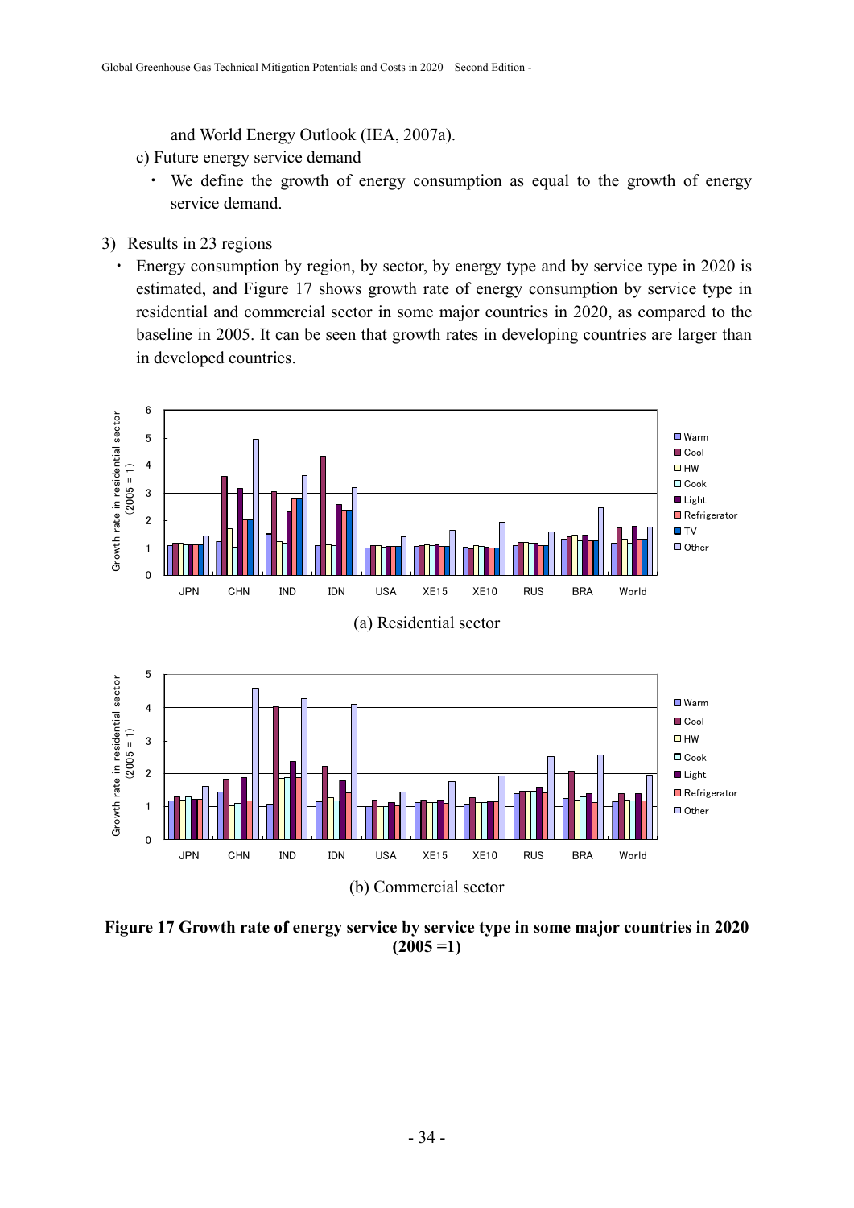and World Energy Outlook (IEA, 2007a).

c) Future energy service demand

- We define the growth of energy consumption as equal to the growth of energy service demand.

3) Results in 23 regions

- Energy consumption by region, by sector, by energy type and by service type in 2020 is estimated, and Figure 17 shows growth rate of energy consumption by service type in residential and commercial sector in some major countries in 2020, as compared to the baseline in 2005. It can be seen that growth rates in developing countries are larger than in developed countries.

(a) Residential sector

(b) Commercial sector

**Figure 17 Growth rate of energy service by service type in some major countries in 2020 (2005 =1)**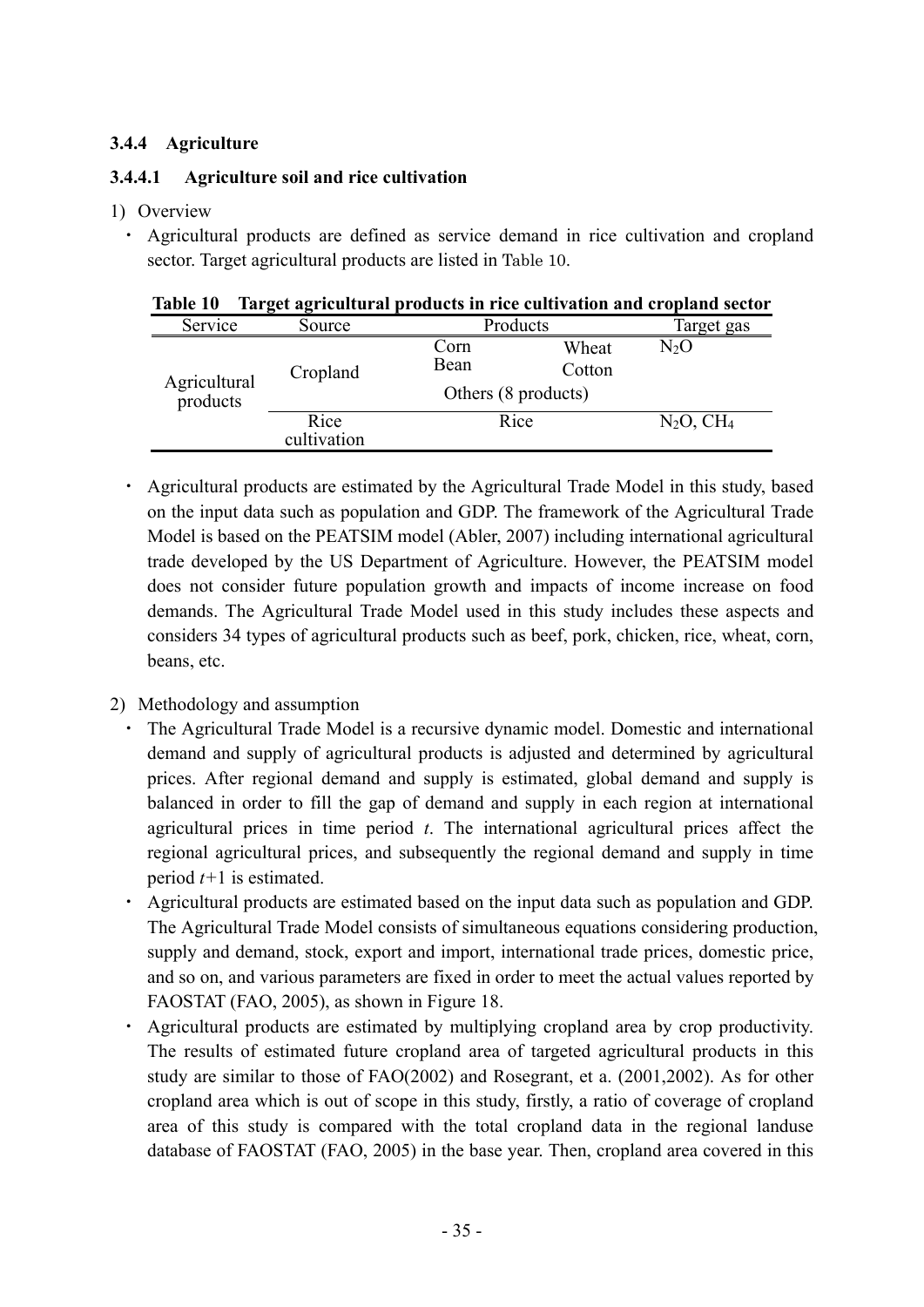### 3.4.4 Agriculture

#### 3.4.4.1 Agriculture soil and rice cultivation

1) Overview

- Agricultural products are defined as service demand in rice cultivation and cropland sector. Target agricultural products are listed in Table 10.

**Table 10 Target agricultural products in rice cultivation and cropland sector**

| Service | Source | Products | | Target gas |
|---|---|---|---|---|
| Agricultural products | Cropland | Corn<br>Bean | Wheat<br>Cotton | $N_2O$ |
| | | Others (8 products) | | |
| | Rice cultivation | Rice | | $N_2O$, $CH_4$ |

- Agricultural products are estimated by the Agricultural Trade Model in this study, based on the input data such as population and GDP. The framework of the Agricultural Trade Model is based on the PEATSIM model (Abler, 2007) including international agricultural trade developed by the US Department of Agriculture. However, the PEATSIM model does not consider future population growth and impacts of income increase on food demands. The Agricultural Trade Model used in this study includes these aspects and considers 34 types of agricultural products such as beef, pork, chicken, rice, wheat, corn, beans, etc.

2) Methodology and assumption

- The Agricultural Trade Model is a recursive dynamic model. Domestic and international demand and supply of agricultural products is adjusted and determined by agricultural prices. After regional demand and supply is estimated, global demand and supply is balanced in order to fill the gap of demand and supply in each region at international agricultural prices in time period *t*. The international agricultural prices affect the regional agricultural prices, and subsequently the regional demand and supply in time period *t*+1 is estimated.
- Agricultural products are estimated based on the input data such as population and GDP. The Agricultural Trade Model consists of simultaneous equations considering production, supply and demand, stock, export and import, international trade prices, domestic price, and so on, and various parameters are fixed in order to meet the actual values reported by FAOSTAT (FAO, 2005), as shown in Figure 18.
- Agricultural products are estimated by multiplying cropland area by crop productivity. The results of estimated future cropland area of targeted agricultural products in this study are similar to those of FAO(2002) and Rosegrant, et a. (2001,2002). As for other cropland area which is out of scope in this study, firstly, a ratio of coverage of cropland area of this study is compared with the total cropland data in the regional landuse database of FAOSTAT (FAO, 2005) in the base year. Then, cropland area covered in this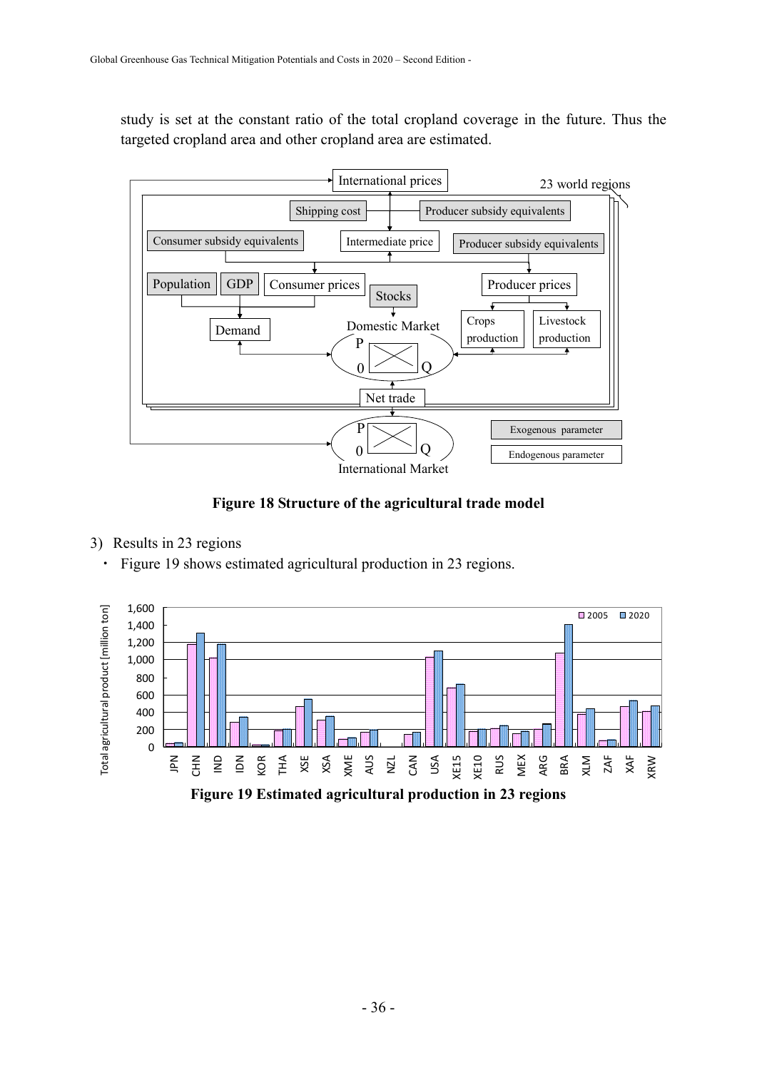study is set at the constant ratio of the total cropland coverage in the future. Thus the targeted cropland area and other cropland area are estimated.

**Figure 18 Structure of the agricultural trade model**

3) Results in 23 regions

- Figure 19 shows estimated agricultural production in 23 regions.

**Figure 19 Estimated agricultural production in 23 regions**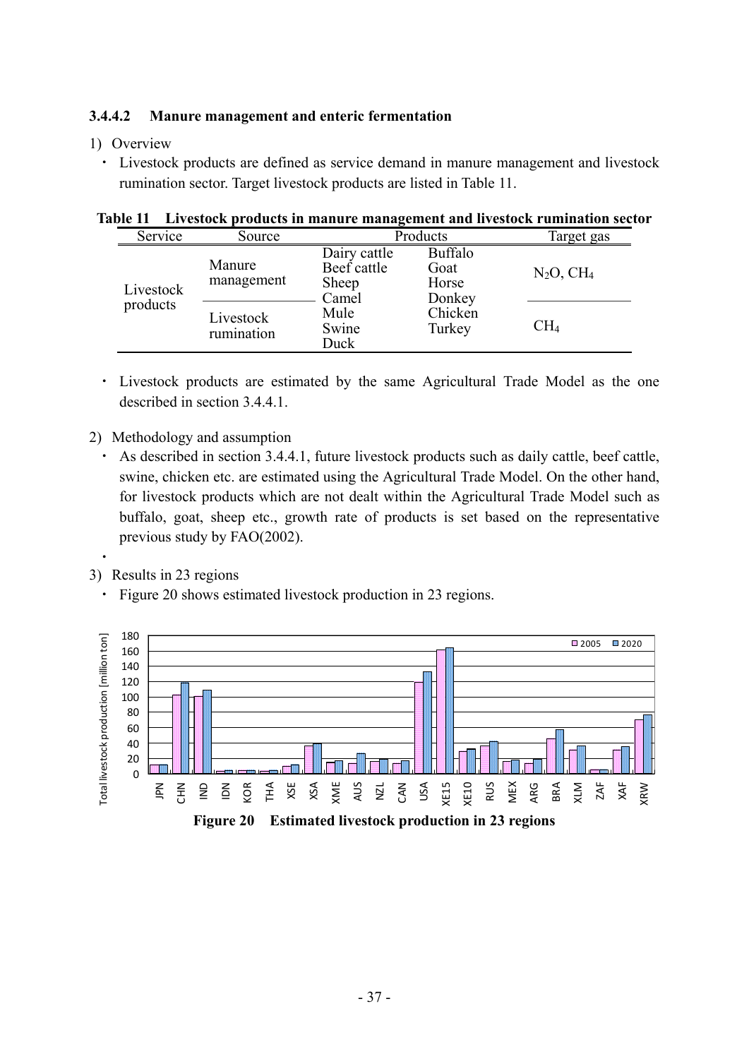### 3.4.4.2 Manure management and enteric fermentation

1) Overview

- Livestock products are defined as service demand in manure management and livestock rumination sector. Target livestock products are listed in Table 11.

**Table 11 Livestock products in manure management and livestock rumination sector**

| Service | Source | Products | | Target gas |
|---|---|---|---|---|
| Livestock products | Manure management | Dairy cattle<br>Beef cattle<br>Sheep<br>Camel<br>Mule<br>Swine<br>Duck | Buffalo<br>Goat<br>Horse<br>Donkey<br>Chicken<br>Turkey | $N_2O$, $CH_4$ |
| | Livestock rumination | | | $CH_4$ |

- Livestock products are estimated by the same Agricultural Trade Model as the one described in section 3.4.4.1.

2) Methodology and assumption

- As described in section 3.4.4.1, future livestock products such as daily cattle, beef cattle, swine, chicken etc. are estimated using the Agricultural Trade Model. On the other hand, for livestock products which are not dealt within the Agricultural Trade Model such as buffalo, goat, sheep etc., growth rate of products is set based on the representative previous study by FAO(2002).
- 

3) Results in 23 regions

- Figure 20 shows estimated livestock production in 23 regions.

**Figure 20 Estimated livestock production in 23 regions**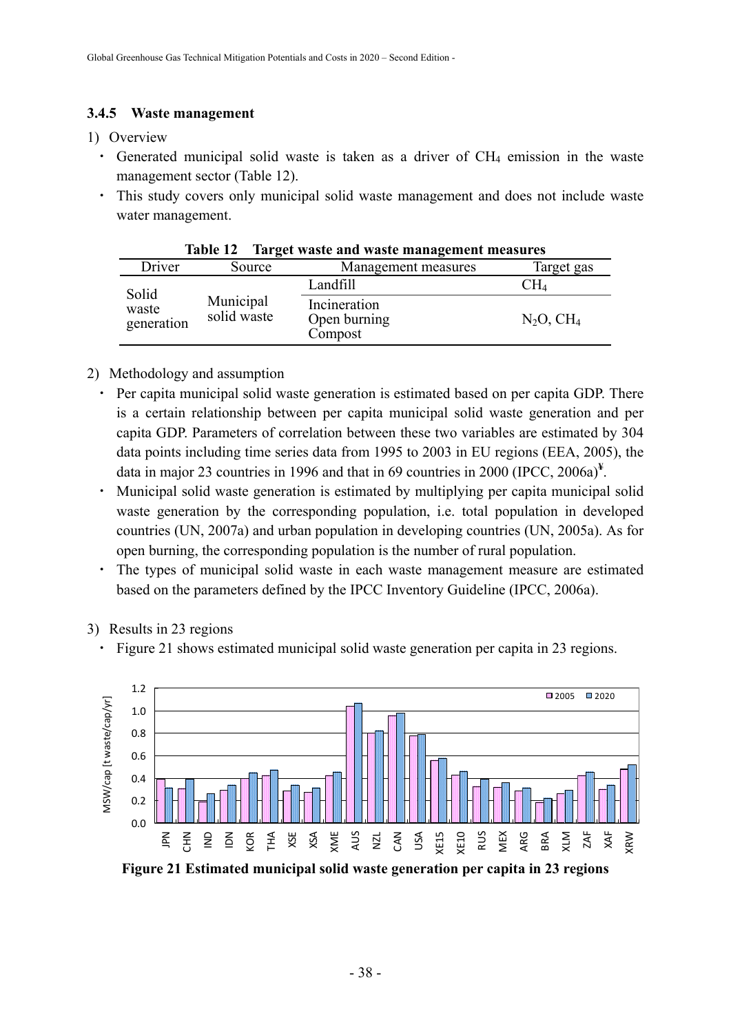### 3.4.5 Waste management

1) Overview

- Generated municipal solid waste is taken as a driver of $CH_4$ emission in the waste management sector (Table 12).
- This study covers only municipal solid waste management and does not include waste water management.

**Table 12 Target waste and waste management measures**

| Driver | Source | Management measures | Target gas |
|---|---|---|---|
| Solid waste generation | Municipal solid waste | Landfill | $CH_4$ |
| | | Incineration<br>Open burning<br>Compost | $N_2O$, $CH_4$ |

2) Methodology and assumption

- Per capita municipal solid waste generation is estimated based on per capita GDP. There is a certain relationship between per capita municipal solid waste generation and per capita GDP. Parameters of correlation between these two variables are estimated by 304 data points including time series data from 1995 to 2003 in EU regions (EEA, 2005), the data in major 23 countries in 1996 and that in 69 countries in 2000 (IPCC, 2006a)[¥].
- Municipal solid waste generation is estimated by multiplying per capita municipal solid waste generation by the corresponding population, i.e. total population in developed countries (UN, 2007a) and urban population in developing countries (UN, 2005a). As for open burning, the corresponding population is the number of rural population.
- The types of municipal solid waste in each waste management measure are estimated based on the parameters defined by the IPCC Inventory Guideline (IPCC, 2006a).

3) Results in 23 regions

- Figure 21 shows estimated municipal solid waste generation per capita in 23 regions.

**Figure 21 Estimated municipal solid waste generation per capita in 23 regions**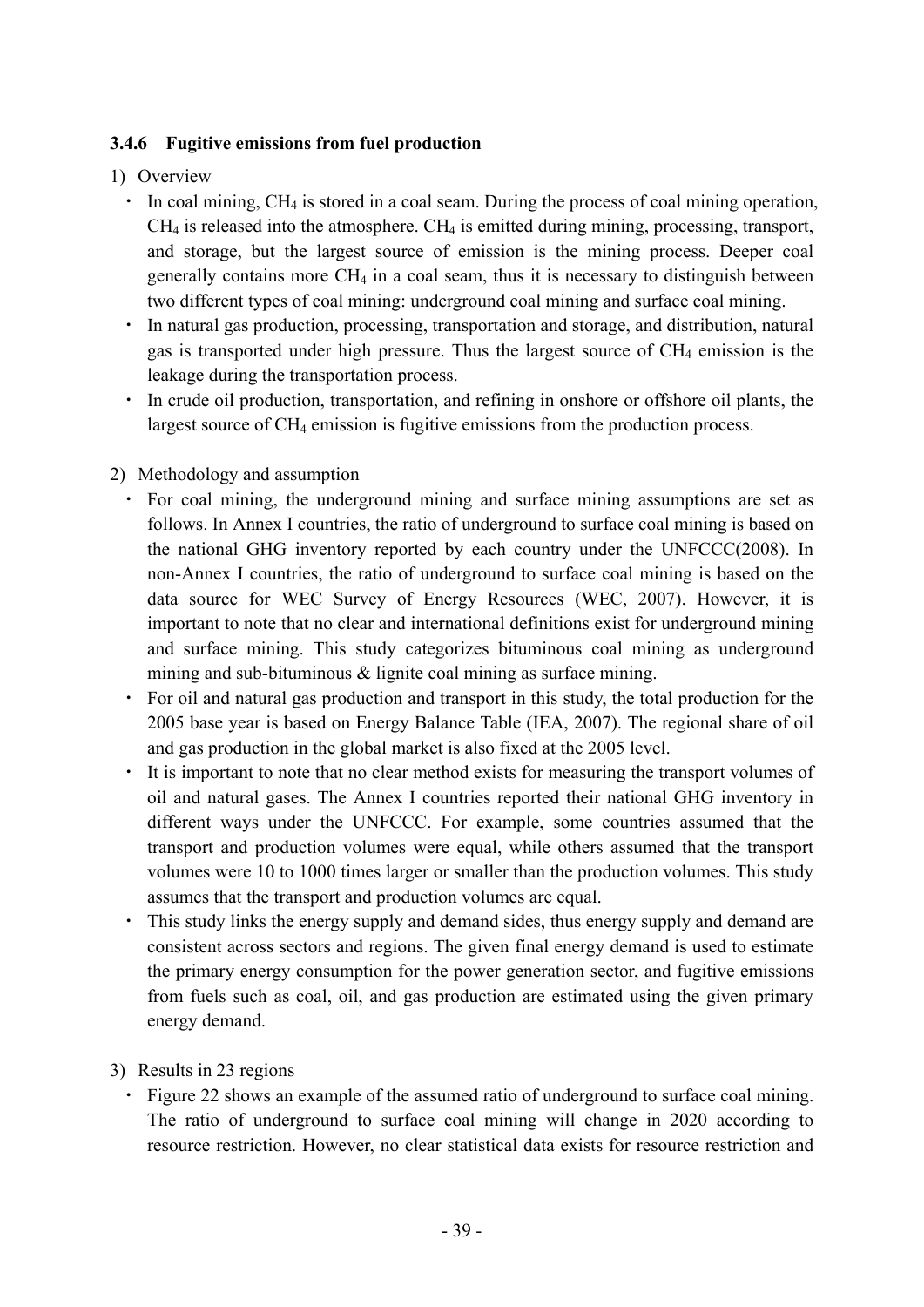### 3.4.6 Fugitive emissions from fuel production

1) Overview

- In coal mining, $CH_4$ is stored in a coal seam. During the process of coal mining operation, $CH_4$ is released into the atmosphere. $CH_4$ is emitted during mining, processing, transport, and storage, but the largest source of emission is the mining process. Deeper coal generally contains more $CH_4$ in a coal seam, thus it is necessary to distinguish between two different types of coal mining: underground coal mining and surface coal mining.
- In natural gas production, processing, transportation and storage, and distribution, natural gas is transported under high pressure. Thus the largest source of $CH_4$ emission is the leakage during the transportation process.
- In crude oil production, transportation, and refining in onshore or offshore oil plants, the largest source of $CH_4$ emission is fugitive emissions from the production process.

2) Methodology and assumption

- For coal mining, the underground mining and surface mining assumptions are set as follows. In Annex I countries, the ratio of underground to surface coal mining is based on the national GHG inventory reported by each country under the UNFCCC(2008). In non-Annex I countries, the ratio of underground to surface coal mining is based on the data source for WEC Survey of Energy Resources (WEC, 2007). However, it is important to note that no clear and international definitions exist for underground mining and surface mining. This study categorizes bituminous coal mining as underground mining and sub-bituminous & lignite coal mining as surface mining.
- For oil and natural gas production and transport in this study, the total production for the 2005 base year is based on Energy Balance Table (IEA, 2007). The regional share of oil and gas production in the global market is also fixed at the 2005 level.
- It is important to note that no clear method exists for measuring the transport volumes of oil and natural gases. The Annex I countries reported their national GHG inventory in different ways under the UNFCCC. For example, some countries assumed that the transport and production volumes were equal, while others assumed that the transport volumes were 10 to 1000 times larger or smaller than the production volumes. This study assumes that the transport and production volumes are equal.
- This study links the energy supply and demand sides, thus energy supply and demand are consistent across sectors and regions. The given final energy demand is used to estimate the primary energy consumption for the power generation sector, and fugitive emissions from fuels such as coal, oil, and gas production are estimated using the given primary energy demand.

3) Results in 23 regions

- Figure 22 shows an example of the assumed ratio of underground to surface coal mining. The ratio of underground to surface coal mining will change in 2020 according to resource restriction. However, no clear statistical data exists for resource restriction and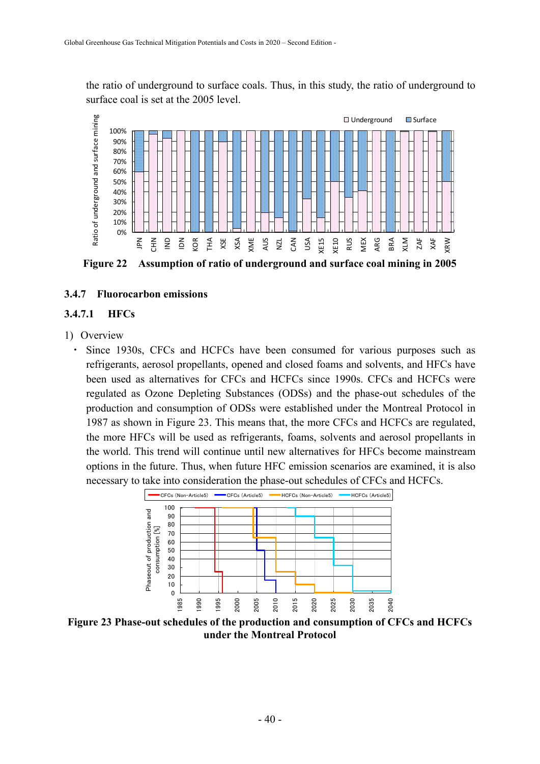the ratio of underground to surface coals. Thus, in this study, the ratio of underground to surface coal is set at the 2005 level.

**Figure 22 Assumption of ratio of underground and surface coal mining in 2005**

### 3.4.7 Fluorocarbon emissions

#### 3.4.7.1 HFCs

1) Overview

- Since 1930s, CFCs and HCFCs have been consumed for various purposes such as refrigerants, aerosol propellants, opened and closed foams and solvents, and HFCs have been used as alternatives for CFCs and HCFCs since 1990s. CFCs and HCFCs were regulated as Ozone Depleting Substances (ODSs) and the phase-out schedules of the production and consumption of ODSs were established under the Montreal Protocol in 1987 as shown in Figure 23. This means that, the more CFCs and HCFCs are regulated, the more HFCs will be used as refrigerants, foams, solvents and aerosol propellants in the world. This trend will continue until new alternatives for HFCs become mainstream options in the future. Thus, when future HFC emission scenarios are examined, it is also necessary to take into consideration the phase-out schedules of CFCs and HCFCs.

**Figure 23 Phase-out schedules of the production and consumption of CFCs and HCFCs under the Montreal Protocol**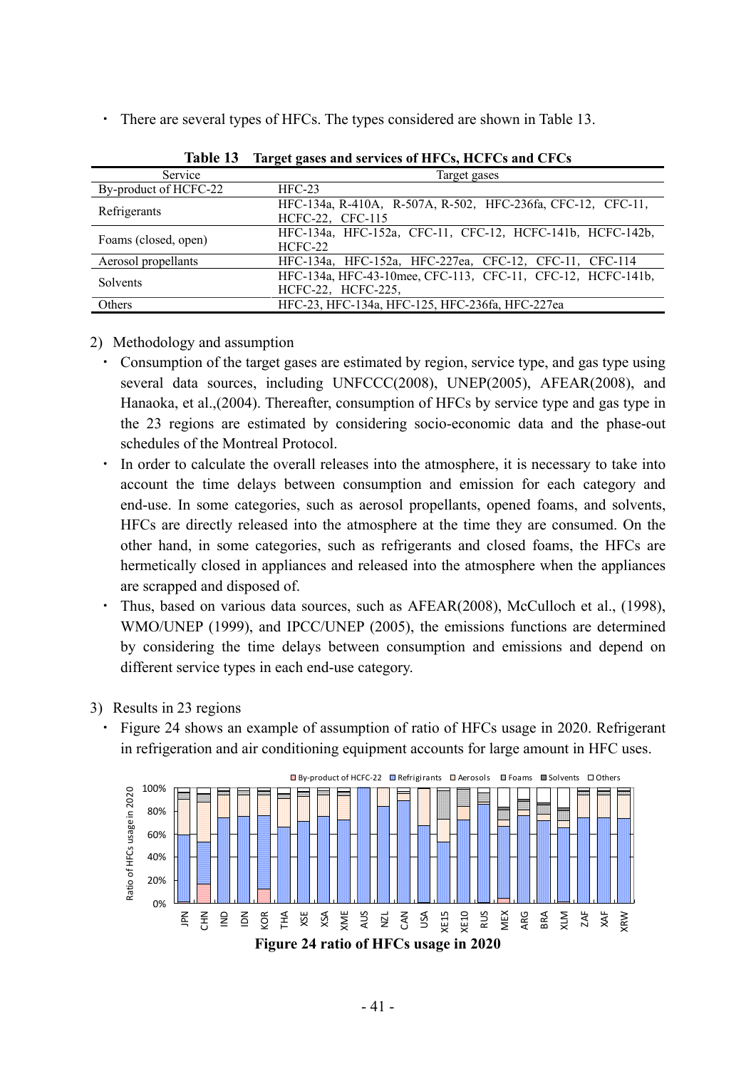- There are several types of HFCs. The types considered are shown in Table 13.

**Table 13 Target gases and services of HFCs, HCFCs and CFCs**

| Service | Target gases |
|---|---|
| By-product of HCFC-22 | HFC-23 |
| Refrigerants | HFC-134a, R-410A, R-507A, R-502, HFC-236fa, CFC-12, CFC-11, HCFC-22, CFC-115 |
| Foams (closed, open) | HFC-134a, HFC-152a, CFC-11, CFC-12, HCFC-141b, HCFC-142b, HCFC-22 |
| Aerosol propellants | HFC-134a, HFC-152a, HFC-227ea, CFC-12, CFC-11, CFC-114 |
| Solvents | HFC-134a, HFC-43-10mee, CFC-113, CFC-11, CFC-12, HCFC-141b, HCFC-22, HCFC-225, |
| Others | HFC-23, HFC-134a, HFC-125, HFC-236fa, HFC-227ea |

2) Methodology and assumption

- Consumption of the target gases are estimated by region, service type, and gas type using several data sources, including UNFCCC(2008), UNEP(2005), AFEAR(2008), and Hanaoka, et al.,(2004). Thereafter, consumption of HFCs by service type and gas type in the 23 regions are estimated by considering socio-economic data and the phase-out schedules of the Montreal Protocol.
- In order to calculate the overall releases into the atmosphere, it is necessary to take into account the time delays between consumption and emission for each category and end-use. In some categories, such as aerosol propellants, opened foams, and solvents, HFCs are directly released into the atmosphere at the time they are consumed. On the other hand, in some categories, such as refrigerants and closed foams, the HFCs are hermetically closed in appliances and released into the atmosphere when the appliances are scrapped and disposed of.
- Thus, based on various data sources, such as AFEAR(2008), McCulloch et al., (1998), WMO/UNEP (1999), and IPCC/UNEP (2005), the emissions functions are determined by considering the time delays between consumption and emissions and depend on different service types in each end-use category.

3) Results in 23 regions

- Figure 24 shows an example of assumption of ratio of HFCs usage in 2020. Refrigerant in refrigeration and air conditioning equipment accounts for large amount in HFC uses.

**Figure 24 ratio of HFCs usage in 2020**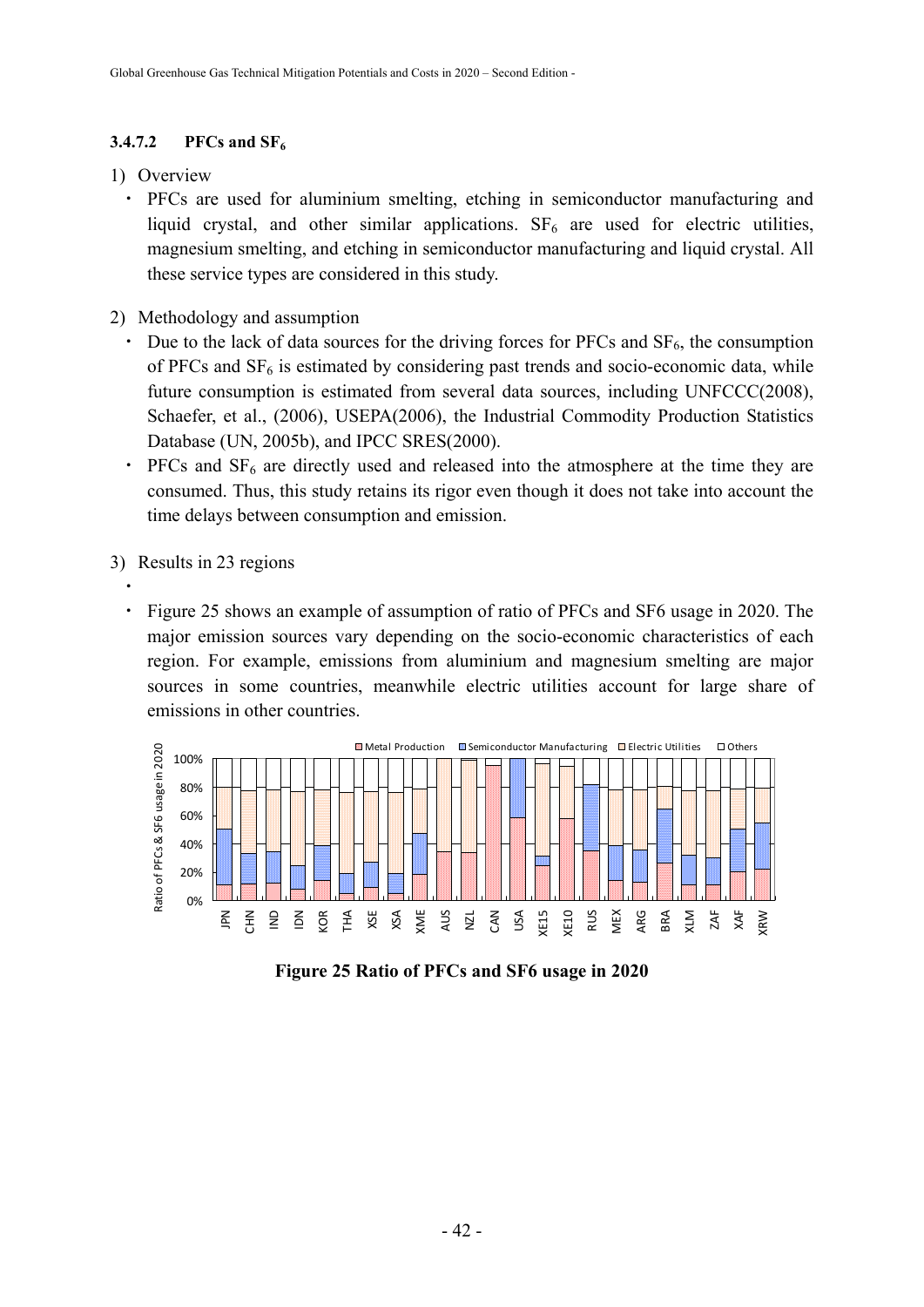### 3.4.7.2 PFCs and $SF_6$

1) Overview

- PFCs are used for aluminium smelting, etching in semiconductor manufacturing and liquid crystal, and other similar applications. $SF_6$ are used for electric utilities, magnesium smelting, and etching in semiconductor manufacturing and liquid crystal. All these service types are considered in this study.

2) Methodology and assumption

- Due to the lack of data sources for the driving forces for PFCs and $SF_6$, the consumption of PFCs and $SF_6$ is estimated by considering past trends and socio-economic data, while future consumption is estimated from several data sources, including UNFCCC(2008), Schaefer, et al., (2006), USEPA(2006), the Industrial Commodity Production Statistics Database (UN, 2005b), and IPCC SRES(2000).
- PFCs and $SF_6$ are directly used and released into the atmosphere at the time they are consumed. Thus, this study retains its rigor even though it does not take into account the time delays between consumption and emission.

3) Results in 23 regions

- 
- Figure 25 shows an example of assumption of ratio of PFCs and SF6 usage in 2020. The major emission sources vary depending on the socio-economic characteristics of each region. For example, emissions from aluminium and magnesium smelting are major sources in some countries, meanwhile electric utilities account for large share of emissions in other countries.

**Figure 25 Ratio of PFCs and SF6 usage in 2020**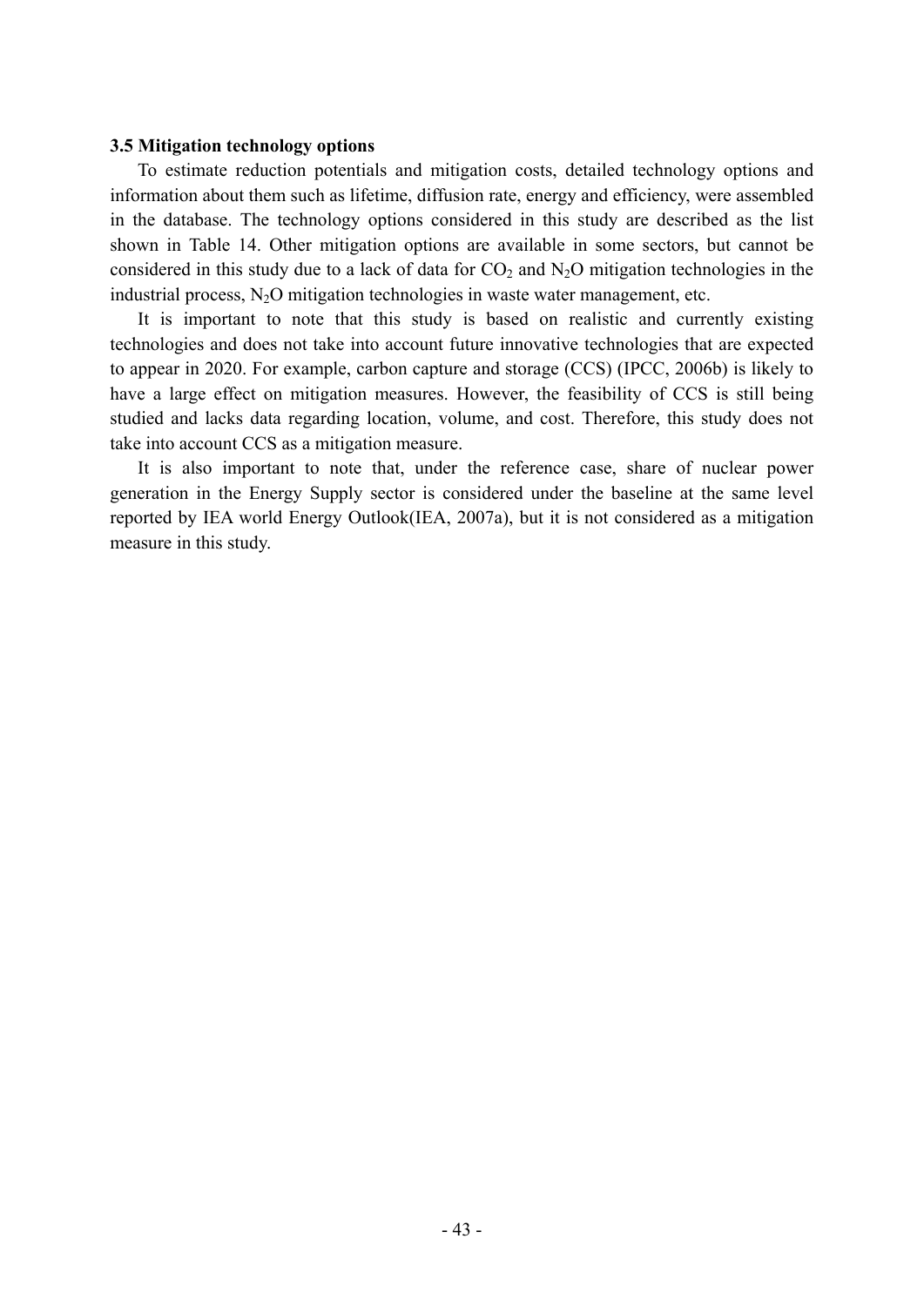### 3.5 Mitigation technology options

To estimate reduction potentials and mitigation costs, detailed technology options and information about them such as lifetime, diffusion rate, energy and efficiency, were assembled in the database. The technology options considered in this study are described as the list shown in Table 14. Other mitigation options are available in some sectors, but cannot be considered in this study due to a lack of data for $CO_2$ and $N_2O$ mitigation technologies in the industrial process, $N_2O$ mitigation technologies in waste water management, etc.

It is important to note that this study is based on realistic and currently existing technologies and does not take into account future innovative technologies that are expected to appear in 2020. For example, carbon capture and storage (CCS) (IPCC, 2006b) is likely to have a large effect on mitigation measures. However, the feasibility of CCS is still being studied and lacks data regarding location, volume, and cost. Therefore, this study does not take into account CCS as a mitigation measure.

It is also important to note that, under the reference case, share of nuclear power generation in the Energy Supply sector is considered under the baseline at the same level reported by IEA world Energy Outlook(IEA, 2007a), but it is not considered as a mitigation measure in this study.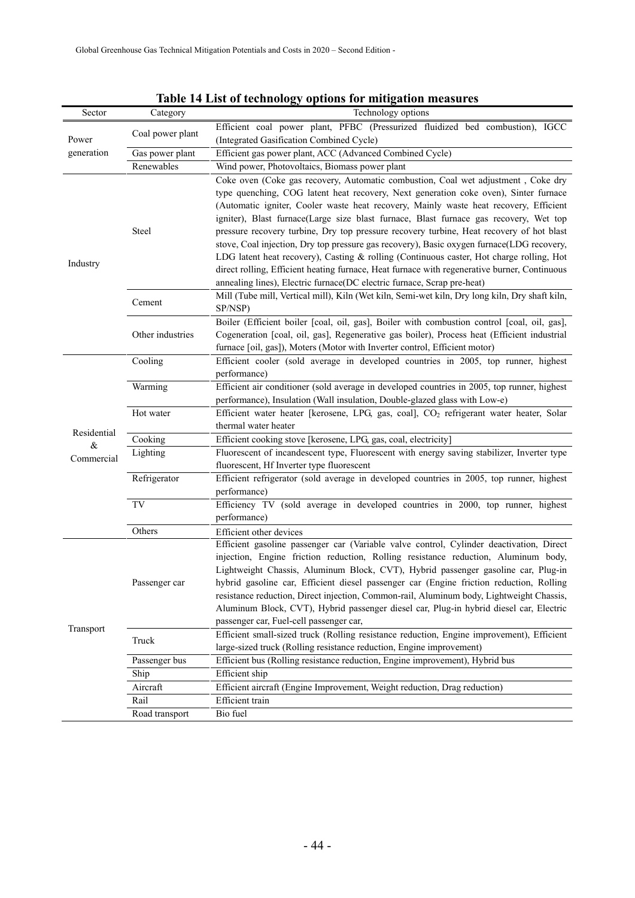**Table 14 List of technology options for mitigation measures**

| Sector | Category | Technology options |
|---|---|---|
| Power generation | Coal power plant | Efficient coal power plant, PFBC (Pressurized fluidized bed combustion), IGCC (Integrated Gasification Combined Cycle) |
| | Gas power plant | Efficient gas power plant, ACC (Advanced Combined Cycle) |
| | Renewables | Wind power, Photovoltaics, Biomass power plant |
| Industry | Steel | Coke oven (Coke gas recovery, Automatic combustion, Coal wet adjustment , Coke dry type quenching, COG latent heat recovery, Next generation coke oven), Sinter furnace (Automatic igniter, Cooler waste heat recovery, Mainly waste heat recovery, Efficient igniter), Blast furnace(Large size blast furnace, Blast furnace gas recovery, Wet top pressure recovery turbine, Dry top pressure recovery turbine, Heat recovery of hot blast stove, Coal injection, Dry top pressure gas recovery), Basic oxygen furnace(LDG recovery, LDG latent heat recovery), Casting & rolling (Continuous caster, Hot charge rolling, Hot direct rolling, Efficient heating furnace, Heat furnace with regenerative burner, Continuous annealing lines), Electric furnace(DC electric furnace, Scrap pre-heat) |
| | Cement | Mill (Tube mill, Vertical mill), Kiln (Wet kiln, Semi-wet kiln, Dry long kiln, Dry shaft kiln, SP/NSP) |
| | Other industries | Boiler (Efficient boiler [coal, oil, gas], Boiler with combustion control [coal, oil, gas], Cogeneration [coal, oil, gas], Regenerative gas boiler), Process heat (Efficient industrial furnace [oil, gas]), Moters (Motor with Inverter control, Efficient motor) |
| Residential & Commercial | Cooling | Efficient cooler (sold average in developed countries in 2005, top runner, highest performance) |
| | Warming | Efficient air conditioner (sold average in developed countries in 2005, top runner, highest performance), Insulation (Wall insulation, Double-glazed glass with Low-e) |
| | Hot water | Efficient water heater [kerosene, LPG, gas, coal], $CO_2$ refrigerant water heater, Solar thermal water heater |
| | Cooking | Efficient cooking stove [kerosene, LPG, gas, coal, electricity] |
| | Lighting | Fluorescent of incandescent type, Fluorescent with energy saving stabilizer, Inverter type fluorescent, Hf Inverter type fluorescent |
| | Refrigerator | Efficient refrigerator (sold average in developed countries in 2005, top runner, highest performance) |
| | TV | Efficiency TV (sold average in developed countries in 2000, top runner, highest performance) |
| | Others | Efficient other devices |
| Transport | Passenger car | Efficient gasoline passenger car (Variable valve control, Cylinder deactivation, Direct injection, Engine friction reduction, Rolling resistance reduction, Aluminum body, Lightweight Chassis, Aluminum Block, CVT), Hybrid passenger gasoline car, Plug-in hybrid gasoline car, Efficient diesel passenger car (Engine friction reduction, Rolling resistance reduction, Direct injection, Common-rail, Aluminum body, Lightweight Chassis, Aluminum Block, CVT), Hybrid passenger diesel car, Plug-in hybrid diesel car, Electric passenger car, Fuel-cell passenger car, |
| | Truck | Efficient small-sized truck (Rolling resistance reduction, Engine improvement), Efficient large-sized truck (Rolling resistance reduction, Engine improvement) |
| | Passenger bus | Efficient bus (Rolling resistance reduction, Engine improvement), Hybrid bus |
| | Ship | Efficient ship |
| | Aircraft | Efficient aircraft (Engine Improvement, Weight reduction, Drag reduction) |
| | Rail | Efficient train |
| | Road transport | Bio fuel |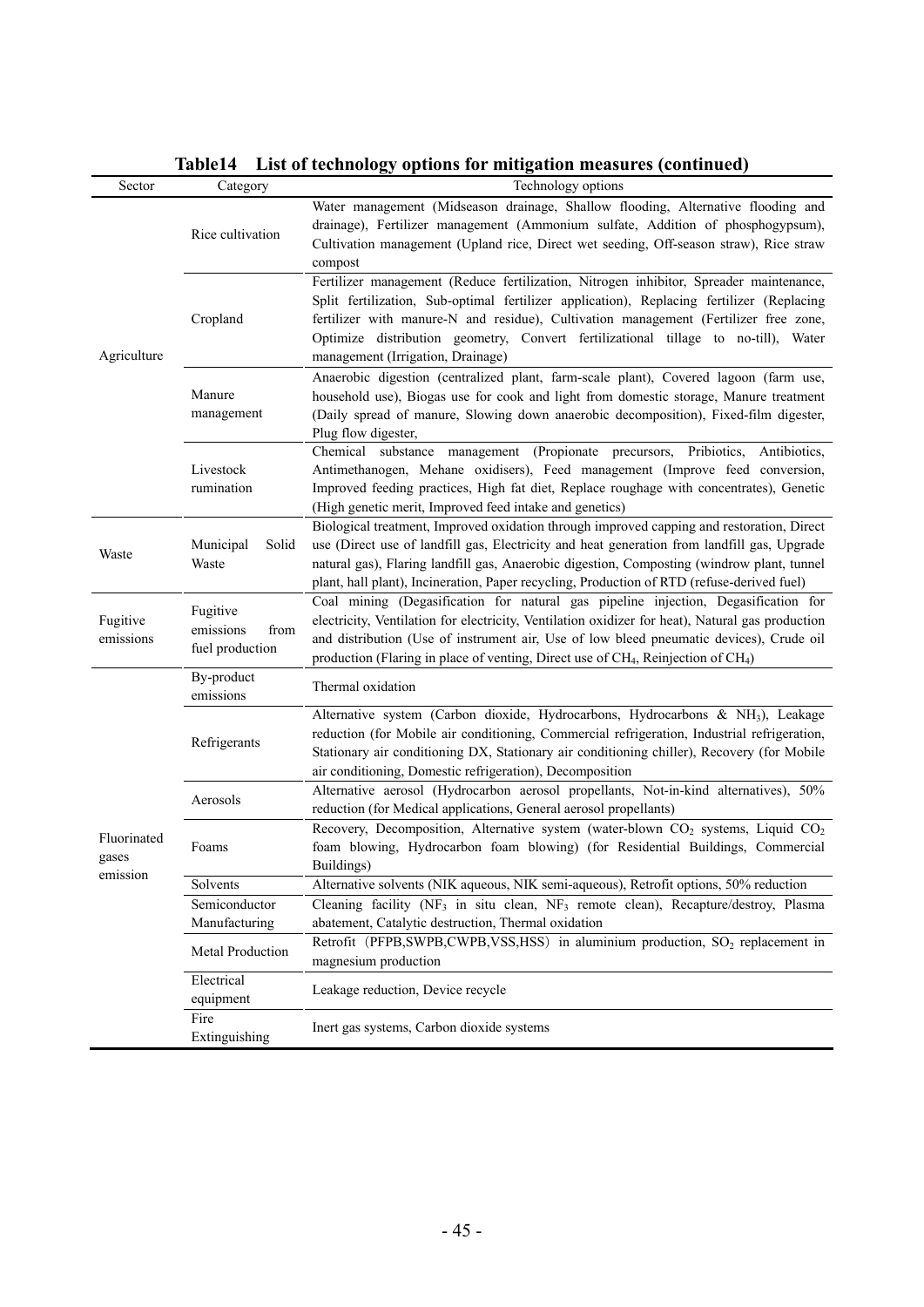**Table14 List of technology options for mitigation measures (continued)**

| Sector | Category | Technology options |
|---|---|---|
| Agriculture | Rice cultivation | Water management (Midseason drainage, Shallow flooding, Alternative flooding and drainage), Fertilizer management (Ammonium sulfate, Addition of phosphogypsum), Cultivation management (Upland rice, Direct wet seeding, Off-season straw), Rice straw compost |
| | Cropland | Fertilizer management (Reduce fertilization, Nitrogen inhibitor, Spreader maintenance, Split fertilization, Sub-optimal fertilizer application), Replacing fertilizer (Replacing fertilizer with manure-N and residue), Cultivation management (Fertilizer free zone, Optimize distribution geometry, Convert fertilizational tillage to no-till), Water management (Irrigation, Drainage) |
| | Manure management | Anaerobic digestion (centralized plant, farm-scale plant), Covered lagoon (farm use, household use), Biogas use for cook and light from domestic storage, Manure treatment (Daily spread of manure, Slowing down anaerobic decomposition), Fixed-film digester, Plug flow digester, |
| | Livestock rumination | Chemical substance management (Propionate precursors, Pribiotics, Antibiotics, Antimethanogen, Mehane oxidisers), Feed management (Improve feed conversion, Improved feeding practices, High fat diet, Replace roughage with concentrates), Genetic (High genetic merit, Improved feed intake and genetics) |
| Waste | Municipal Solid Waste | Biological treatment, Improved oxidation through improved capping and restoration, Direct use (Direct use of landfill gas, Electricity and heat generation from landfill gas, Upgrade natural gas), Flaring landfill gas, Anaerobic digestion, Composting (windrow plant, tunnel plant, hall plant), Incineration, Paper recycling, Production of RTD (refuse-derived fuel) |
| Fugitive emissions | Fugitive emissions from fuel production | Coal mining (Degasification for natural gas pipeline injection, Degasification for electricity, Ventilation for electricity, Ventilation oxidizer for heat), Natural gas production and distribution (Use of instrument air, Use of low bleed pneumatic devices), Crude oil production (Flaring in place of venting, Direct use of $CH_4$, Reinjection of $CH_4$) |
| Fluorinated gases emission | By-product emissions | Thermal oxidation |
| | Refrigerants | Alternative system (Carbon dioxide, Hydrocarbons, Hydrocarbons & $NH_3$), Leakage reduction (for Mobile air conditioning, Commercial refrigeration, Industrial refrigeration, Stationary air conditioning DX, Stationary air conditioning chiller), Recovery (for Mobile air conditioning, Domestic refrigeration), Decomposition |
| | Aerosols | Alternative aerosol (Hydrocarbon aerosol propellants, Not-in-kind alternatives), 50% reduction (for Medical applications, General aerosol propellants) |
| | Foams | Recovery, Decomposition, Alternative system (water-blown $CO_2$ systems, Liquid $CO_2$ foam blowing, Hydrocarbon foam blowing) (for Residential Buildings, Commercial Buildings) |
| | Solvents | Alternative solvents (NIK aqueous, NIK semi-aqueous), Retrofit options, 50% reduction |
| | Semiconductor Manufacturing | Cleaning facility ($NF_3$ in situ clean, $NF_3$ remote clean), Recapture/destroy, Plasma abatement, Catalytic destruction, Thermal oxidation |
| | Metal Production | Retrofit (PFPB,SWPB,CWPB,VSS,HSS) in aluminium production, $SO_2$ replacement in magnesium production |
| | Electrical equipment | Leakage reduction, Device recycle |
| | Fire Extinguishing | Inert gas systems, Carbon dioxide systems |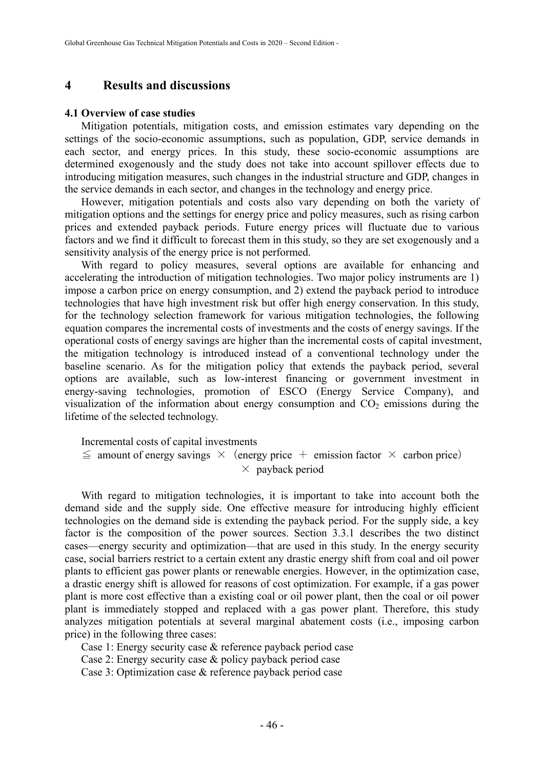# 4 Results and discussions

### 4.1 Overview of case studies

Mitigation potentials, mitigation costs, and emission estimates vary depending on the settings of the socio-economic assumptions, such as population, GDP, service demands in each sector, and energy prices. In this study, these socio-economic assumptions are determined exogenously and the study does not take into account spillover effects due to introducing mitigation measures, such changes in the industrial structure and GDP, changes in the service demands in each sector, and changes in the technology and energy price.

However, mitigation potentials and costs also vary depending on both the variety of mitigation options and the settings for energy price and policy measures, such as rising carbon prices and extended payback periods. Future energy prices will fluctuate due to various factors and we find it difficult to forecast them in this study, so they are set exogenously and a sensitivity analysis of the energy price is not performed.

With regard to policy measures, several options are available for enhancing and accelerating the introduction of mitigation technologies. Two major policy instruments are 1) impose a carbon price on energy consumption, and 2) extend the payback period to introduce technologies that have high investment risk but offer high energy conservation. In this study, for the technology selection framework for various mitigation technologies, the following equation compares the incremental costs of investments and the costs of energy savings. If the operational costs of energy savings are higher than the incremental costs of capital investment, the mitigation technology is introduced instead of a conventional technology under the baseline scenario. As for the mitigation policy that extends the payback period, several options are available, such as low-interest financing or government investment in energy-saving technologies, promotion of ESCO (Energy Service Company), and visualization of the information about energy consumption and $CO_2$ emissions during the lifetime of the selected technology.

$$\text{Incremental costs of capital investments} \leqq \text{amount of energy savings} \times (\text{energy price} + \text{emission factor} \times \text{carbon price}) \times \text{payback period}$$

With regard to mitigation technologies, it is important to take into account both the demand side and the supply side. One effective measure for introducing highly efficient technologies on the demand side is extending the payback period. For the supply side, a key factor is the composition of the power sources. Section 3.3.1 describes the two distinct cases—energy security and optimization—that are used in this study. In the energy security case, social barriers restrict to a certain extent any drastic energy shift from coal and oil power plants to efficient gas power plants or renewable energies. However, in the optimization case, a drastic energy shift is allowed for reasons of cost optimization. For example, if a gas power plant is more cost effective than a existing coal or oil power plant, then the coal or oil power plant is immediately stopped and replaced with a gas power plant. Therefore, this study analyzes mitigation potentials at several marginal abatement costs (i.e., imposing carbon price) in the following three cases:

Case 1: Energy security case & reference payback period case

Case 2: Energy security case & policy payback period case

Case 3: Optimization case & reference payback period case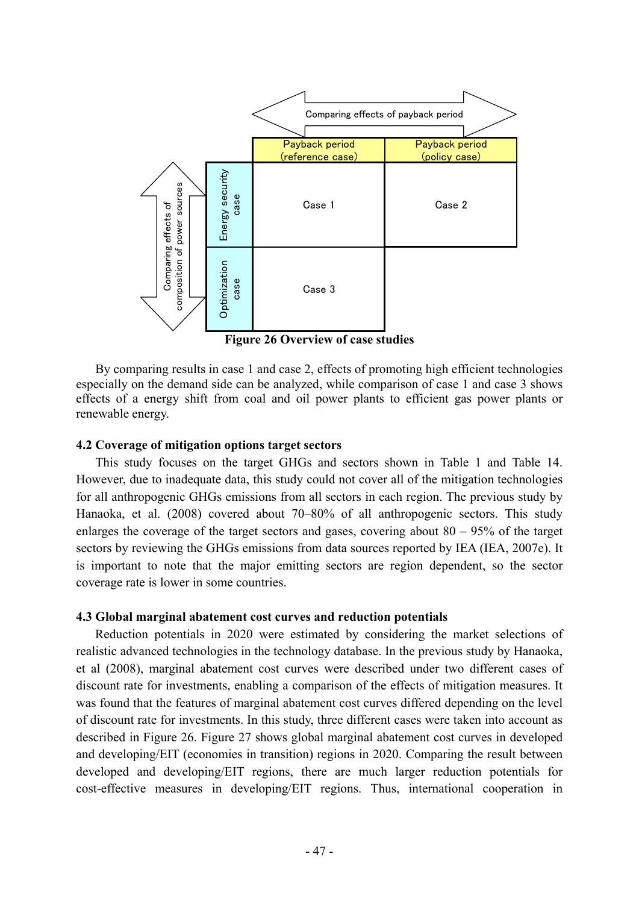| | | Comparing effects of payback period | |
|---|---|---|---|
| | | Payback period (reference case) | Payback period (policy case) |
| Comparing effects of composition of power sources | Energy security case | Case 1 | Case 2 |
| | Optimization case | Case 3 | |

**Figure 26 Overview of case studies**

By comparing results in case 1 and case 2, effects of promoting high efficient technologies especially on the demand side can be analyzed, while comparison of case 1 and case 3 shows effects of a energy shift from coal and oil power plants to efficient gas power plants or renewable energy.

### 4.2 Coverage of mitigation options target sectors

This study focuses on the target GHGs and sectors shown in Table 1 and Table 14. However, due to inadequate data, this study could not cover all of the mitigation technologies for all anthropogenic GHGs emissions from all sectors in each region. The previous study by Hanaoka, et al. (2008) covered about 70–80% of all anthropogenic sectors. This study enlarges the coverage of the target sectors and gases, covering about 80 – 95% of the target sectors by reviewing the GHGs emissions from data sources reported by IEA (IEA, 2007e). It is important to note that the major emitting sectors are region dependent, so the sector coverage rate is lower in some countries.

### 4.3 Global marginal abatement cost curves and reduction potentials

Reduction potentials in 2020 were estimated by considering the market selections of realistic advanced technologies in the technology database. In the previous study by Hanaoka, et al (2008), marginal abatement cost curves were described under two different cases of discount rate for investments, enabling a comparison of the effects of mitigation measures. It was found that the features of marginal abatement cost curves differed depending on the level of discount rate for investments. In this study, three different cases were taken into account as described in Figure 26. Figure 27 shows global marginal abatement cost curves in developed and developing/EIT (economies in transition) regions in 2020. Comparing the result between developed and developing/EIT regions, there are much larger reduction potentials for cost-effective measures in developing/EIT regions. Thus, international cooperation in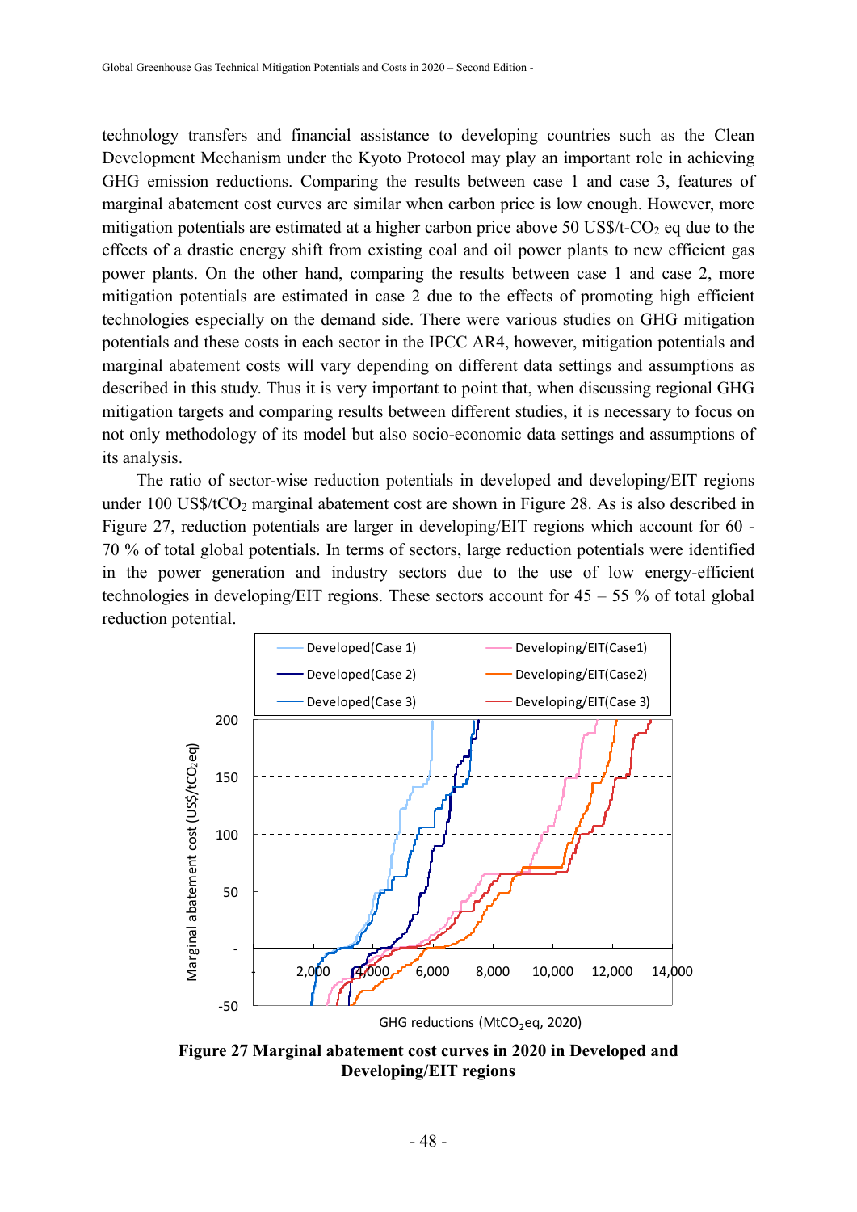technology transfers and financial assistance to developing countries such as the Clean Development Mechanism under the Kyoto Protocol may play an important role in achieving GHG emission reductions. Comparing the results between case 1 and case 3, features of marginal abatement cost curves are similar when carbon price is low enough. However, more mitigation potentials are estimated at a higher carbon price above 50 US$/t-$CO_2$ eq due to the effects of a drastic energy shift from existing coal and oil power plants to new efficient gas power plants. On the other hand, comparing the results between case 1 and case 2, more mitigation potentials are estimated in case 2 due to the effects of promoting high efficient technologies especially on the demand side. There were various studies on GHG mitigation potentials and these costs in each sector in the IPCC AR4, however, mitigation potentials and marginal abatement costs will vary depending on different data settings and assumptions as described in this study. Thus it is very important to point that, when discussing regional GHG mitigation targets and comparing results between different studies, it is necessary to focus on not only methodology of its model but also socio-economic data settings and assumptions of its analysis.

The ratio of sector-wise reduction potentials in developed and developing/EIT regions under 100 US$/t$CO_2$ marginal abatement cost are shown in Figure 28. As is also described in Figure 27, reduction potentials are larger in developing/EIT regions which account for 60 - 70 % of total global potentials. In terms of sectors, large reduction potentials were identified in the power generation and industry sectors due to the use of low energy-efficient technologies in developing/EIT regions. These sectors account for 45 – 55 % of total global reduction potential.

**Figure 27 Marginal abatement cost curves in 2020 in Developed and Developing/EIT regions**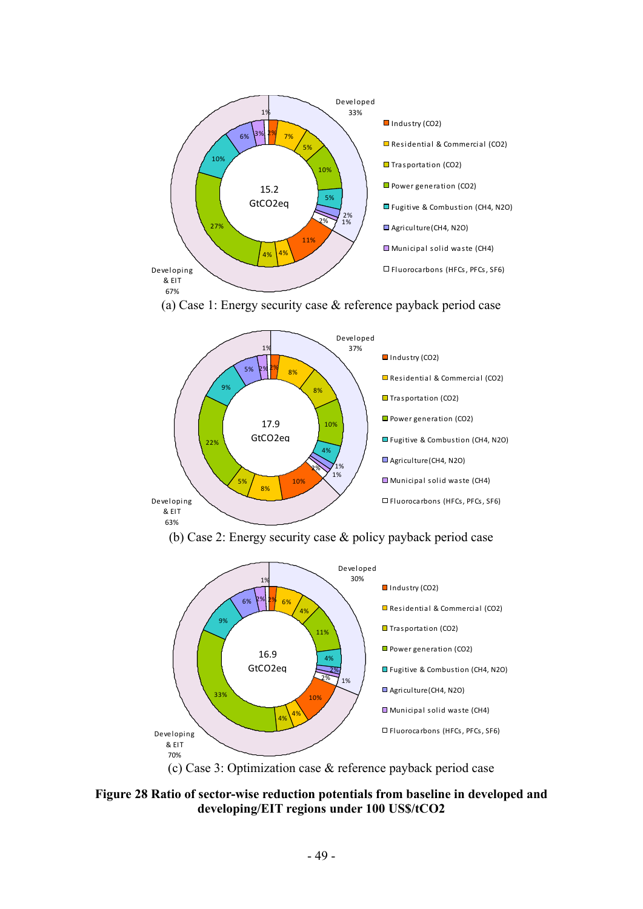Developed 33%

Developing & EIT 67%

15.2 GtCO2eq

- Industry (CO2)
- Residential & Commercial (CO2)
- Trasportation (CO2)
- Power generation (CO2)
- Fugitive & Combustion (CH4, N2O)
- Agriculture(CH4, N2O)
- Municipal solid waste (CH4)
- Fluorocarbons (HFCs, PFCs, SF6)

(a) Case 1: Energy security case & reference payback period case

Developed 37%

Developing & EIT 63%

17.9 GtCO2eq

- Industry (CO2)
- Residential & Commercial (CO2)
- Trasportation (CO2)
- Power generation (CO2)
- Fugitive & Combustion (CH4, N2O)
- Agriculture(CH4, N2O)
- Municipal solid waste (CH4)
- Fluorocarbons (HFCs, PFCs, SF6)

(b) Case 2: Energy security case & policy payback period case

Developed 30%

Developing & EIT 70%

16.9 GtCO2eq

- Industry (CO2)
- Residential & Commercial (CO2)
- Trasportation (CO2)
- Power generation (CO2)
- Fugitive & Combustion (CH4, N2O)
- Agriculture(CH4, N2O)
- Municipal solid waste (CH4)
- Fluorocarbons (HFCs, PFCs, SF6)

(c) Case 3: Optimization case & reference payback period case

**Figure 28 Ratio of sector-wise reduction potentials from baseline in developed and developing/EIT regions under 100 US$/tCO2**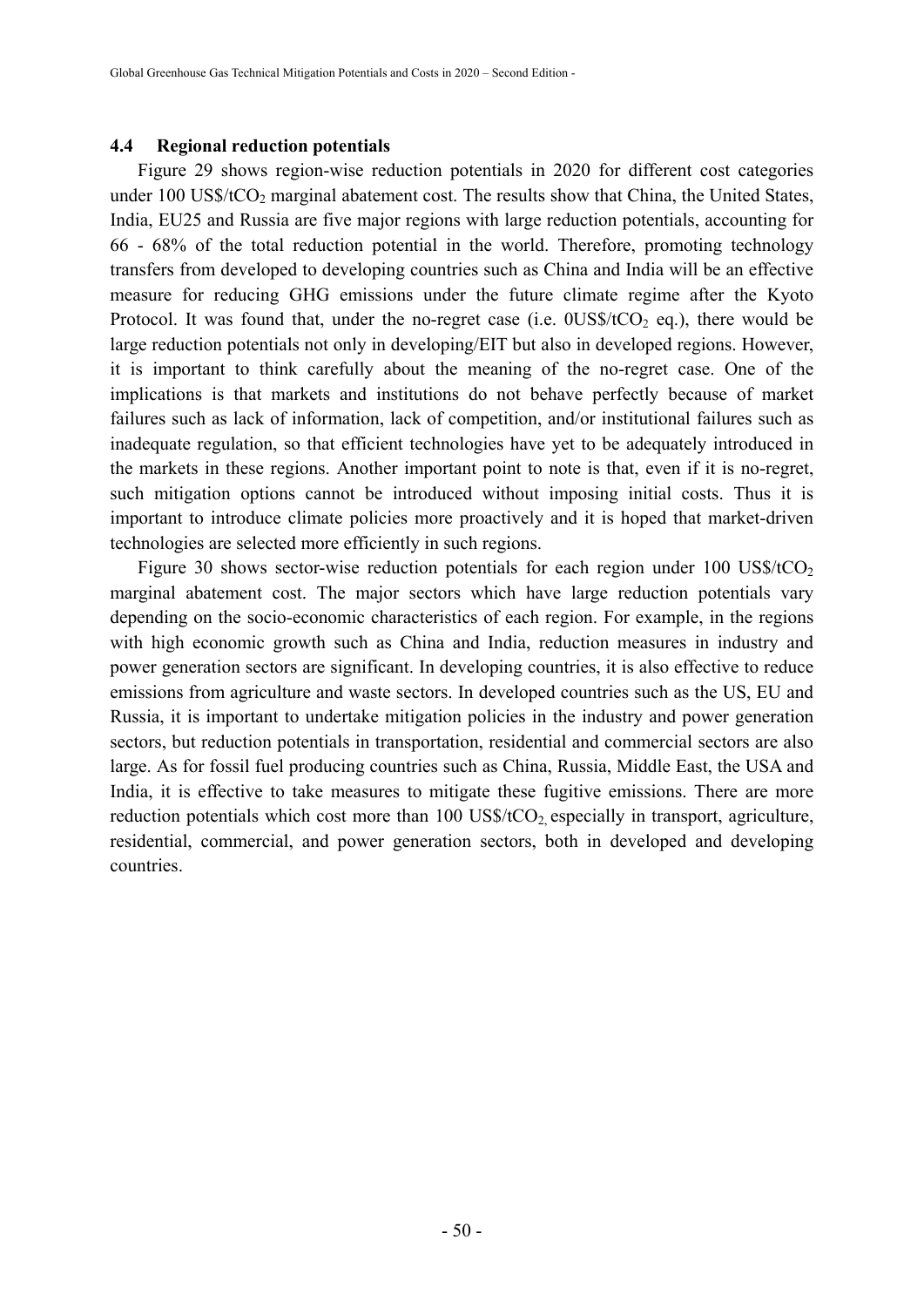## 4.4 Regional reduction potentials

Figure 29 shows region-wise reduction potentials in 2020 for different cost categories under 100 US$/t$CO_2$ marginal abatement cost. The results show that China, the United States, India, EU25 and Russia are five major regions with large reduction potentials, accounting for 66 - 68% of the total reduction potential in the world. Therefore, promoting technology transfers from developed to developing countries such as China and India will be an effective measure for reducing GHG emissions under the future climate regime after the Kyoto Protocol. It was found that, under the no-regret case (i.e. 0US$/t$CO_2$ eq.), there would be large reduction potentials not only in developing/EIT but also in developed regions. However, it is important to think carefully about the meaning of the no-regret case. One of the implications is that markets and institutions do not behave perfectly because of market failures such as lack of information, lack of competition, and/or institutional failures such as inadequate regulation, so that efficient technologies have yet to be adequately introduced in the markets in these regions. Another important point to note is that, even if it is no-regret, such mitigation options cannot be introduced without imposing initial costs. Thus it is important to introduce climate policies more proactively and it is hoped that market-driven technologies are selected more efficiently in such regions.

Figure 30 shows sector-wise reduction potentials for each region under 100 US$/t$CO_2$ marginal abatement cost. The major sectors which have large reduction potentials vary depending on the socio-economic characteristics of each region. For example, in the regions with high economic growth such as China and India, reduction measures in industry and power generation sectors are significant. In developing countries, it is also effective to reduce emissions from agriculture and waste sectors. In developed countries such as the US, EU and Russia, it is important to undertake mitigation policies in the industry and power generation sectors, but reduction potentials in transportation, residential and commercial sectors are also large. As for fossil fuel producing countries such as China, Russia, Middle East, the USA and India, it is effective to take measures to mitigate these fugitive emissions. There are more reduction potentials which cost more than 100 US$/t$CO_2$, especially in transport, agriculture, residential, commercial, and power generation sectors, both in developed and developing countries.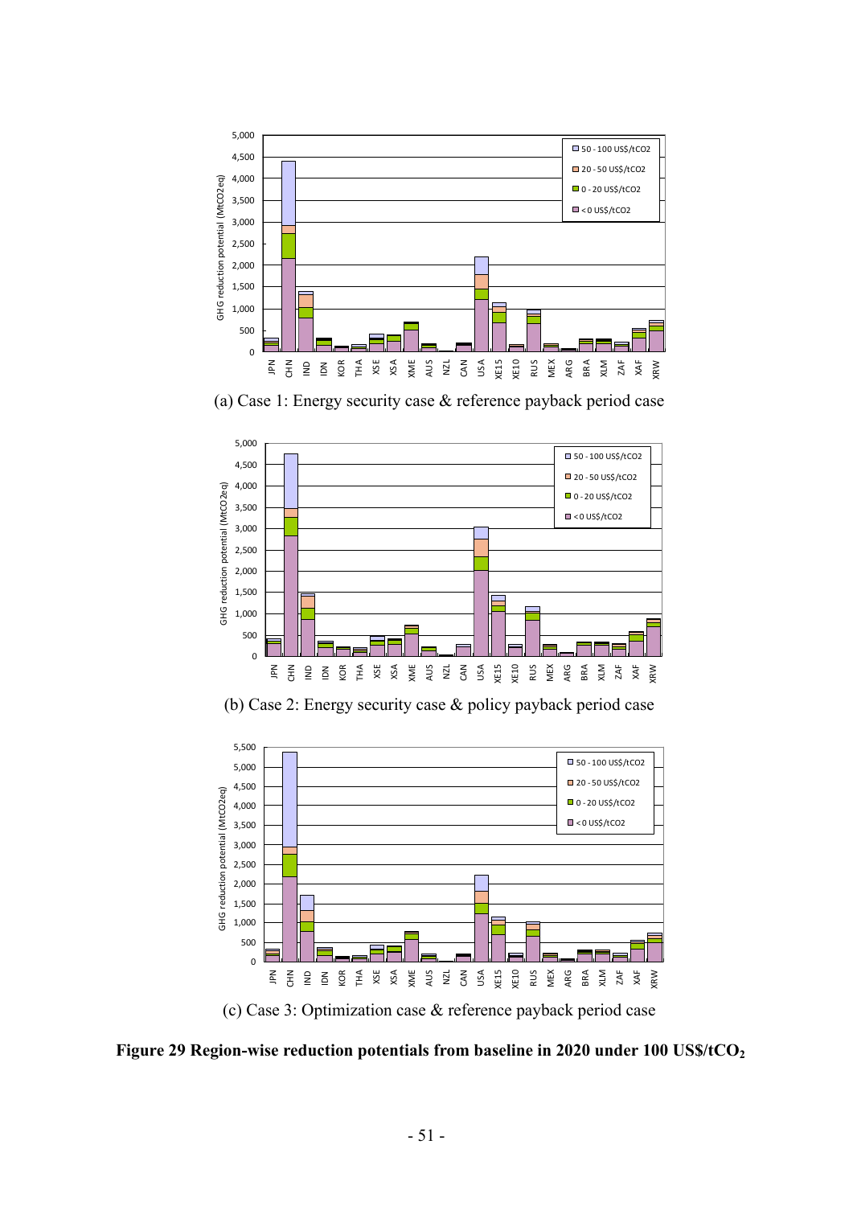(a) Case 1: Energy security case & reference payback period case

(b) Case 2: Energy security case & policy payback period case

(c) Case 3: Optimization case & reference payback period case

**Figure 29 Region-wise reduction potentials from baseline in 2020 under 100 US$/tCO$_2$**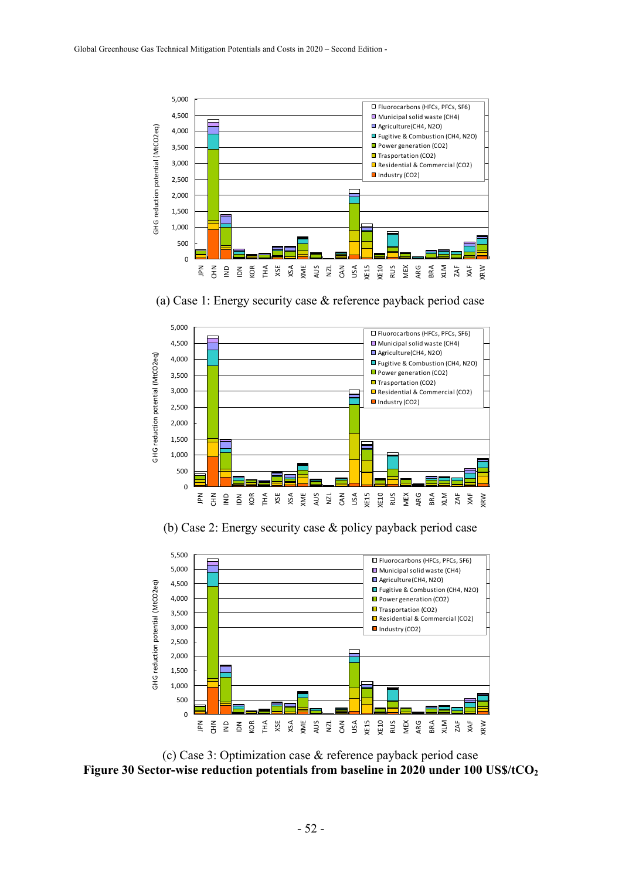(a) Case 1: Energy security case & reference payback period case

(b) Case 2: Energy security case & policy payback period case

(c) Case 3: Optimization case & reference payback period case

**Figure 30 Sector-wise reduction potentials from baseline in 2020 under 100 US$/t$CO_2$**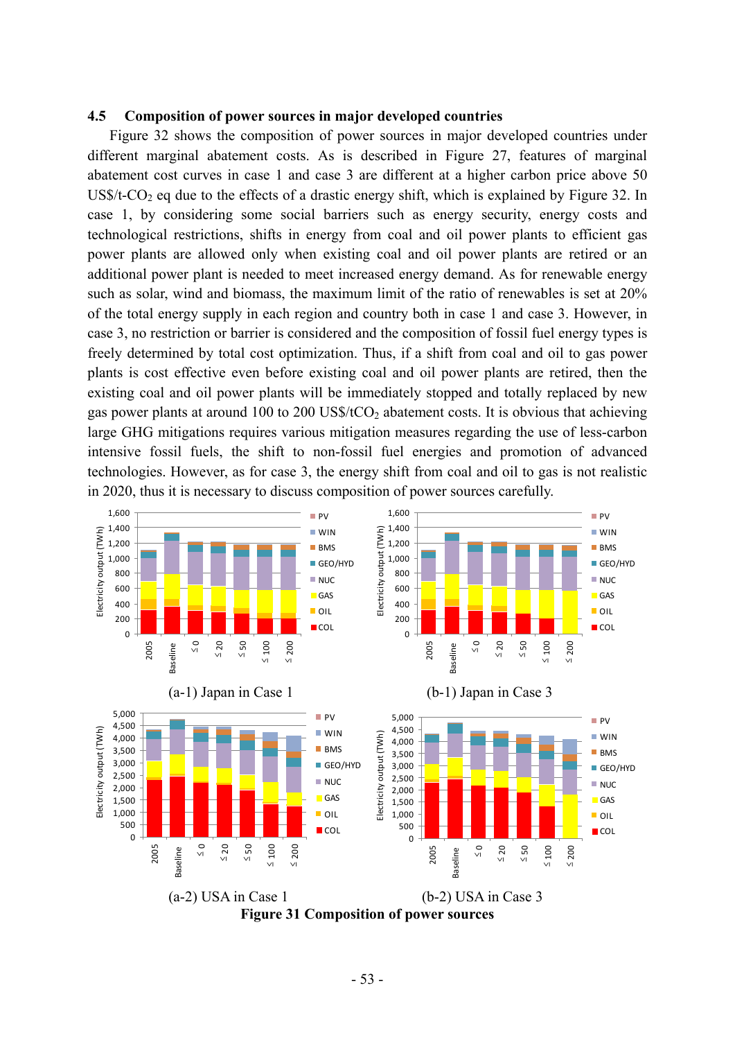## 4.5 Composition of power sources in major developed countries

Figure 32 shows the composition of power sources in major developed countries under different marginal abatement costs. As is described in Figure 27, features of marginal abatement cost curves in case 1 and case 3 are different at a higher carbon price above 50 US\$/t-$CO_2$ eq due to the effects of a drastic energy shift, which is explained by Figure 32. In case 1, by considering some social barriers such as energy security, energy costs and technological restrictions, shifts in energy from coal and oil power plants to efficient gas power plants are allowed only when existing coal and oil power plants are retired or an additional power plant is needed to meet increased energy demand. As for renewable energy such as solar, wind and biomass, the maximum limit of the ratio of renewables is set at 20% of the total energy supply in each region and country both in case 1 and case 3. However, in case 3, no restriction or barrier is considered and the composition of fossil fuel energy types is freely determined by total cost optimization. Thus, if a shift from coal and oil to gas power plants is cost effective even before existing coal and oil power plants are retired, then the existing coal and oil power plants will be immediately stopped and totally replaced by new gas power plants at around 100 to 200 US\$/t$CO_2$ abatement costs. It is obvious that achieving large GHG mitigations requires various mitigation measures regarding the use of less-carbon intensive fossil fuels, the shift to non-fossil fuel energies and promotion of advanced technologies. However, as for case 3, the energy shift from coal and oil to gas is not realistic in 2020, thus it is necessary to discuss composition of power sources carefully.

(a-1) Japan in Case 1

(b-1) Japan in Case 3

(a-2) USA in Case 1

(b-2) USA in Case 3

**Figure 31 Composition of power sources**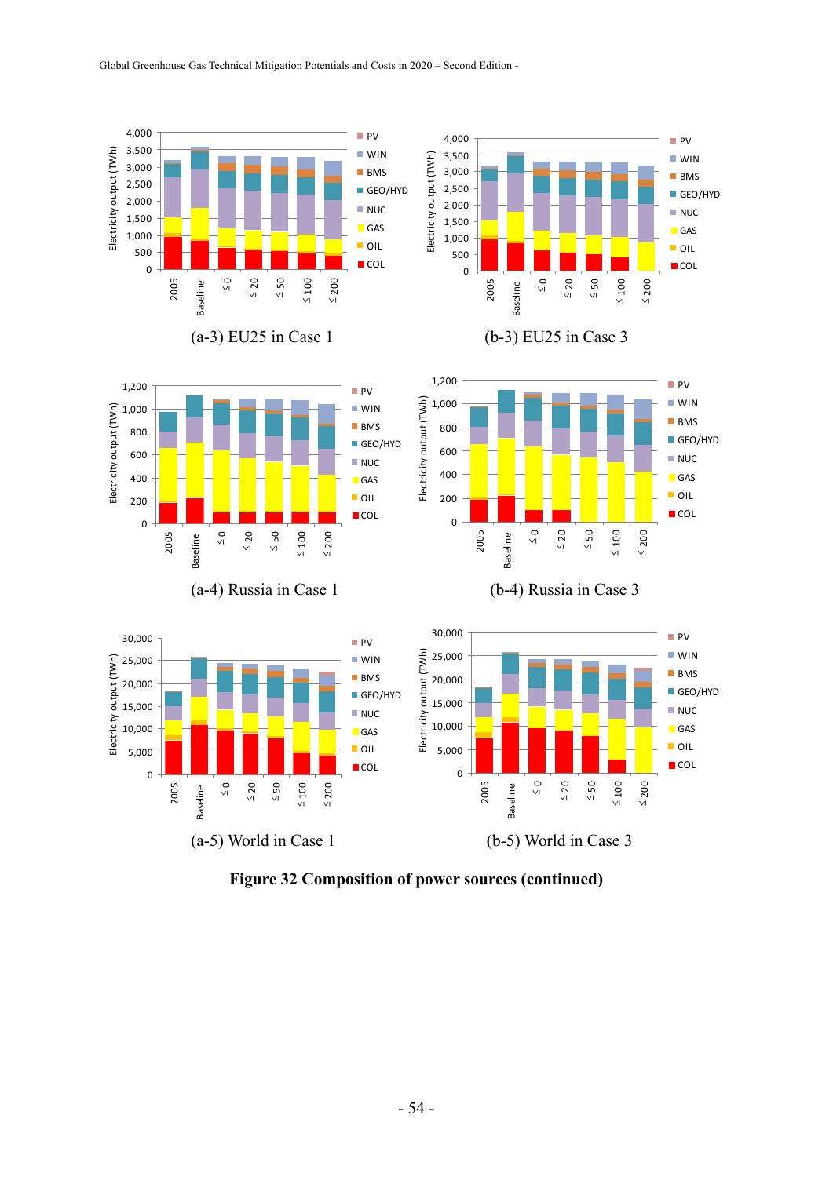(a-3) EU25 in Case 1

(b-3) EU25 in Case 3

(a-4) Russia in Case 1

(b-4) Russia in Case 3

(a-5) World in Case 1

(b-5) World in Case 3

**Figure 32 Composition of power sources (continued)**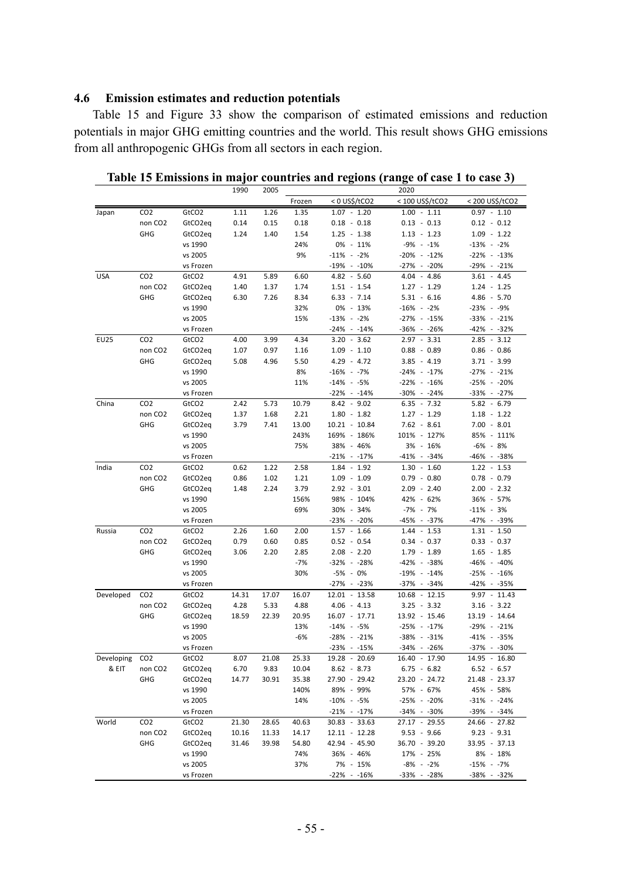## 4.6 Emission estimates and reduction potentials

Table 15 and Figure 33 show the comparison of estimated emissions and reduction potentials in major GHG emitting countries and the world. This result shows GHG emissions from all anthropogenic GHGs from all sectors in each region.

**Table 15 Emissions in major countries and regions (range of case 1 to case 3)**

| | | | 1990 | 2005 | 2020 | | | |
|---|---|---|---|---|---|---|---|---|
| | | | | | Frozen | < 0 US$/tCO2 | < 100 US$/tCO2 | < 200 US$/tCO2 |
| Japan | CO2 | GtCO2 | 1.11 | 1.26 | 1.35 | 1.07 - 1.20 | 1.00 - 1.11 | 0.97 - 1.10 |
| | non CO2 | GtCO2eq | 0.14 | 0.15 | 0.18 | 0.18 - 0.18 | 0.13 - 0.13 | 0.12 - 0.12 |
| | GHG | GtCO2eq | 1.24 | 1.40 | 1.54 | 1.25 - 1.38 | 1.13 - 1.23 | 1.09 - 1.22 |
| | | vs 1990 | | | 24% | 0% - 11% | -9% - -1% | -13% - -2% |
| | | vs 2005 | | | 9% | -11% - -2% | -20% - -12% | -22% - -13% |
| | | vs Frozen | | | | -19% - -10% | -27% - -20% | -29% - -21% |
| USA | CO2 | GtCO2 | 4.91 | 5.89 | 6.60 | 4.82 - 5.60 | 4.04 - 4.86 | 3.61 - 4.45 |
| | non CO2 | GtCO2eq | 1.40 | 1.37 | 1.74 | 1.51 - 1.54 | 1.27 - 1.29 | 1.24 - 1.25 |
| | GHG | GtCO2eq | 6.30 | 7.26 | 8.34 | 6.33 - 7.14 | 5.31 - 6.16 | 4.86 - 5.70 |
| | | vs 1990 | | | 32% | 0% - 13% | -16% - -2% | -23% - -9% |
| | | vs 2005 | | | 15% | -13% - -2% | -27% - -15% | -33% - -21% |
| | | vs Frozen | | | | -24% - -14% | -36% - -26% | -42% - -32% |
| EU25 | CO2 | GtCO2 | 4.00 | 3.99 | 4.34 | 3.20 - 3.62 | 2.97 - 3.31 | 2.85 - 3.12 |
| | non CO2 | GtCO2eq | 1.07 | 0.97 | 1.16 | 1.09 - 1.10 | 0.88 - 0.89 | 0.86 - 0.86 |
| | GHG | GtCO2eq | 5.08 | 4.96 | 5.50 | 4.29 - 4.72 | 3.85 - 4.19 | 3.71 - 3.99 |
| | | vs 1990 | | | 8% | -16% - -7% | -24% - -17% | -27% - -21% |
| | | vs 2005 | | | 11% | -14% - -5% | -22% - -16% | -25% - -20% |
| | | vs Frozen | | | | -22% - -14% | -30% - -24% | -33% - -27% |
| China | CO2 | GtCO2 | 2.42 | 5.73 | 10.79 | 8.42 - 9.02 | 6.35 - 7.32 | 5.82 - 6.79 |
| | non CO2 | GtCO2eq | 1.37 | 1.68 | 2.21 | 1.80 - 1.82 | 1.27 - 1.29 | 1.18 - 1.22 |
| | GHG | GtCO2eq | 3.79 | 7.41 | 13.00 | 10.21 - 10.84 | 7.62 - 8.61 | 7.00 - 8.01 |
| | | vs 1990 | | | 243% | 169% - 186% | 101% - 127% | 85% - 111% |
| | | vs 2005 | | | 75% | 38% - 46% | 3% - 16% | -6% - 8% |
| | | vs Frozen | | | | -21% - -17% | -41% - -34% | -46% - -38% |
| India | CO2 | GtCO2 | 0.62 | 1.22 | 2.58 | 1.84 - 1.92 | 1.30 - 1.60 | 1.22 - 1.53 |
| | non CO2 | GtCO2eq | 0.86 | 1.02 | 1.21 | 1.09 - 1.09 | 0.79 - 0.80 | 0.78 - 0.79 |
| | GHG | GtCO2eq | 1.48 | 2.24 | 3.79 | 2.92 - 3.01 | 2.09 - 2.40 | 2.00 - 2.32 |
| | | vs 1990 | | | 156% | 98% - 104% | 42% - 62% | 36% - 57% |
| | | vs 2005 | | | 69% | 30% - 34% | -7% - 7% | -11% - 3% |
| | | vs Frozen | | | | -23% - -20% | -45% - -37% | -47% - -39% |
| Russia | CO2 | GtCO2 | 2.26 | 1.60 | 2.00 | 1.57 - 1.66 | 1.44 - 1.53 | 1.31 - 1.50 |
| | non CO2 | GtCO2eq | 0.79 | 0.60 | 0.85 | 0.52 - 0.54 | 0.34 - 0.37 | 0.33 - 0.37 |
| | GHG | GtCO2eq | 3.06 | 2.20 | 2.85 | 2.08 - 2.20 | 1.79 - 1.89 | 1.65 - 1.85 |
| | | vs 1990 | | | -7% | -32% - -28% | -42% - -38% | -46% - -40% |
| | | vs 2005 | | | 30% | -5% - 0% | -19% - -14% | -25% - -16% |
| | | vs Frozen | | | | -27% - -23% | -37% - -34% | -42% - -35% |
| Developed | CO2 | GtCO2 | 14.31 | 17.07 | 16.07 | 12.01 - 13.58 | 10.68 - 12.15 | 9.97 - 11.43 |
| | non CO2 | GtCO2eq | 4.28 | 5.33 | 4.88 | 4.06 - 4.13 | 3.25 - 3.32 | 3.16 - 3.22 |
| | GHG | GtCO2eq | 18.59 | 22.39 | 20.95 | 16.07 - 17.71 | 13.92 - 15.46 | 13.19 - 14.64 |
| | | vs 1990 | | | 13% | -14% - -5% | -25% - -17% | -29% - -21% |
| | | vs 2005 | | | -6% | -28% - -21% | -38% - -31% | -41% - -35% |
| | | vs Frozen | | | | -23% - -15% | -34% - -26% | -37% - -30% |
| Developing & EIT | CO2 | GtCO2 | 8.07 | 21.08 | 25.33 | 19.28 - 20.69 | 16.40 - 17.90 | 14.95 - 16.80 |
| | non CO2 | GtCO2eq | 6.70 | 9.83 | 10.04 | 8.62 - 8.73 | 6.75 - 6.82 | 6.52 - 6.57 |
| | GHG | GtCO2eq | 14.77 | 30.91 | 35.38 | 27.90 - 29.42 | 23.20 - 24.72 | 21.48 - 23.37 |
| | | vs 1990 | | | 140% | 89% - 99% | 57% - 67% | 45% - 58% |
| | | vs 2005 | | | 14% | -10% - -5% | -25% - -20% | -31% - -24% |
| | | vs Frozen | | | | -21% - -17% | -34% - -30% | -39% - -34% |
| World | CO2 | GtCO2 | 21.30 | 28.65 | 40.63 | 30.83 - 33.63 | 27.17 - 29.55 | 24.66 - 27.82 |
| | non CO2 | GtCO2eq | 10.16 | 11.33 | 14.17 | 12.11 - 12.28 | 9.53 - 9.66 | 9.23 - 9.31 |
| | GHG | GtCO2eq | 31.46 | 39.98 | 54.80 | 42.94 - 45.90 | 36.70 - 39.20 | 33.95 - 37.13 |
| | | vs 1990 | | | 74% | 36% - 46% | 17% - 25% | 8% - 18% |
| | | vs 2005 | | | 37% | 7% - 15% | -8% - -2% | -15% - -7% |
| | | vs Frozen | | | | -22% - -16% | -33% - -28% | -38% - -32% |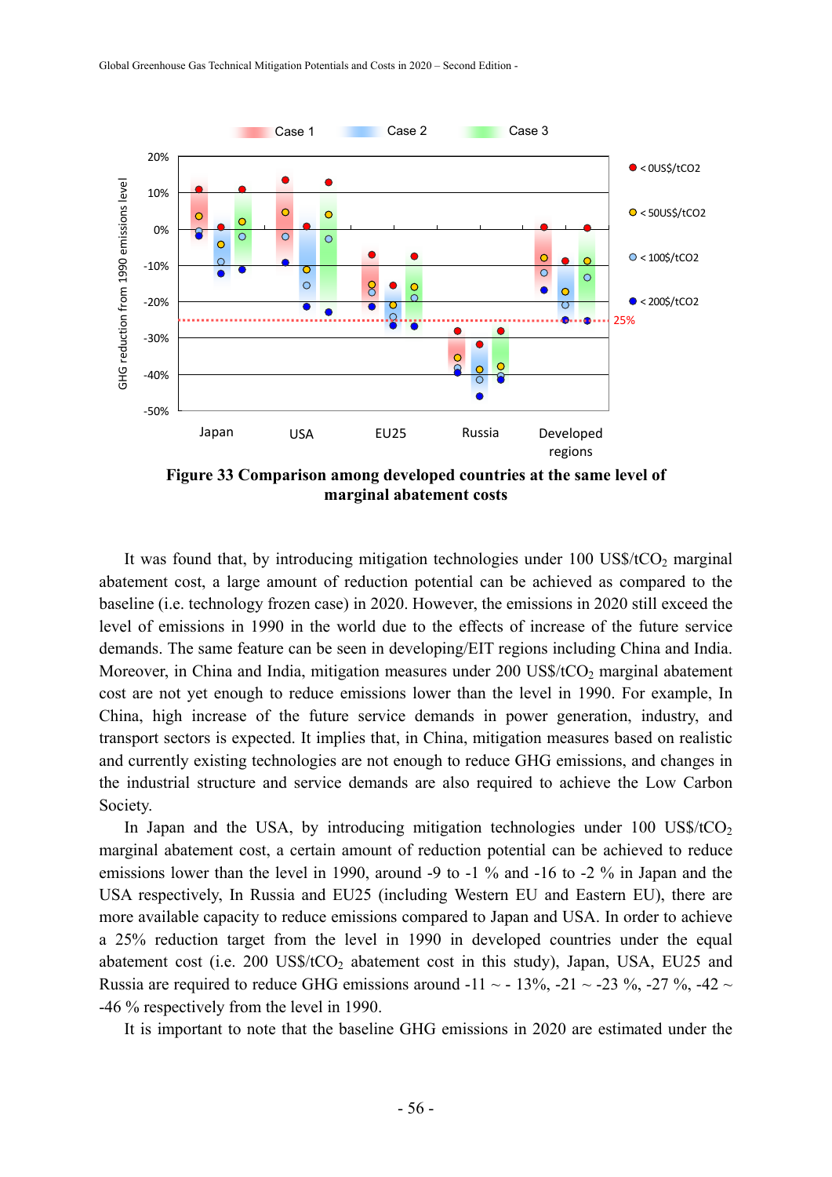**Figure 33 Comparison among developed countries at the same level of marginal abatement costs**

It was found that, by introducing mitigation technologies under 100 US$/t$CO_2$ marginal abatement cost, a large amount of reduction potential can be achieved as compared to the baseline (i.e. technology frozen case) in 2020. However, the emissions in 2020 still exceed the level of emissions in 1990 in the world due to the effects of increase of the future service demands. The same feature can be seen in developing/EIT regions including China and India. Moreover, in China and India, mitigation measures under 200 US$/t$CO_2$ marginal abatement cost are not yet enough to reduce emissions lower than the level in 1990. For example, In China, high increase of the future service demands in power generation, industry, and transport sectors is expected. It implies that, in China, mitigation measures based on realistic and currently existing technologies are not enough to reduce GHG emissions, and changes in the industrial structure and service demands are also required to achieve the Low Carbon Society.

In Japan and the USA, by introducing mitigation technologies under 100 US$/t$CO_2$ marginal abatement cost, a certain amount of reduction potential can be achieved to reduce emissions lower than the level in 1990, around -9 to -1 % and -16 to -2 % in Japan and the USA respectively, In Russia and EU25 (including Western EU and Eastern EU), there are more available capacity to reduce emissions compared to Japan and USA. In order to achieve a 25% reduction target from the level in 1990 in developed countries under the equal abatement cost (i.e. 200 US$/t$CO_2$ abatement cost in this study), Japan, USA, EU25 and Russia are required to reduce GHG emissions around -11 ~ - 13%, -21 ~ -23 %, -27 %, -42 ~ -46 % respectively from the level in 1990.

It is important to note that the baseline GHG emissions in 2020 are estimated under the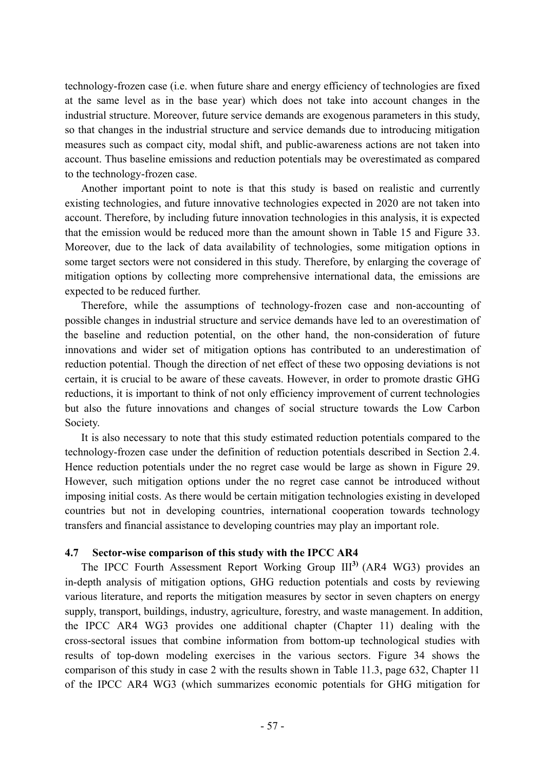technology-frozen case (i.e. when future share and energy efficiency of technologies are fixed at the same level as in the base year) which does not take into account changes in the industrial structure. Moreover, future service demands are exogenous parameters in this study, so that changes in the industrial structure and service demands due to introducing mitigation measures such as compact city, modal shift, and public-awareness actions are not taken into account. Thus baseline emissions and reduction potentials may be overestimated as compared to the technology-frozen case.

Another important point to note is that this study is based on realistic and currently existing technologies, and future innovative technologies expected in 2020 are not taken into account. Therefore, by including future innovation technologies in this analysis, it is expected that the emission would be reduced more than the amount shown in Table 15 and Figure 33. Moreover, due to the lack of data availability of technologies, some mitigation options in some target sectors were not considered in this study. Therefore, by enlarging the coverage of mitigation options by collecting more comprehensive international data, the emissions are expected to be reduced further.

Therefore, while the assumptions of technology-frozen case and non-accounting of possible changes in industrial structure and service demands have led to an overestimation of the baseline and reduction potential, on the other hand, the non-consideration of future innovations and wider set of mitigation options has contributed to an underestimation of reduction potential. Though the direction of net effect of these two opposing deviations is not certain, it is crucial to be aware of these caveats. However, in order to promote drastic GHG reductions, it is important to think of not only efficiency improvement of current technologies but also the future innovations and changes of social structure towards the Low Carbon Society.

It is also necessary to note that this study estimated reduction potentials compared to the technology-frozen case under the definition of reduction potentials described in Section 2.4. Hence reduction potentials under the no regret case would be large as shown in Figure 29. However, such mitigation options under the no regret case cannot be introduced without imposing initial costs. As there would be certain mitigation technologies existing in developed countries but not in developing countries, international cooperation towards technology transfers and financial assistance to developing countries may play an important role.

### 4.7 Sector-wise comparison of this study with the IPCC AR4

The IPCC Fourth Assessment Report Working Group III[3] (AR4 WG3) provides an in-depth analysis of mitigation options, GHG reduction potentials and costs by reviewing various literature, and reports the mitigation measures by sector in seven chapters on energy supply, transport, buildings, industry, agriculture, forestry, and waste management. In addition, the IPCC AR4 WG3 provides one additional chapter (Chapter 11) dealing with the cross-sectoral issues that combine information from bottom-up technological studies with results of top-down modeling exercises in the various sectors. Figure 34 shows the comparison of this study in case 2 with the results shown in Table 11.3, page 632, Chapter 11 of the IPCC AR4 WG3 (which summarizes economic potentials for GHG mitigation for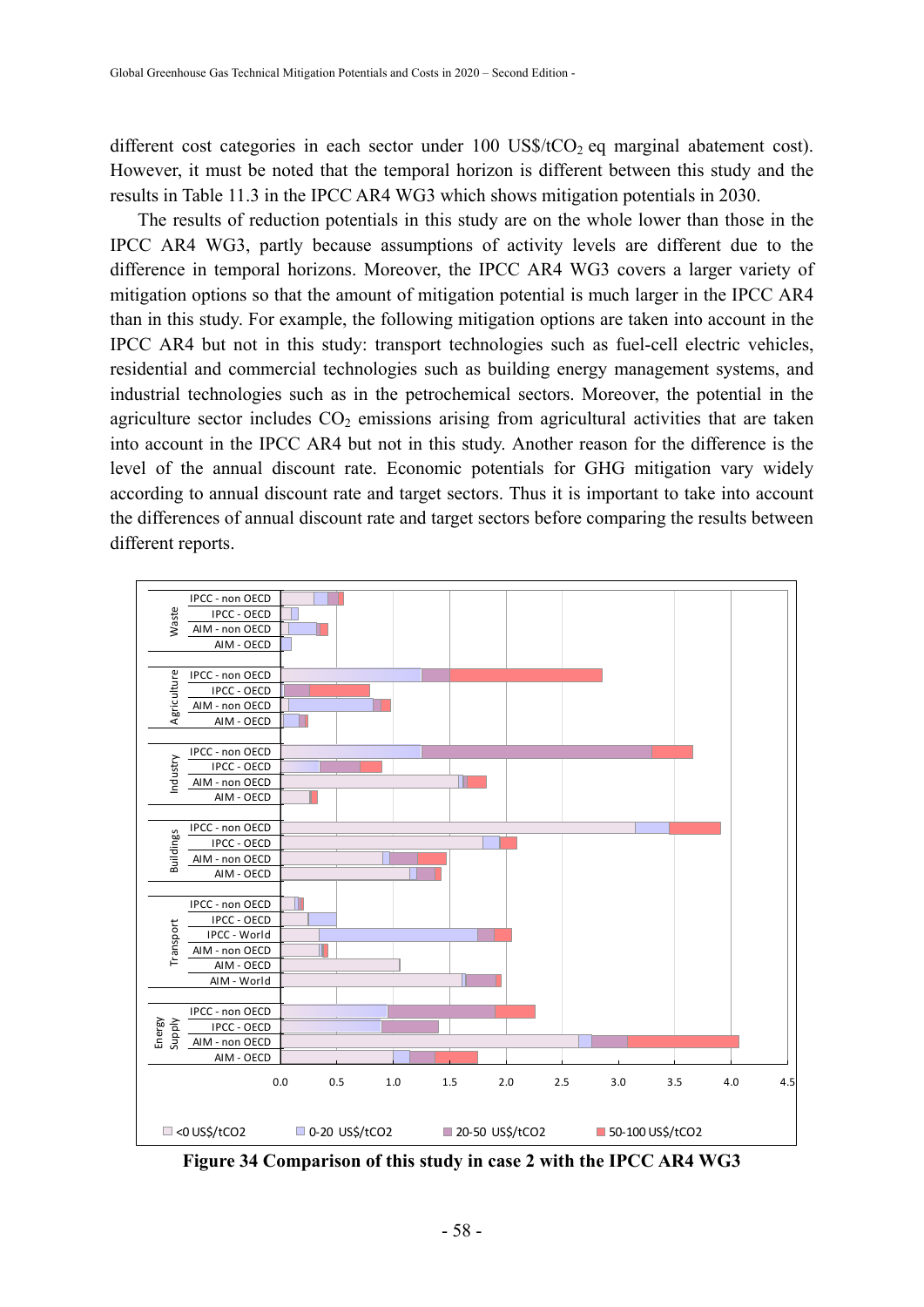different cost categories in each sector under 100 US\$/t$CO_2$ eq marginal abatement cost). However, it must be noted that the temporal horizon is different between this study and the results in Table 11.3 in the IPCC AR4 WG3 which shows mitigation potentials in 2030.

The results of reduction potentials in this study are on the whole lower than those in the IPCC AR4 WG3, partly because assumptions of activity levels are different due to the difference in temporal horizons. Moreover, the IPCC AR4 WG3 covers a larger variety of mitigation options so that the amount of mitigation potential is much larger in the IPCC AR4 than in this study. For example, the following mitigation options are taken into account in the IPCC AR4 but not in this study: transport technologies such as fuel-cell electric vehicles, residential and commercial technologies such as building energy management systems, and industrial technologies such as in the petrochemical sectors. Moreover, the potential in the agriculture sector includes $CO_2$ emissions arising from agricultural activities that are taken into account in the IPCC AR4 but not in this study. Another reason for the difference is the level of the annual discount rate. Economic potentials for GHG mitigation vary widely according to annual discount rate and target sectors. Thus it is important to take into account the differences of annual discount rate and target sectors before comparing the results between different reports.

**Figure 34 Comparison of this study in case 2 with the IPCC AR4 WG3**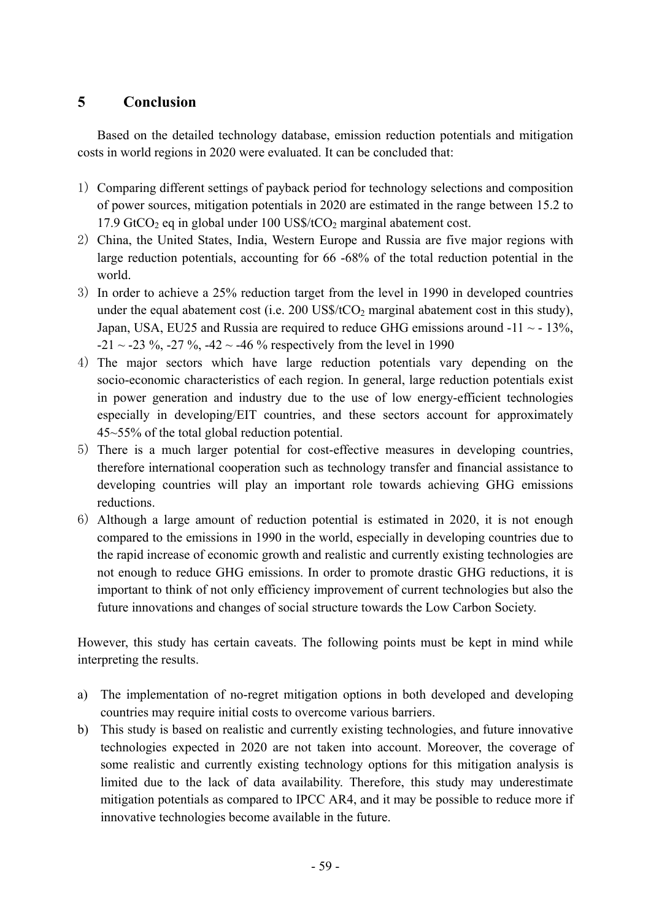# 5 Conclusion

Based on the detailed technology database, emission reduction potentials and mitigation costs in world regions in 2020 were evaluated. It can be concluded that:

1) Comparing different settings of payback period for technology selections and composition of power sources, mitigation potentials in 2020 are estimated in the range between 15.2 to 17.9 $GtCO_2$ eq in global under 100 US\$/$tCO_2$ marginal abatement cost.
2) China, the United States, India, Western Europe and Russia are five major regions with large reduction potentials, accounting for 66 -68% of the total reduction potential in the world.
3) In order to achieve a 25% reduction target from the level in 1990 in developed countries under the equal abatement cost (i.e. 200 US\$/$tCO_2$ marginal abatement cost in this study), Japan, USA, EU25 and Russia are required to reduce GHG emissions around -11 ~ - 13%, -21 ~ -23 %, -27 %, -42 ~ -46 % respectively from the level in 1990
4) The major sectors which have large reduction potentials vary depending on the socio-economic characteristics of each region. In general, large reduction potentials exist in power generation and industry due to the use of low energy-efficient technologies especially in developing/EIT countries, and these sectors account for approximately 45~55% of the total global reduction potential.
5) There is a much larger potential for cost-effective measures in developing countries, therefore international cooperation such as technology transfer and financial assistance to developing countries will play an important role towards achieving GHG emissions reductions.
6) Although a large amount of reduction potential is estimated in 2020, it is not enough compared to the emissions in 1990 in the world, especially in developing countries due to the rapid increase of economic growth and realistic and currently existing technologies are not enough to reduce GHG emissions. In order to promote drastic GHG reductions, it is important to think of not only efficiency improvement of current technologies but also the future innovations and changes of social structure towards the Low Carbon Society.

However, this study has certain caveats. The following points must be kept in mind while interpreting the results.

a) The implementation of no-regret mitigation options in both developed and developing countries may require initial costs to overcome various barriers.
b) This study is based on realistic and currently existing technologies, and future innovative technologies expected in 2020 are not taken into account. Moreover, the coverage of some realistic and currently existing technology options for this mitigation analysis is limited due to the lack of data availability. Therefore, this study may underestimate mitigation potentials as compared to IPCC AR4, and it may be possible to reduce more if innovative technologies become available in the future.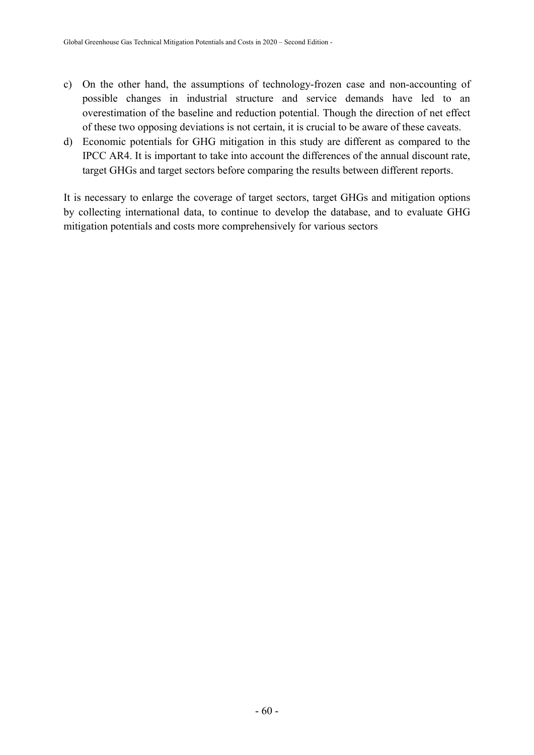c) On the other hand, the assumptions of technology-frozen case and non-accounting of possible changes in industrial structure and service demands have led to an overestimation of the baseline and reduction potential. Though the direction of net effect of these two opposing deviations is not certain, it is crucial to be aware of these caveats.
d) Economic potentials for GHG mitigation in this study are different as compared to the IPCC AR4. It is important to take into account the differences of the annual discount rate, target GHGs and target sectors before comparing the results between different reports.

It is necessary to enlarge the coverage of target sectors, target GHGs and mitigation options by collecting international data, to continue to develop the database, and to evaluate GHG mitigation potentials and costs more comprehensively for various sectors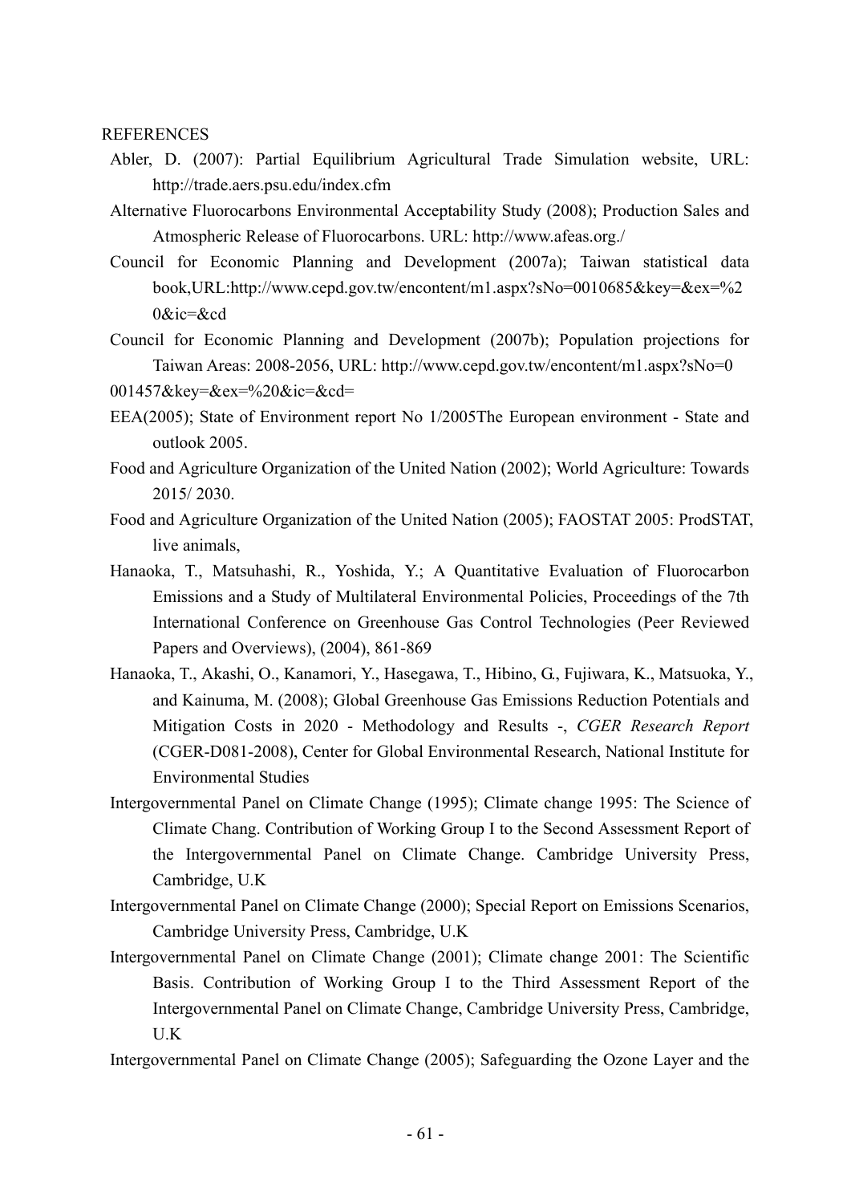REFERENCES

Abler, D. (2007): Partial Equilibrium Agricultural Trade Simulation website, URL: http://trade.aers.psu.edu/index.cfm

Alternative Fluorocarbons Environmental Acceptability Study (2008); Production Sales and Atmospheric Release of Fluorocarbons. URL: http://www.afeas.org./

Council for Economic Planning and Development (2007a); Taiwan statistical data book,URL:http://www.cepd.gov.tw/encontent/m1.aspx?sNo=0010685&key=&ex=%20&ic=&cd

Council for Economic Planning and Development (2007b); Population projections for Taiwan Areas: 2008-2056, URL: http://www.cepd.gov.tw/encontent/m1.aspx?sNo=0001457&key=&ex=%20&ic=&cd=

EEA(2005); State of Environment report No 1/2005The European environment - State and outlook 2005.

Food and Agriculture Organization of the United Nation (2002); World Agriculture: Towards 2015/ 2030.

Food and Agriculture Organization of the United Nation (2005); FAOSTAT 2005: ProdSTAT, live animals,

Hanaoka, T., Matsuhashi, R., Yoshida, Y.; A Quantitative Evaluation of Fluorocarbon Emissions and a Study of Multilateral Environmental Policies, Proceedings of the 7th International Conference on Greenhouse Gas Control Technologies (Peer Reviewed Papers and Overviews), (2004), 861-869

Hanaoka, T., Akashi, O., Kanamori, Y., Hasegawa, T., Hibino, G., Fujiwara, K., Matsuoka, Y., and Kainuma, M. (2008); Global Greenhouse Gas Emissions Reduction Potentials and Mitigation Costs in 2020 - Methodology and Results -, *CGER Research Report* (CGER-D081-2008), Center for Global Environmental Research, National Institute for Environmental Studies

Intergovernmental Panel on Climate Change (1995); Climate change 1995: The Science of Climate Chang. Contribution of Working Group I to the Second Assessment Report of the Intergovernmental Panel on Climate Change. Cambridge University Press, Cambridge, U.K

Intergovernmental Panel on Climate Change (2000); Special Report on Emissions Scenarios, Cambridge University Press, Cambridge, U.K

Intergovernmental Panel on Climate Change (2001); Climate change 2001: The Scientific Basis. Contribution of Working Group I to the Third Assessment Report of the Intergovernmental Panel on Climate Change, Cambridge University Press, Cambridge, U.K

Intergovernmental Panel on Climate Change (2005); Safeguarding the Ozone Layer and the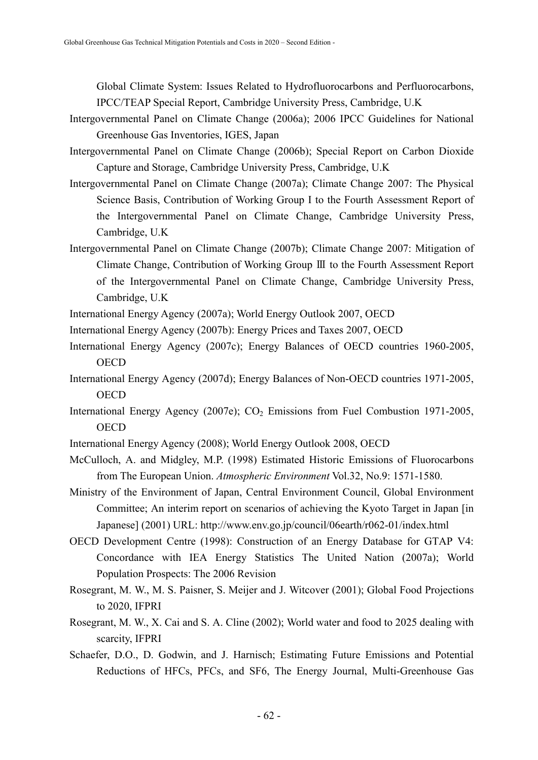Global Climate System: Issues Related to Hydrofluorocarbons and Perfluorocarbons, IPCC/TEAP Special Report, Cambridge University Press, Cambridge, U.K

Intergovernmental Panel on Climate Change (2006a); 2006 IPCC Guidelines for National Greenhouse Gas Inventories, IGES, Japan

Intergovernmental Panel on Climate Change (2006b); Special Report on Carbon Dioxide Capture and Storage, Cambridge University Press, Cambridge, U.K

Intergovernmental Panel on Climate Change (2007a); Climate Change 2007: The Physical Science Basis, Contribution of Working Group I to the Fourth Assessment Report of the Intergovernmental Panel on Climate Change, Cambridge University Press, Cambridge, U.K

Intergovernmental Panel on Climate Change (2007b); Climate Change 2007: Mitigation of Climate Change, Contribution of Working Group Ⅲ to the Fourth Assessment Report of the Intergovernmental Panel on Climate Change, Cambridge University Press, Cambridge, U.K

International Energy Agency (2007a); World Energy Outlook 2007, OECD

International Energy Agency (2007b): Energy Prices and Taxes 2007, OECD

International Energy Agency (2007c); Energy Balances of OECD countries 1960-2005, OECD

International Energy Agency (2007d); Energy Balances of Non-OECD countries 1971-2005, OECD

International Energy Agency (2007e); $CO_2$ Emissions from Fuel Combustion 1971-2005, OECD

International Energy Agency (2008); World Energy Outlook 2008, OECD

McCulloch, A. and Midgley, M.P. (1998) Estimated Historic Emissions of Fluorocarbons from The European Union. *Atmospheric Environment* Vol.32, No.9: 1571-1580.

Ministry of the Environment of Japan, Central Environment Council, Global Environment Committee; An interim report on scenarios of achieving the Kyoto Target in Japan [in Japanese] (2001) URL: http://www.env.go.jp/council/06earth/r062-01/index.html

OECD Development Centre (1998): Construction of an Energy Database for GTAP V4: Concordance with IEA Energy Statistics The United Nation (2007a); World Population Prospects: The 2006 Revision

Rosegrant, M. W., M. S. Paisner, S. Meijer and J. Witcover (2001); Global Food Projections to 2020, IFPRI

Rosegrant, M. W., X. Cai and S. A. Cline (2002); World water and food to 2025 dealing with scarcity, IFPRI

Schaefer, D.O., D. Godwin, and J. Harnisch; Estimating Future Emissions and Potential Reductions of HFCs, PFCs, and SF6, The Energy Journal, Multi-Greenhouse Gas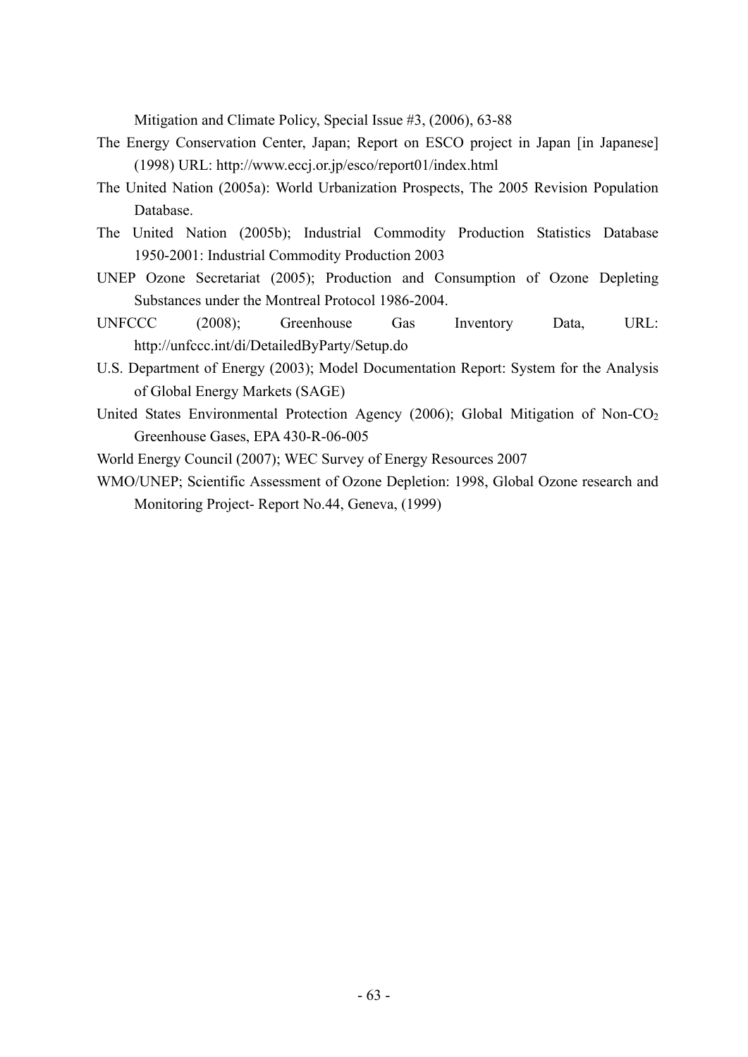Mitigation and Climate Policy, Special Issue #3, (2006), 63-88

The Energy Conservation Center, Japan; Report on ESCO project in Japan [in Japanese] (1998) URL: http://www.eccj.or.jp/esco/report01/index.html

The United Nation (2005a): World Urbanization Prospects, The 2005 Revision Population Database.

The United Nation (2005b); Industrial Commodity Production Statistics Database 1950-2001: Industrial Commodity Production 2003

UNEP Ozone Secretariat (2005); Production and Consumption of Ozone Depleting Substances under the Montreal Protocol 1986-2004.

UNFCCC (2008); Greenhouse Gas Inventory Data, URL: http://unfccc.int/di/DetailedByParty/Setup.do

U.S. Department of Energy (2003); Model Documentation Report: System for the Analysis of Global Energy Markets (SAGE)

United States Environmental Protection Agency (2006); Global Mitigation of Non-$CO_2$ Greenhouse Gases, EPA 430-R-06-005

World Energy Council (2007); WEC Survey of Energy Resources 2007

WMO/UNEP; Scientific Assessment of Ozone Depletion: 1998, Global Ozone research and Monitoring Project- Report No.44, Geneva, (1999)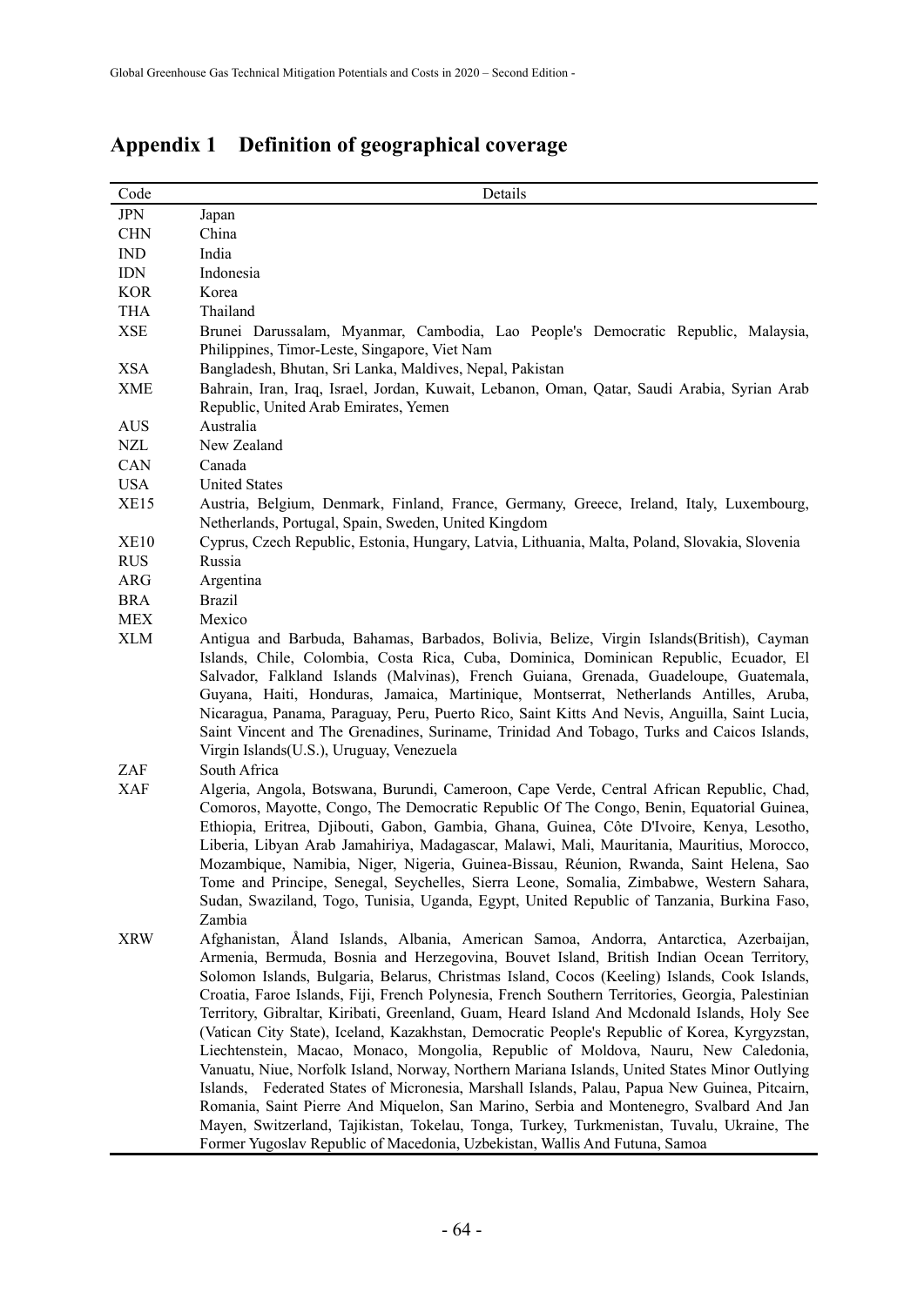## Appendix 1 Definition of geographical coverage

| Code | Details |
|---|---|
| JPN | Japan |
| CHN | China |
| IND | India |
| IDN | Indonesia |
| KOR | Korea |
| THA | Thailand |
| XSE | Brunei Darussalam, Myanmar, Cambodia, Lao People's Democratic Republic, Malaysia, Philippines, Timor-Leste, Singapore, Viet Nam |
| XSA | Bangladesh, Bhutan, Sri Lanka, Maldives, Nepal, Pakistan |
| XME | Bahrain, Iran, Iraq, Israel, Jordan, Kuwait, Lebanon, Oman, Qatar, Saudi Arabia, Syrian Arab Republic, United Arab Emirates, Yemen |
| AUS | Australia |
| NZL | New Zealand |
| CAN | Canada |
| USA | United States |
| XE15 | Austria, Belgium, Denmark, Finland, France, Germany, Greece, Ireland, Italy, Luxembourg, Netherlands, Portugal, Spain, Sweden, United Kingdom |
| XE10 | Cyprus, Czech Republic, Estonia, Hungary, Latvia, Lithuania, Malta, Poland, Slovakia, Slovenia |
| RUS | Russia |
| ARG | Argentina |
| BRA | Brazil |
| MEX | Mexico |
| XLM | Antigua and Barbuda, Bahamas, Barbados, Bolivia, Belize, Virgin Islands(British), Cayman Islands, Chile, Colombia, Costa Rica, Cuba, Dominica, Dominican Republic, Ecuador, El Salvador, Falkland Islands (Malvinas), French Guiana, Grenada, Guadeloupe, Guatemala, Guyana, Haiti, Honduras, Jamaica, Martinique, Montserrat, Netherlands Antilles, Aruba, Nicaragua, Panama, Paraguay, Peru, Puerto Rico, Saint Kitts And Nevis, Anguilla, Saint Lucia, Saint Vincent and The Grenadines, Suriname, Trinidad And Tobago, Turks and Caicos Islands, Virgin Islands(U.S.), Uruguay, Venezuela |
| ZAF | South Africa |
| XAF | Algeria, Angola, Botswana, Burundi, Cameroon, Cape Verde, Central African Republic, Chad, Comoros, Mayotte, Congo, The Democratic Republic Of The Congo, Benin, Equatorial Guinea, Ethiopia, Eritrea, Djibouti, Gabon, Gambia, Ghana, Guinea, Côte D'Ivoire, Kenya, Lesotho, Liberia, Libyan Arab Jamahiriya, Madagascar, Malawi, Mali, Mauritania, Mauritius, Morocco, Mozambique, Namibia, Niger, Nigeria, Guinea-Bissau, Réunion, Rwanda, Saint Helena, Sao Tome and Principe, Senegal, Seychelles, Sierra Leone, Somalia, Zimbabwe, Western Sahara, Sudan, Swaziland, Togo, Tunisia, Uganda, Egypt, United Republic of Tanzania, Burkina Faso, Zambia |
| XRW | Afghanistan, Åland Islands, Albania, American Samoa, Andorra, Antarctica, Azerbaijan, Armenia, Bermuda, Bosnia and Herzegovina, Bouvet Island, British Indian Ocean Territory, Solomon Islands, Bulgaria, Belarus, Christmas Island, Cocos (Keeling) Islands, Cook Islands, Croatia, Faroe Islands, Fiji, French Polynesia, French Southern Territories, Georgia, Palestinian Territory, Gibraltar, Kiribati, Greenland, Guam, Heard Island And Mcdonald Islands, Holy See (Vatican City State), Iceland, Kazakhstan, Democratic People's Republic of Korea, Kyrgyzstan, Liechtenstein, Macao, Monaco, Mongolia, Republic of Moldova, Nauru, New Caledonia, Vanuatu, Niue, Norfolk Island, Norway, Northern Mariana Islands, United States Minor Outlying Islands, Federated States of Micronesia, Marshall Islands, Palau, Papua New Guinea, Pitcairn, Romania, Saint Pierre And Miquelon, San Marino, Serbia and Montenegro, Svalbard And Jan Mayen, Switzerland, Tajikistan, Tokelau, Tonga, Turkey, Turkmenistan, Tuvalu, Ukraine, The Former Yugoslav Republic of Macedonia, Uzbekistan, Wallis And Futuna, Samoa |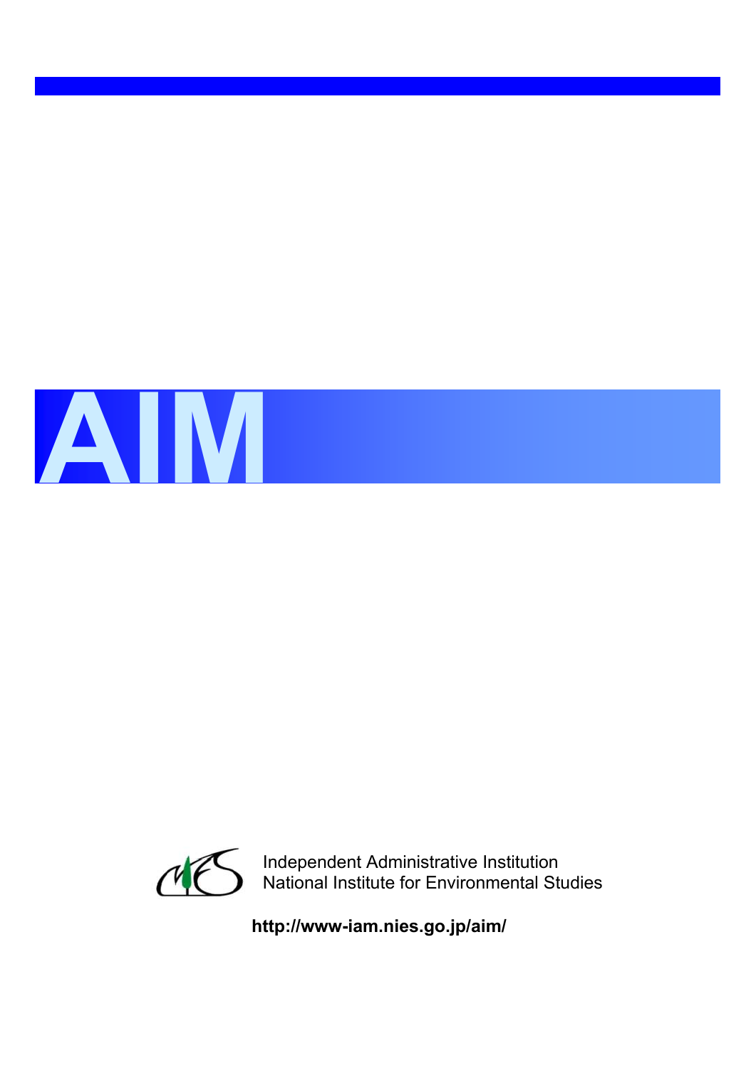# AIM

Independent Administrative Institution
National Institute for Environmental Studies

**http://www-iam.nies.go.jp/aim/**